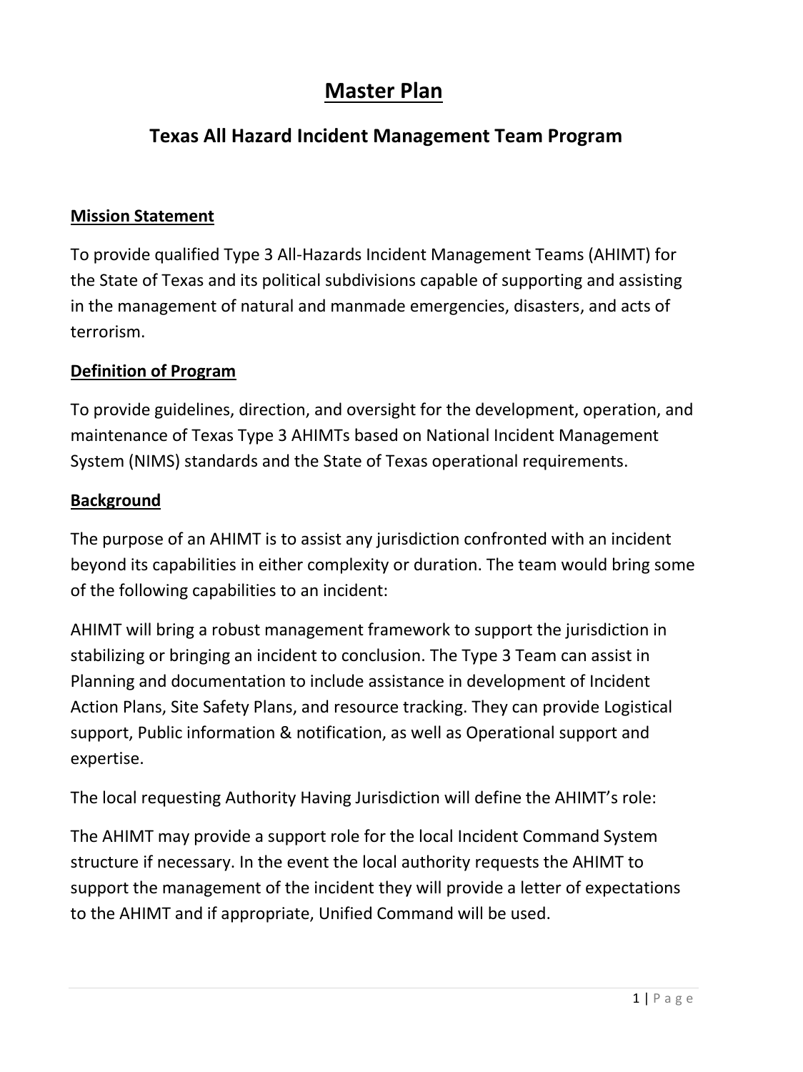# Master Plan

## Texas All Hazard Incident Management Team Program

### Mission Statement

To provide qualified Type 3 All-Hazards Incident Management Teams (AHIMT) for the State of Texas and its political subdivisions capable of supporting and assisting in the management of natural and manmade emergencies, disasters, and acts of terrorism.

### Definition of Program

To provide guidelines, direction, and oversight for the development, operation, and maintenance of Texas Type 3 AHIMTs based on National Incident Management System (NIMS) standards and the State of Texas operational requirements.

### Background

The purpose of an AHIMT is to assist any jurisdiction confronted with an incident beyond its capabilities in either complexity or duration. The team would bring some of the following capabilities to an incident:

AHIMT will bring a robust management framework to support the jurisdiction in stabilizing or bringing an incident to conclusion. The Type 3 Team can assist in Planning and documentation to include assistance in development of Incident Action Plans, Site Safety Plans, and resource tracking. They can provide Logistical support, Public information & notification, as well as Operational support and expertise.

The local requesting Authority Having Jurisdiction will define the AHIMT's role:

The AHIMT may provide a support role for the local Incident Command System structure if necessary. In the event the local authority requests the AHIMT to support the management of the incident they will provide a letter of expectations to the AHIMT and if appropriate, Unified Command will be used.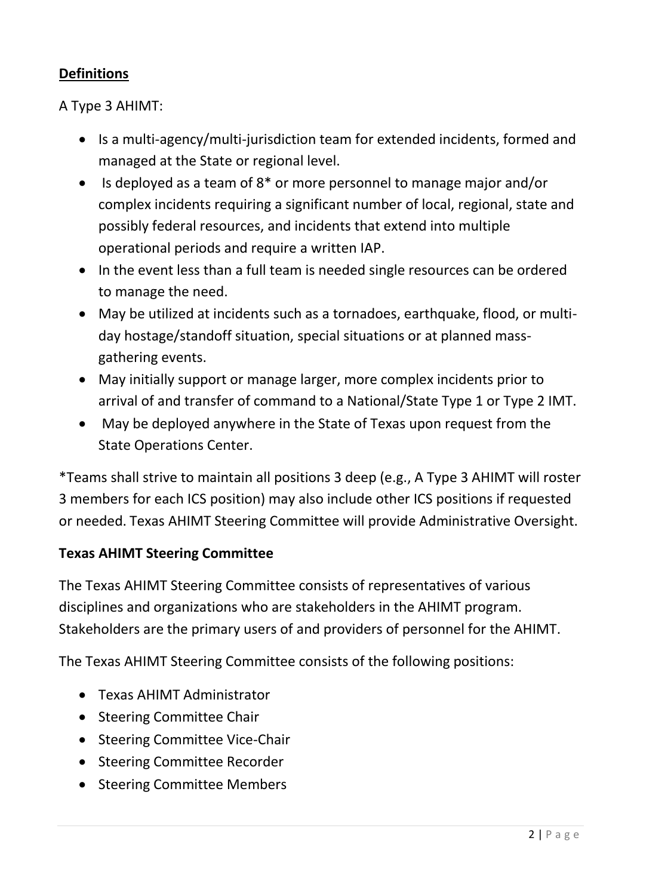## Definitions

A Type 3 AHIMT:

- Is a multi-agency/multi-jurisdiction team for extended incidents, formed and managed at the State or regional level.
- Is deployed as a team of 8* or more personnel to manage major and/or complex incidents requiring a significant number of local, regional, state and possibly federal resources, and incidents that extend into multiple operational periods and require a written IAP.
- In the event less than a full team is needed single resources can be ordered to manage the need.
- May be utilized at incidents such as a tornadoes, earthquake, flood, or multi-day hostage/standoff situation, special situations or at planned mass-gathering events.
- May initially support or manage larger, more complex incidents prior to arrival of and transfer of command to a National/State Type 1 or Type 2 IMT.
- May be deployed anywhere in the State of Texas upon request from the State Operations Center.

*Teams shall strive to maintain all positions 3 deep (e.g., A Type 3 AHIMT will roster 3 members for each ICS position) may also include other ICS positions if requested or needed. Texas AHIMT Steering Committee will provide Administrative Oversight.

**Texas AHIMT Steering Committee**

The Texas AHIMT Steering Committee consists of representatives of various disciplines and organizations who are stakeholders in the AHIMT program. Stakeholders are the primary users of and providers of personnel for the AHIMT.

The Texas AHIMT Steering Committee consists of the following positions:

- Texas AHIMT Administrator
- Steering Committee Chair
- Steering Committee Vice-Chair
- Steering Committee Recorder
- Steering Committee Members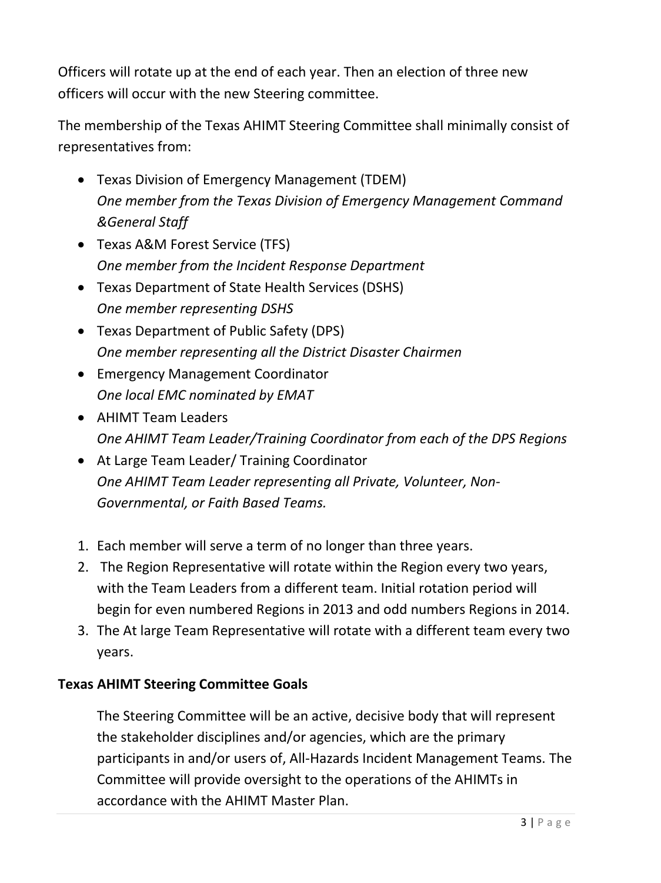Officers will rotate up at the end of each year. Then an election of three new officers will occur with the new Steering committee.

The membership of the Texas AHIMT Steering Committee shall minimally consist of representatives from:

- Texas Division of Emergency Management (TDEM)
  *One member from the Texas Division of Emergency Management Command &General Staff*
- Texas A&M Forest Service (TFS)
  *One member from the Incident Response Department*
- Texas Department of State Health Services (DSHS)
  *One member representing DSHS*
- Texas Department of Public Safety (DPS)
  *One member representing all the District Disaster Chairmen*
- Emergency Management Coordinator
  *One local EMC nominated by EMAT*
- AHIMT Team Leaders
  *One AHIMT Team Leader/Training Coordinator from each of the DPS Regions*
- At Large Team Leader/ Training Coordinator
  *One AHIMT Team Leader representing all Private, Volunteer, Non-Governmental, or Faith Based Teams.*

1. Each member will serve a term of no longer than three years.
2. The Region Representative will rotate within the Region every two years, with the Team Leaders from a different team. Initial rotation period will begin for even numbered Regions in 2013 and odd numbers Regions in 2014.
3. The At large Team Representative will rotate with a different team every two years.

**Texas AHIMT Steering Committee Goals**

The Steering Committee will be an active, decisive body that will represent the stakeholder disciplines and/or agencies, which are the primary participants in and/or users of, All-Hazards Incident Management Teams. The Committee will provide oversight to the operations of the AHIMTs in accordance with the AHIMT Master Plan.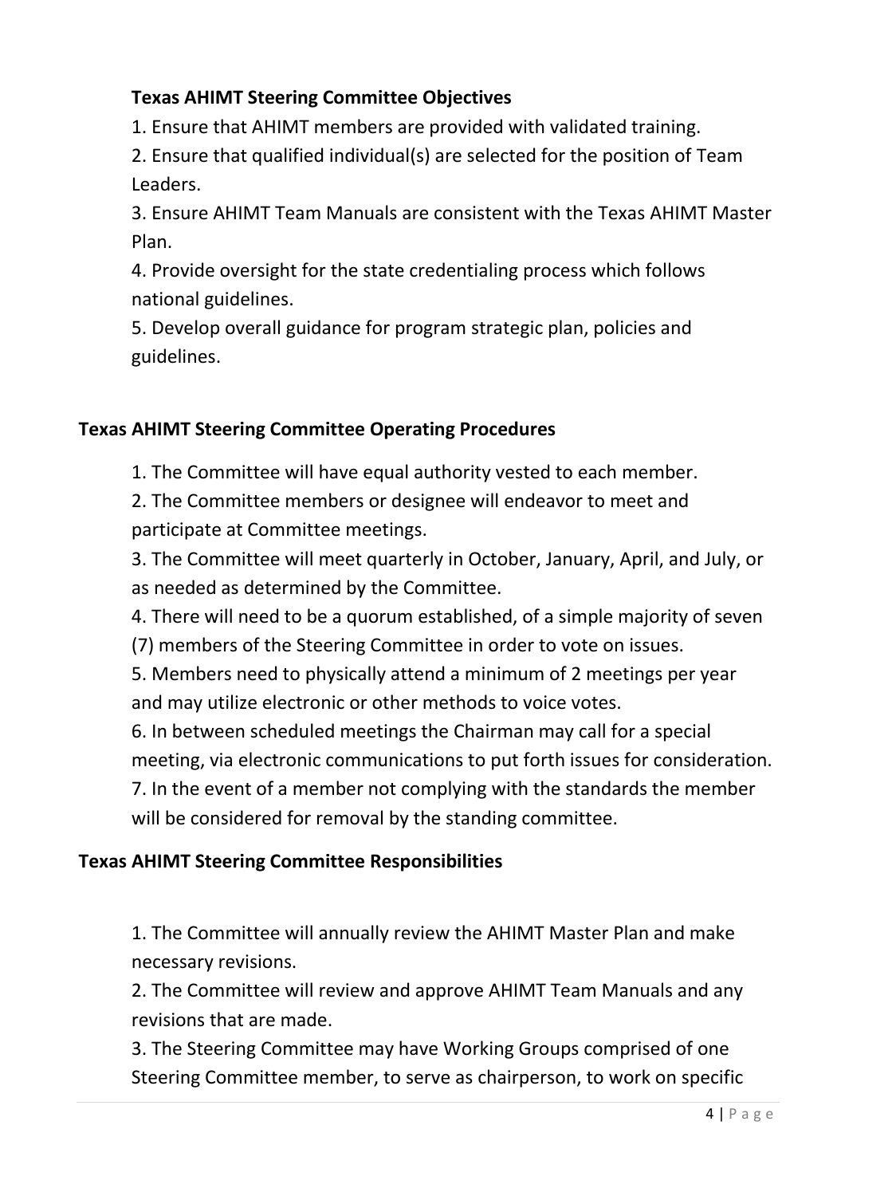### Texas AHIMT Steering Committee Objectives

1. Ensure that AHIMT members are provided with validated training.
2. Ensure that qualified individual(s) are selected for the position of Team Leaders.
3. Ensure AHIMT Team Manuals are consistent with the Texas AHIMT Master Plan.
4. Provide oversight for the state credentialing process which follows national guidelines.
5. Develop overall guidance for program strategic plan, policies and guidelines.

### Texas AHIMT Steering Committee Operating Procedures

1. The Committee will have equal authority vested to each member.
2. The Committee members or designee will endeavor to meet and participate at Committee meetings.
3. The Committee will meet quarterly in October, January, April, and July, or as needed as determined by the Committee.
4. There will need to be a quorum established, of a simple majority of seven (7) members of the Steering Committee in order to vote on issues.
5. Members need to physically attend a minimum of 2 meetings per year and may utilize electronic or other methods to voice votes.
6. In between scheduled meetings the Chairman may call for a special meeting, via electronic communications to put forth issues for consideration.
7. In the event of a member not complying with the standards the member will be considered for removal by the standing committee.

### Texas AHIMT Steering Committee Responsibilities

1. The Committee will annually review the AHIMT Master Plan and make necessary revisions.
2. The Committee will review and approve AHIMT Team Manuals and any revisions that are made.
3. The Steering Committee may have Working Groups comprised of one Steering Committee member, to serve as chairperson, to work on specific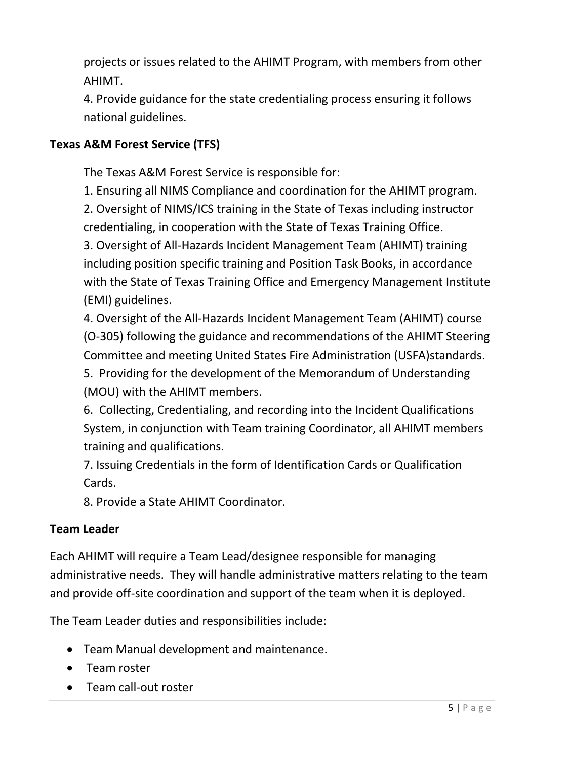projects or issues related to the AHIMT Program, with members from other AHIMT.

4. Provide guidance for the state credentialing process ensuring it follows national guidelines.

**Texas A&M Forest Service (TFS)**

The Texas A&M Forest Service is responsible for:

1. Ensuring all NIMS Compliance and coordination for the AHIMT program.
2. Oversight of NIMS/ICS training in the State of Texas including instructor credentialing, in cooperation with the State of Texas Training Office.
3. Oversight of All-Hazards Incident Management Team (AHIMT) training including position specific training and Position Task Books, in accordance with the State of Texas Training Office and Emergency Management Institute (EMI) guidelines.
4. Oversight of the All-Hazards Incident Management Team (AHIMT) course (O-305) following the guidance and recommendations of the AHIMT Steering Committee and meeting United States Fire Administration (USFA)standards.
5. Providing for the development of the Memorandum of Understanding (MOU) with the AHIMT members.
6. Collecting, Credentialing, and recording into the Incident Qualifications System, in conjunction with Team training Coordinator, all AHIMT members training and qualifications.
7. Issuing Credentials in the form of Identification Cards or Qualification Cards.
8. Provide a State AHIMT Coordinator.

**Team Leader**

Each AHIMT will require a Team Lead/designee responsible for managing administrative needs. They will handle administrative matters relating to the team and provide off-site coordination and support of the team when it is deployed.

The Team Leader duties and responsibilities include:

- Team Manual development and maintenance.
- Team roster
- Team call-out roster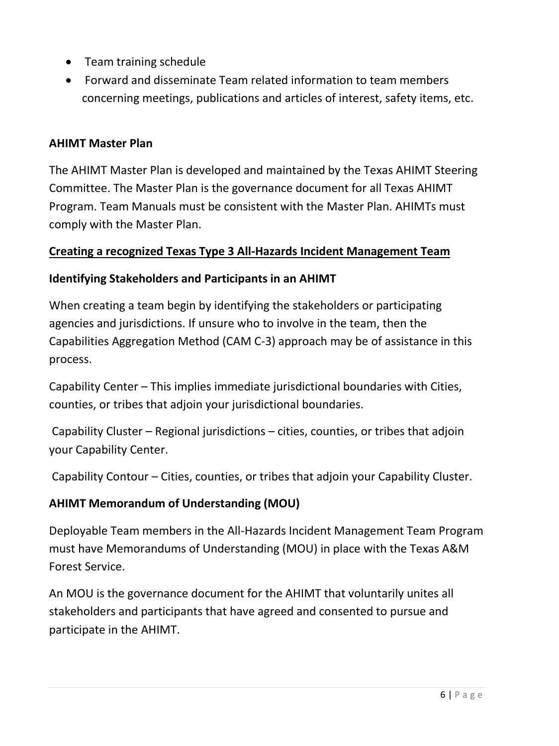- Team training schedule
- Forward and disseminate Team related information to team members concerning meetings, publications and articles of interest, safety items, etc.

**AHIMT Master Plan**

The AHIMT Master Plan is developed and maintained by the Texas AHIMT Steering Committee. The Master Plan is the governance document for all Texas AHIMT Program. Team Manuals must be consistent with the Master Plan. AHIMTs must comply with the Master Plan.

**<u>Creating a recognized Texas Type 3 All-Hazards Incident Management Team</u>**

**Identifying Stakeholders and Participants in an AHIMT**

When creating a team begin by identifying the stakeholders or participating agencies and jurisdictions. If unsure who to involve in the team, then the Capabilities Aggregation Method (CAM C-3) approach may be of assistance in this process.

Capability Center – This implies immediate jurisdictional boundaries with Cities, counties, or tribes that adjoin your jurisdictional boundaries.

Capability Cluster – Regional jurisdictions – cities, counties, or tribes that adjoin your Capability Center.

Capability Contour – Cities, counties, or tribes that adjoin your Capability Cluster.

**AHIMT Memorandum of Understanding (MOU)**

Deployable Team members in the All-Hazards Incident Management Team Program must have Memorandums of Understanding (MOU) in place with the Texas A&M Forest Service.

An MOU is the governance document for the AHIMT that voluntarily unites all stakeholders and participants that have agreed and consented to pursue and participate in the AHIMT.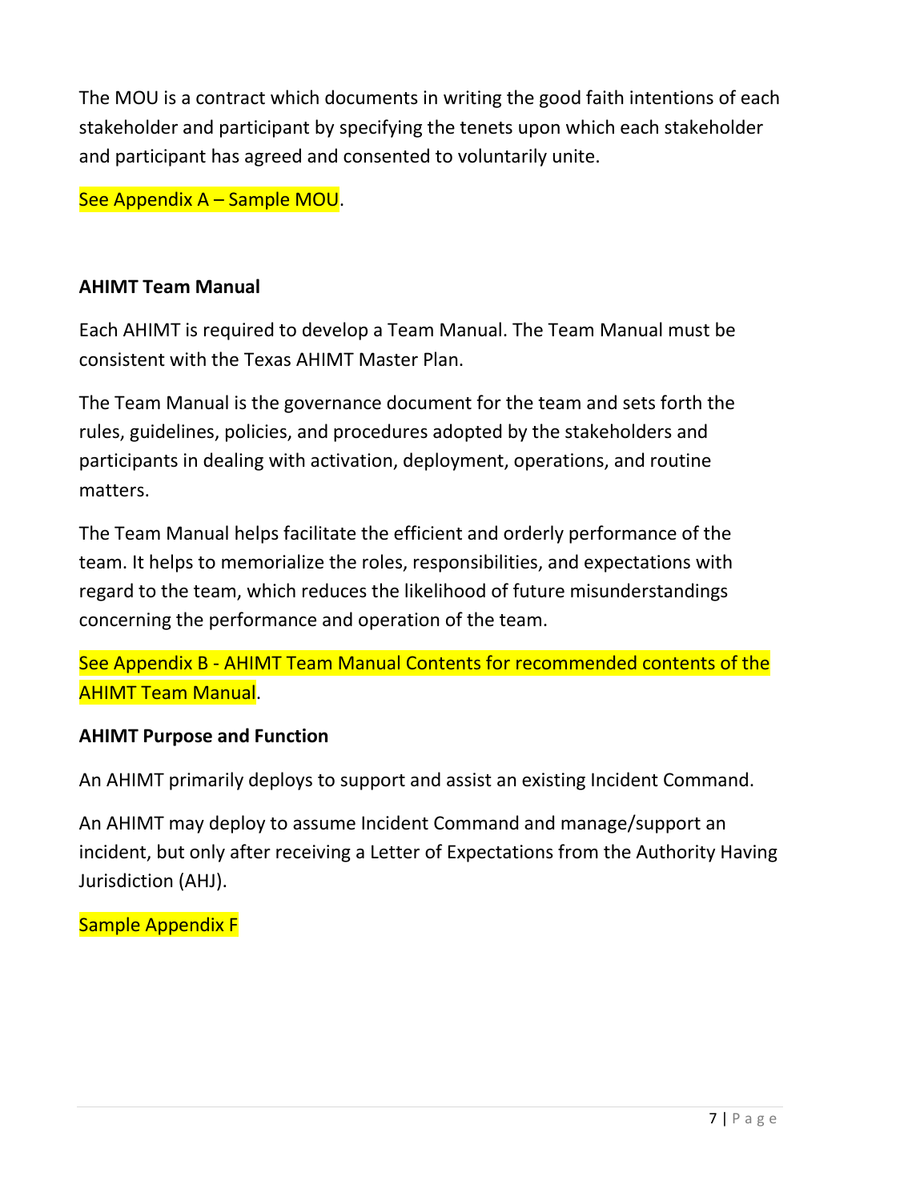The MOU is a contract which documents in writing the good faith intentions of each stakeholder and participant by specifying the tenets upon which each stakeholder and participant has agreed and consented to voluntarily unite.

See Appendix A – Sample MOU.

**AHIMT Team Manual**

Each AHIMT is required to develop a Team Manual. The Team Manual must be consistent with the Texas AHIMT Master Plan.

The Team Manual is the governance document for the team and sets forth the rules, guidelines, policies, and procedures adopted by the stakeholders and participants in dealing with activation, deployment, operations, and routine matters.

The Team Manual helps facilitate the efficient and orderly performance of the team. It helps to memorialize the roles, responsibilities, and expectations with regard to the team, which reduces the likelihood of future misunderstandings concerning the performance and operation of the team.

See Appendix B - AHIMT Team Manual Contents for recommended contents of the AHIMT Team Manual.

**AHIMT Purpose and Function**

An AHIMT primarily deploys to support and assist an existing Incident Command.

An AHIMT may deploy to assume Incident Command and manage/support an incident, but only after receiving a Letter of Expectations from the Authority Having Jurisdiction (AHJ).

Sample Appendix F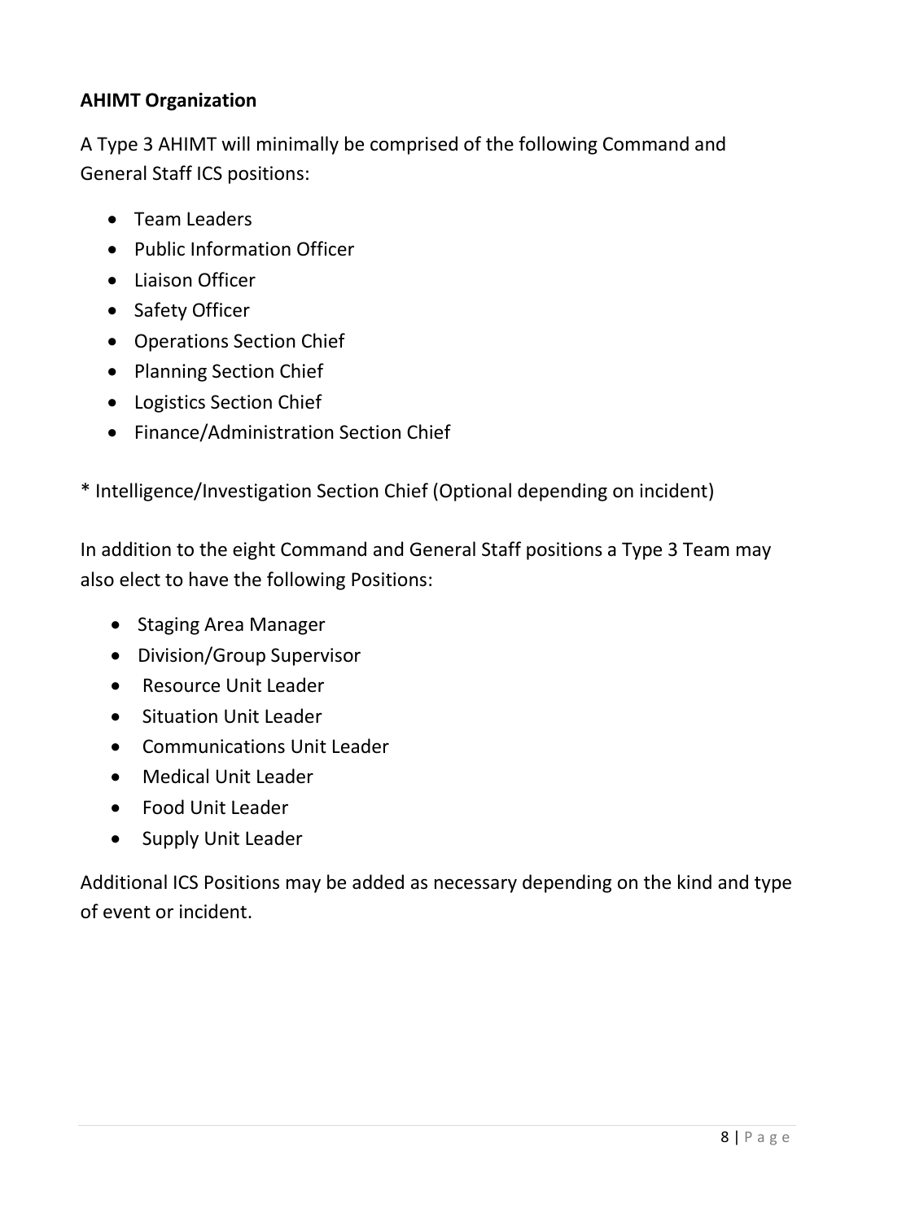**AHIMT Organization**

A Type 3 AHIMT will minimally be comprised of the following Command and General Staff ICS positions:

- Team Leaders
- Public Information Officer
- Liaison Officer
- Safety Officer
- Operations Section Chief
- Planning Section Chief
- Logistics Section Chief
- Finance/Administration Section Chief

* Intelligence/Investigation Section Chief (Optional depending on incident)

In addition to the eight Command and General Staff positions a Type 3 Team may also elect to have the following Positions:

- Staging Area Manager
- Division/Group Supervisor
- Resource Unit Leader
- Situation Unit Leader
- Communications Unit Leader
- Medical Unit Leader
- Food Unit Leader
- Supply Unit Leader

Additional ICS Positions may be added as necessary depending on the kind and type of event or incident.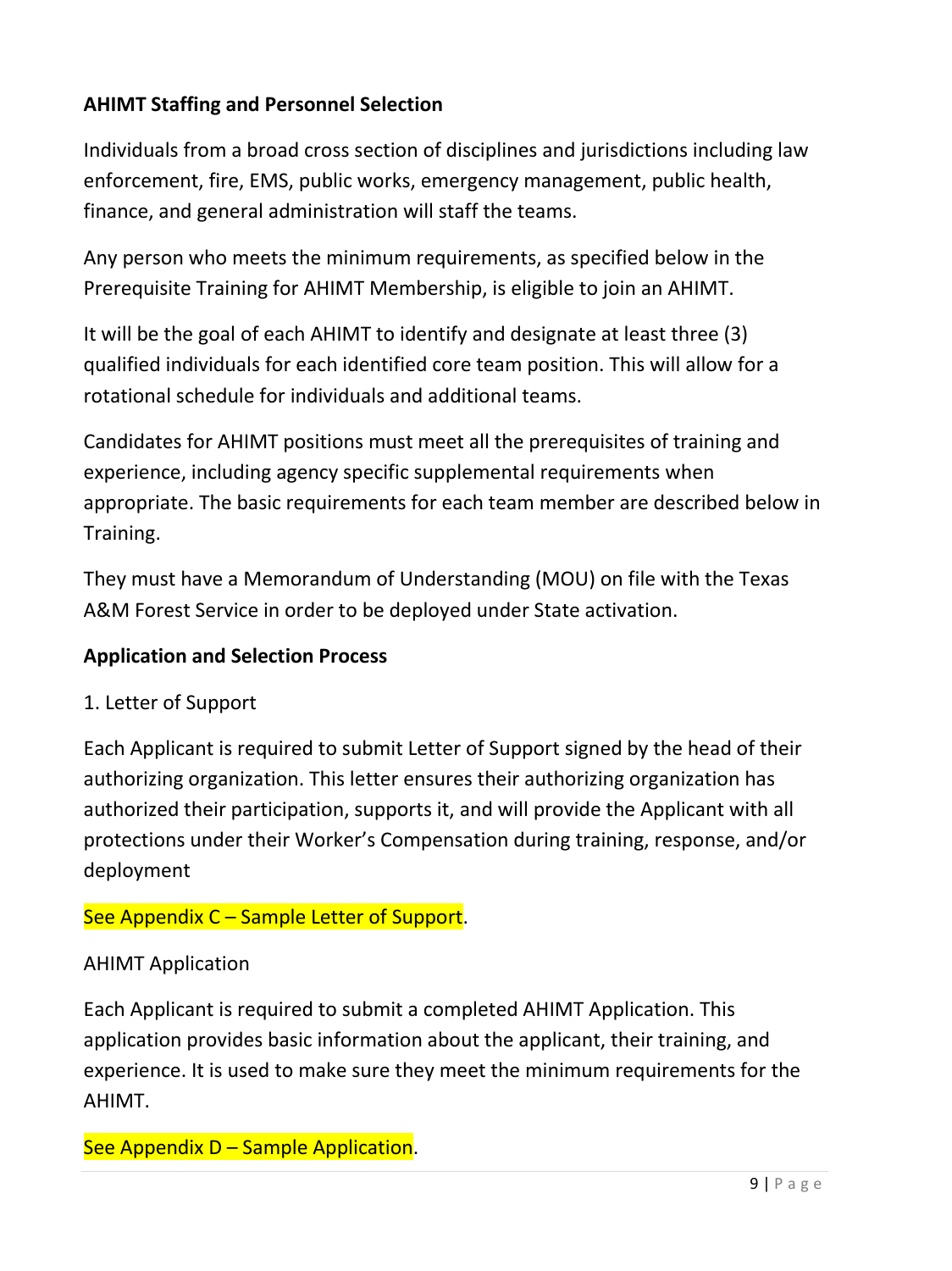**AHIMT Staffing and Personnel Selection**

Individuals from a broad cross section of disciplines and jurisdictions including law enforcement, fire, EMS, public works, emergency management, public health, finance, and general administration will staff the teams.

Any person who meets the minimum requirements, as specified below in the Prerequisite Training for AHIMT Membership, is eligible to join an AHIMT.

It will be the goal of each AHIMT to identify and designate at least three (3) qualified individuals for each identified core team position. This will allow for a rotational schedule for individuals and additional teams.

Candidates for AHIMT positions must meet all the prerequisites of training and experience, including agency specific supplemental requirements when appropriate. The basic requirements for each team member are described below in Training.

They must have a Memorandum of Understanding (MOU) on file with the Texas A&M Forest Service in order to be deployed under State activation.

**Application and Selection Process**

1. Letter of Support

Each Applicant is required to submit Letter of Support signed by the head of their authorizing organization. This letter ensures their authorizing organization has authorized their participation, supports it, and will provide the Applicant with all protections under their Worker's Compensation during training, response, and/or deployment

See Appendix C – Sample Letter of Support.

AHIMT Application

Each Applicant is required to submit a completed AHIMT Application. This application provides basic information about the applicant, their training, and experience. It is used to make sure they meet the minimum requirements for the AHIMT.

See Appendix D – Sample Application.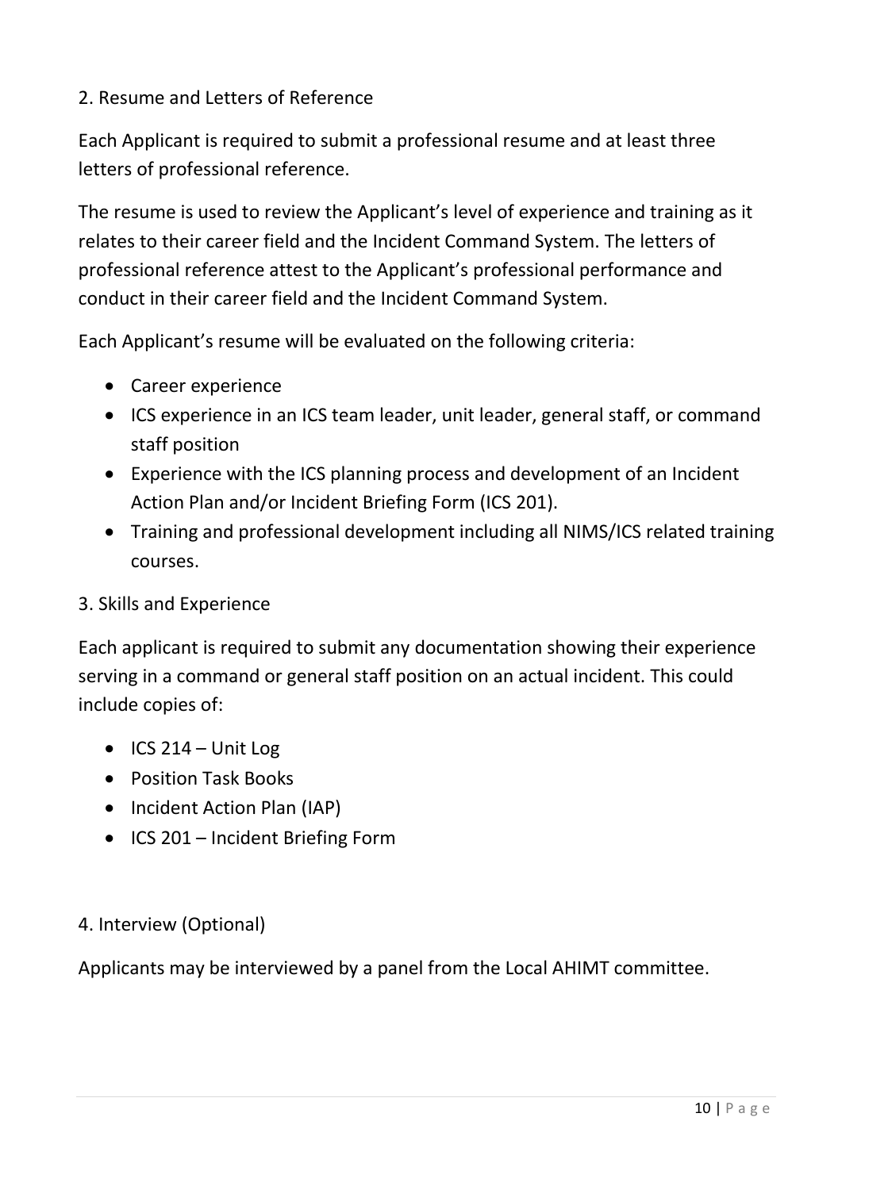## 2. Resume and Letters of Reference

Each Applicant is required to submit a professional resume and at least three letters of professional reference.

The resume is used to review the Applicant's level of experience and training as it relates to their career field and the Incident Command System. The letters of professional reference attest to the Applicant's professional performance and conduct in their career field and the Incident Command System.

Each Applicant's resume will be evaluated on the following criteria:

- Career experience
- ICS experience in an ICS team leader, unit leader, general staff, or command staff position
- Experience with the ICS planning process and development of an Incident Action Plan and/or Incident Briefing Form (ICS 201).
- Training and professional development including all NIMS/ICS related training courses.

## 3. Skills and Experience

Each applicant is required to submit any documentation showing their experience serving in a command or general staff position on an actual incident. This could include copies of:

- ICS 214 – Unit Log
- Position Task Books
- Incident Action Plan (IAP)
- ICS 201 – Incident Briefing Form

## 4. Interview (Optional)

Applicants may be interviewed by a panel from the Local AHIMT committee.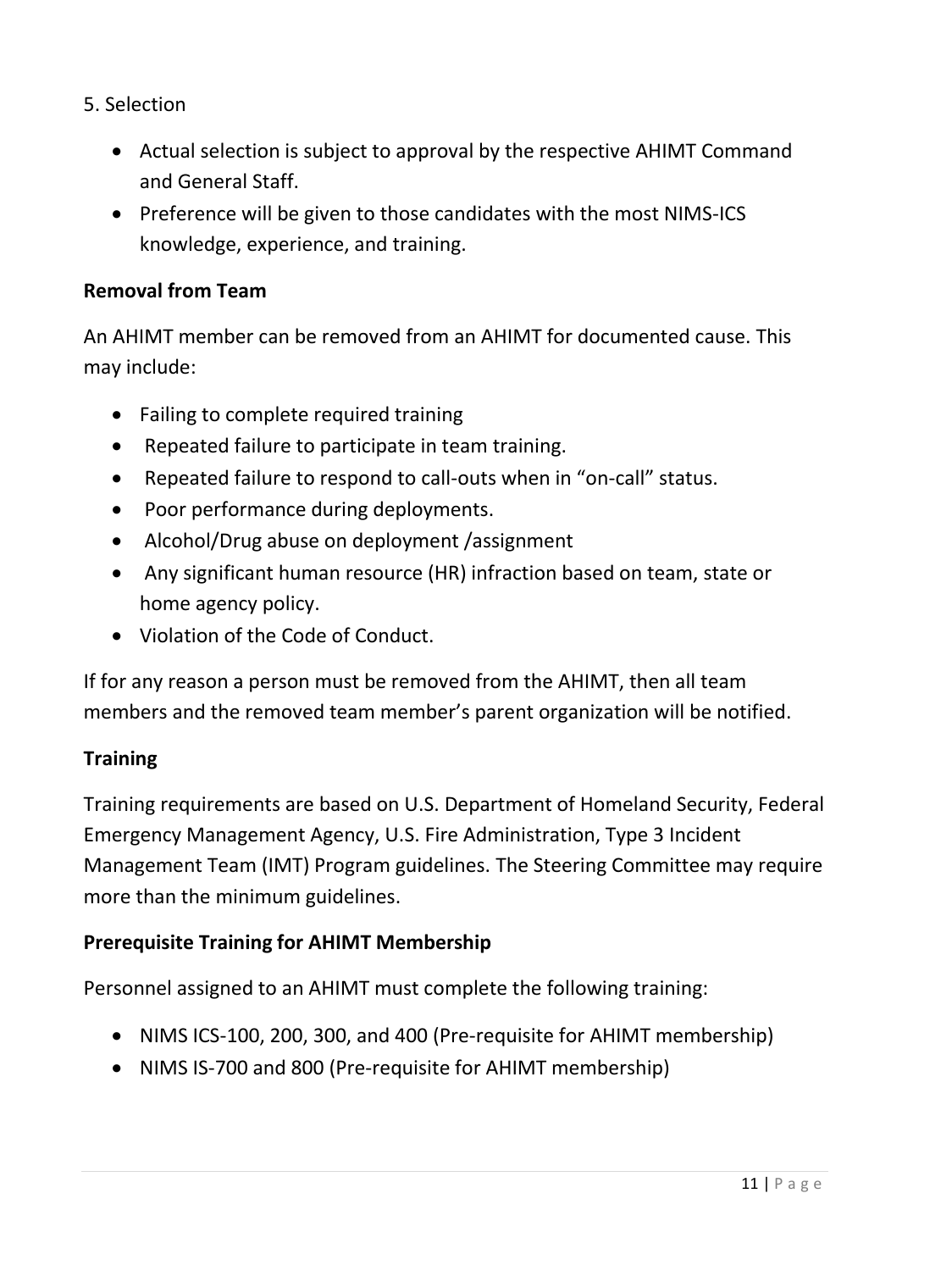5. Selection

- Actual selection is subject to approval by the respective AHIMT Command and General Staff.
- Preference will be given to those candidates with the most NIMS-ICS knowledge, experience, and training.

**Removal from Team**

An AHIMT member can be removed from an AHIMT for documented cause. This may include:

- Failing to complete required training
- Repeated failure to participate in team training.
- Repeated failure to respond to call-outs when in "on-call" status.
- Poor performance during deployments.
- Alcohol/Drug abuse on deployment /assignment
- Any significant human resource (HR) infraction based on team, state or home agency policy.
- Violation of the Code of Conduct.

If for any reason a person must be removed from the AHIMT, then all team members and the removed team member's parent organization will be notified.

**Training**

Training requirements are based on U.S. Department of Homeland Security, Federal Emergency Management Agency, U.S. Fire Administration, Type 3 Incident Management Team (IMT) Program guidelines. The Steering Committee may require more than the minimum guidelines.

**Prerequisite Training for AHIMT Membership**

Personnel assigned to an AHIMT must complete the following training:

- NIMS ICS-100, 200, 300, and 400 (Pre-requisite for AHIMT membership)
- NIMS IS-700 and 800 (Pre-requisite for AHIMT membership)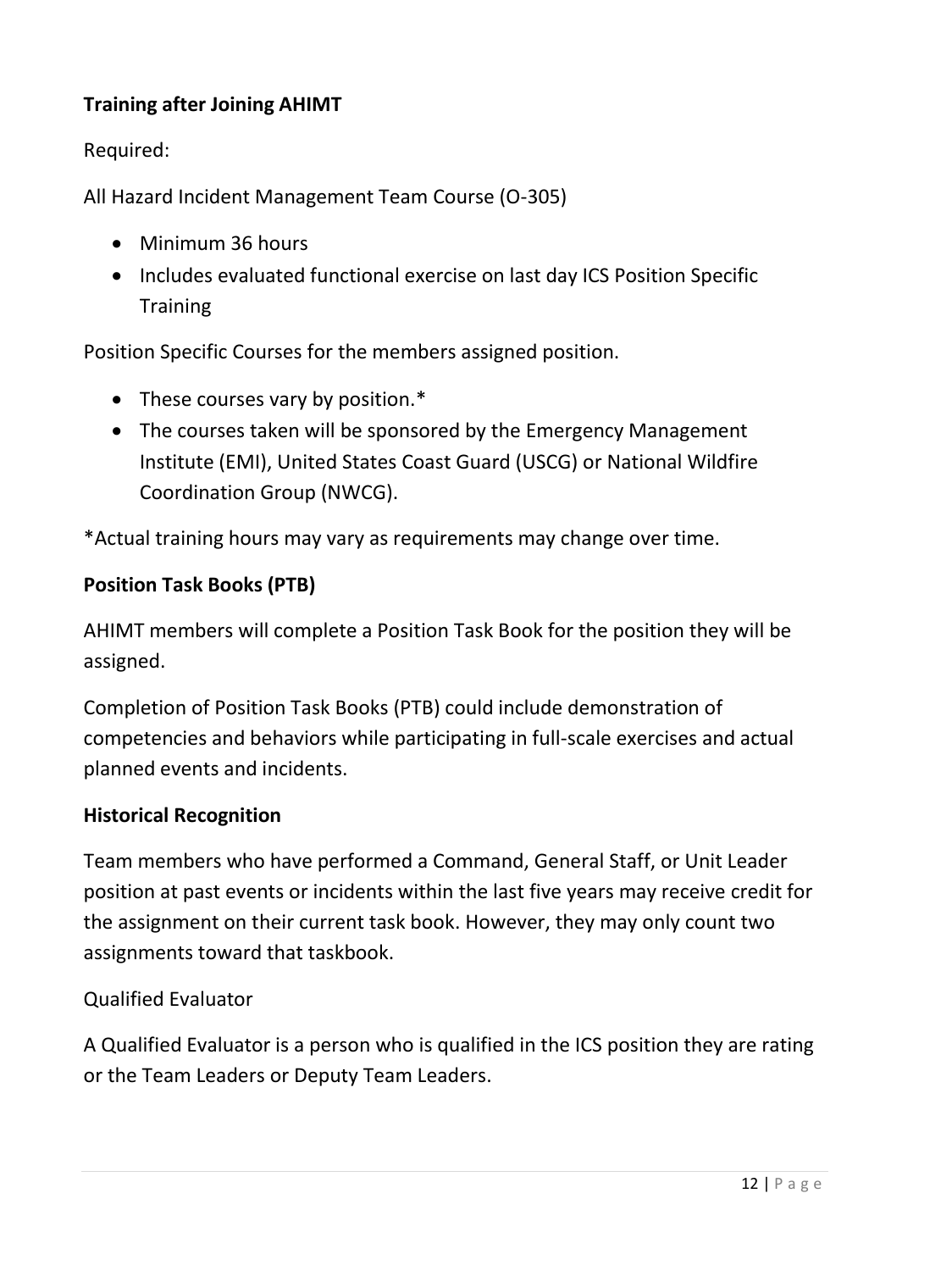**Training after Joining AHIMT**

Required:

All Hazard Incident Management Team Course (O-305)

- Minimum 36 hours
- Includes evaluated functional exercise on last day ICS Position Specific Training

Position Specific Courses for the members assigned position.

- These courses vary by position.*
- The courses taken will be sponsored by the Emergency Management Institute (EMI), United States Coast Guard (USCG) or National Wildfire Coordination Group (NWCG).

*Actual training hours may vary as requirements may change over time.

**Position Task Books (PTB)**

AHIMT members will complete a Position Task Book for the position they will be assigned.

Completion of Position Task Books (PTB) could include demonstration of competencies and behaviors while participating in full-scale exercises and actual planned events and incidents.

**Historical Recognition**

Team members who have performed a Command, General Staff, or Unit Leader position at past events or incidents within the last five years may receive credit for the assignment on their current task book. However, they may only count two assignments toward that taskbook.

Qualified Evaluator

A Qualified Evaluator is a person who is qualified in the ICS position they are rating or the Team Leaders or Deputy Team Leaders.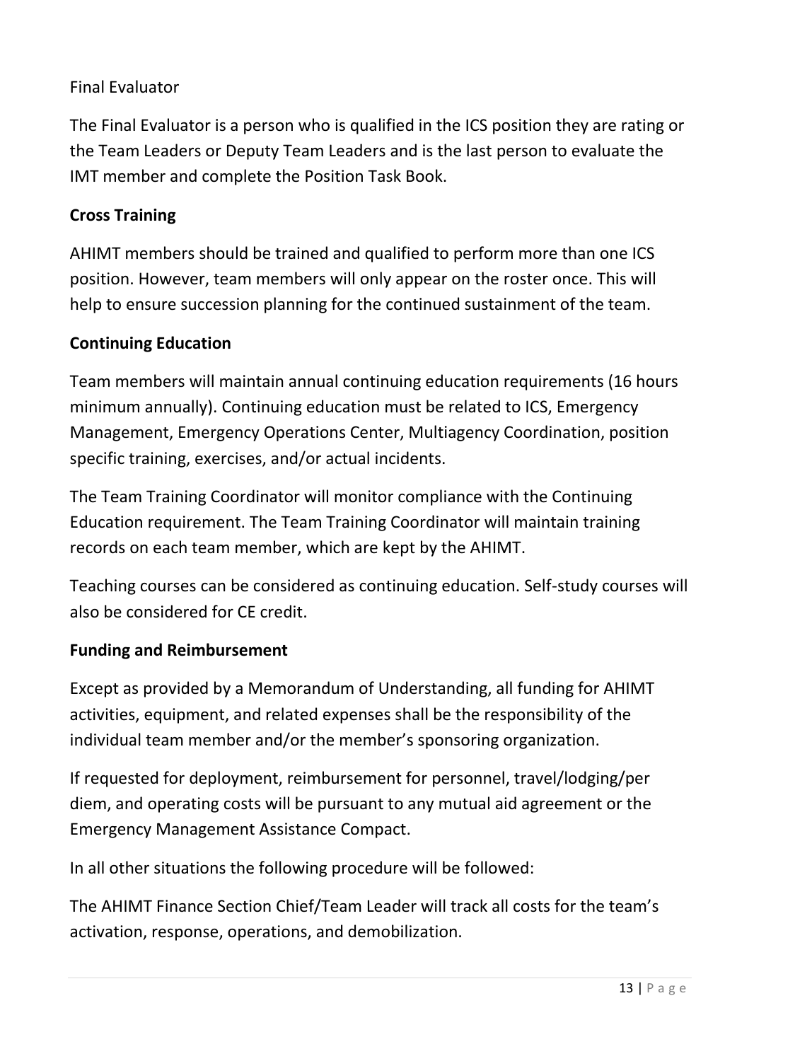Final Evaluator

The Final Evaluator is a person who is qualified in the ICS position they are rating or the Team Leaders or Deputy Team Leaders and is the last person to evaluate the IMT member and complete the Position Task Book.

**Cross Training**

AHIMT members should be trained and qualified to perform more than one ICS position. However, team members will only appear on the roster once. This will help to ensure succession planning for the continued sustainment of the team.

**Continuing Education**

Team members will maintain annual continuing education requirements (16 hours minimum annually). Continuing education must be related to ICS, Emergency Management, Emergency Operations Center, Multiagency Coordination, position specific training, exercises, and/or actual incidents.

The Team Training Coordinator will monitor compliance with the Continuing Education requirement. The Team Training Coordinator will maintain training records on each team member, which are kept by the AHIMT.

Teaching courses can be considered as continuing education. Self-study courses will also be considered for CE credit.

**Funding and Reimbursement**

Except as provided by a Memorandum of Understanding, all funding for AHIMT activities, equipment, and related expenses shall be the responsibility of the individual team member and/or the member's sponsoring organization.

If requested for deployment, reimbursement for personnel, travel/lodging/per diem, and operating costs will be pursuant to any mutual aid agreement or the Emergency Management Assistance Compact.

In all other situations the following procedure will be followed:

The AHIMT Finance Section Chief/Team Leader will track all costs for the team's activation, response, operations, and demobilization.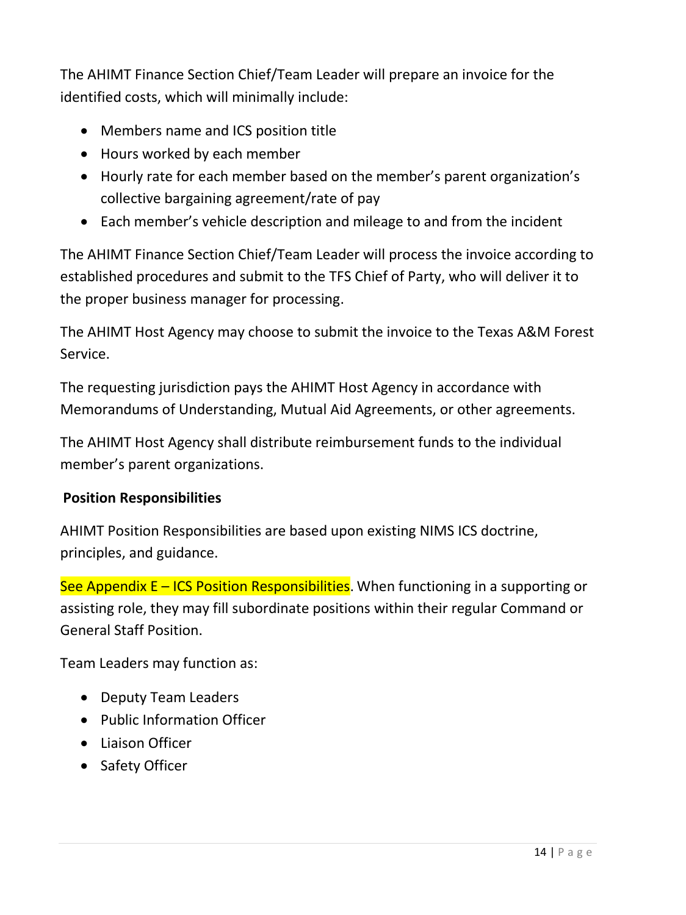The AHIMT Finance Section Chief/Team Leader will prepare an invoice for the identified costs, which will minimally include:

- Members name and ICS position title
- Hours worked by each member
- Hourly rate for each member based on the member's parent organization's collective bargaining agreement/rate of pay
- Each member's vehicle description and mileage to and from the incident

The AHIMT Finance Section Chief/Team Leader will process the invoice according to established procedures and submit to the TFS Chief of Party, who will deliver it to the proper business manager for processing.

The AHIMT Host Agency may choose to submit the invoice to the Texas A&M Forest Service.

The requesting jurisdiction pays the AHIMT Host Agency in accordance with Memorandums of Understanding, Mutual Aid Agreements, or other agreements.

The AHIMT Host Agency shall distribute reimbursement funds to the individual member's parent organizations.

**Position Responsibilities**

AHIMT Position Responsibilities are based upon existing NIMS ICS doctrine, principles, and guidance.

See Appendix E – ICS Position Responsibilities. When functioning in a supporting or assisting role, they may fill subordinate positions within their regular Command or General Staff Position.

Team Leaders may function as:

- Deputy Team Leaders
- Public Information Officer
- Liaison Officer
- Safety Officer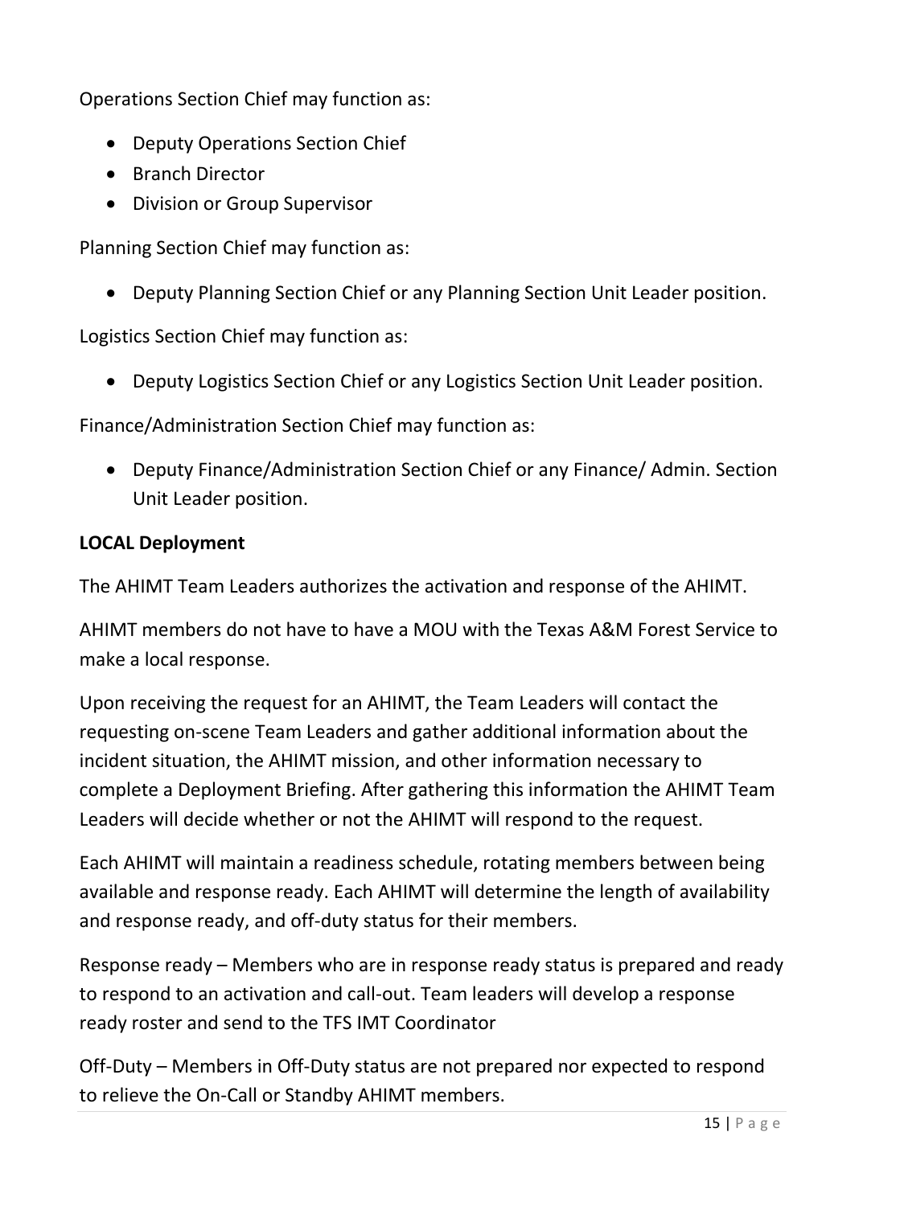Operations Section Chief may function as:

- Deputy Operations Section Chief
- Branch Director
- Division or Group Supervisor

Planning Section Chief may function as:

- Deputy Planning Section Chief or any Planning Section Unit Leader position.

Logistics Section Chief may function as:

- Deputy Logistics Section Chief or any Logistics Section Unit Leader position.

Finance/Administration Section Chief may function as:

- Deputy Finance/Administration Section Chief or any Finance/ Admin. Section Unit Leader position.

**LOCAL Deployment**

The AHIMT Team Leaders authorizes the activation and response of the AHIMT.

AHIMT members do not have to have a MOU with the Texas A&M Forest Service to make a local response.

Upon receiving the request for an AHIMT, the Team Leaders will contact the requesting on-scene Team Leaders and gather additional information about the incident situation, the AHIMT mission, and other information necessary to complete a Deployment Briefing. After gathering this information the AHIMT Team Leaders will decide whether or not the AHIMT will respond to the request.

Each AHIMT will maintain a readiness schedule, rotating members between being available and response ready. Each AHIMT will determine the length of availability and response ready, and off-duty status for their members.

Response ready – Members who are in response ready status is prepared and ready to respond to an activation and call-out. Team leaders will develop a response ready roster and send to the TFS IMT Coordinator

Off-Duty – Members in Off-Duty status are not prepared nor expected to respond to relieve the On-Call or Standby AHIMT members.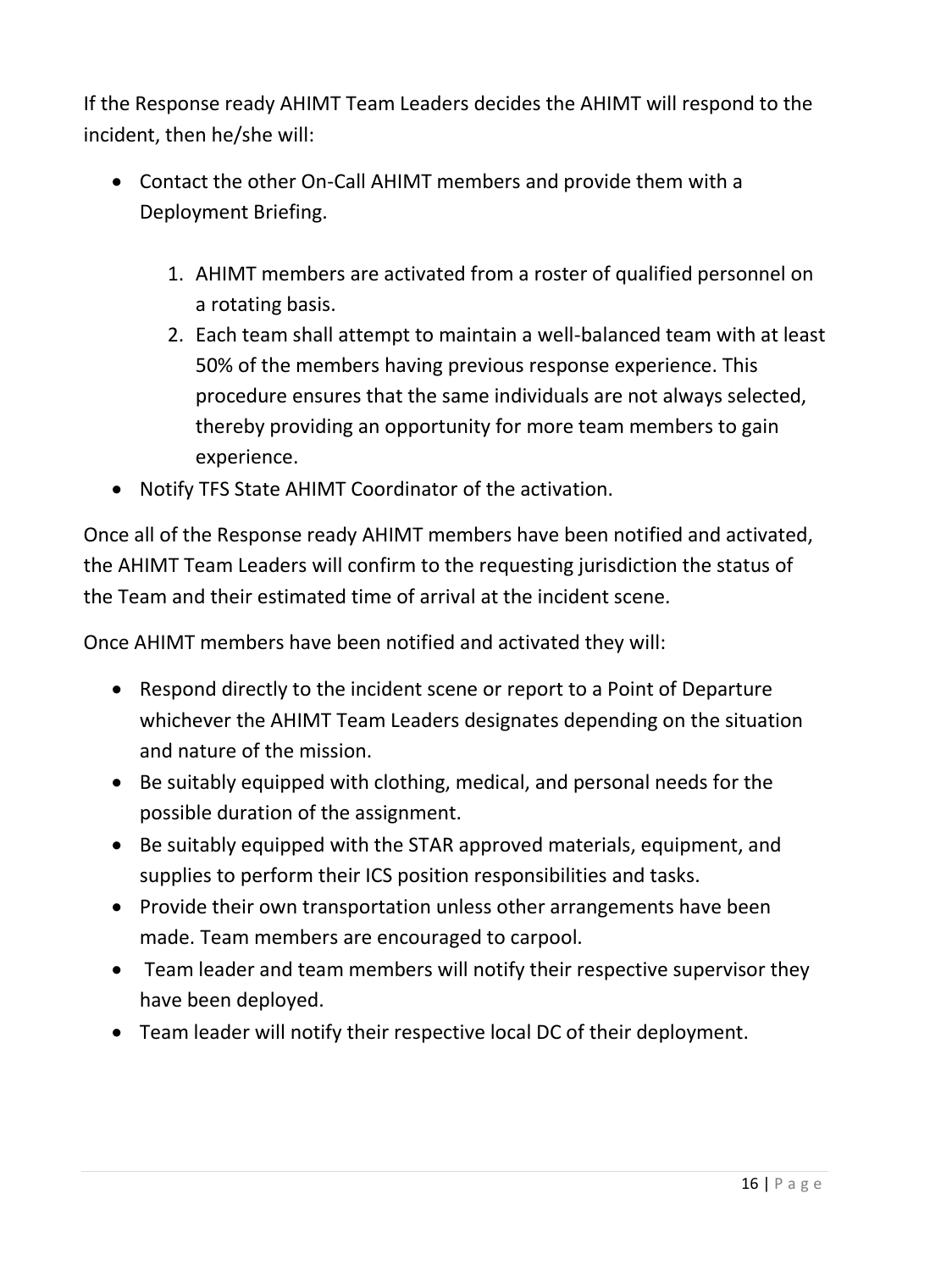If the Response ready AHIMT Team Leaders decides the AHIMT will respond to the incident, then he/she will:

- Contact the other On-Call AHIMT members and provide them with a Deployment Briefing.

    1. AHIMT members are activated from a roster of qualified personnel on a rotating basis.
    2. Each team shall attempt to maintain a well-balanced team with at least 50% of the members having previous response experience. This procedure ensures that the same individuals are not always selected, thereby providing an opportunity for more team members to gain experience.

- Notify TFS State AHIMT Coordinator of the activation.

Once all of the Response ready AHIMT members have been notified and activated, the AHIMT Team Leaders will confirm to the requesting jurisdiction the status of the Team and their estimated time of arrival at the incident scene.

Once AHIMT members have been notified and activated they will:

- Respond directly to the incident scene or report to a Point of Departure whichever the AHIMT Team Leaders designates depending on the situation and nature of the mission.
- Be suitably equipped with clothing, medical, and personal needs for the possible duration of the assignment.
- Be suitably equipped with the STAR approved materials, equipment, and supplies to perform their ICS position responsibilities and tasks.
- Provide their own transportation unless other arrangements have been made. Team members are encouraged to carpool.
- Team leader and team members will notify their respective supervisor they have been deployed.
- Team leader will notify their respective local DC of their deployment.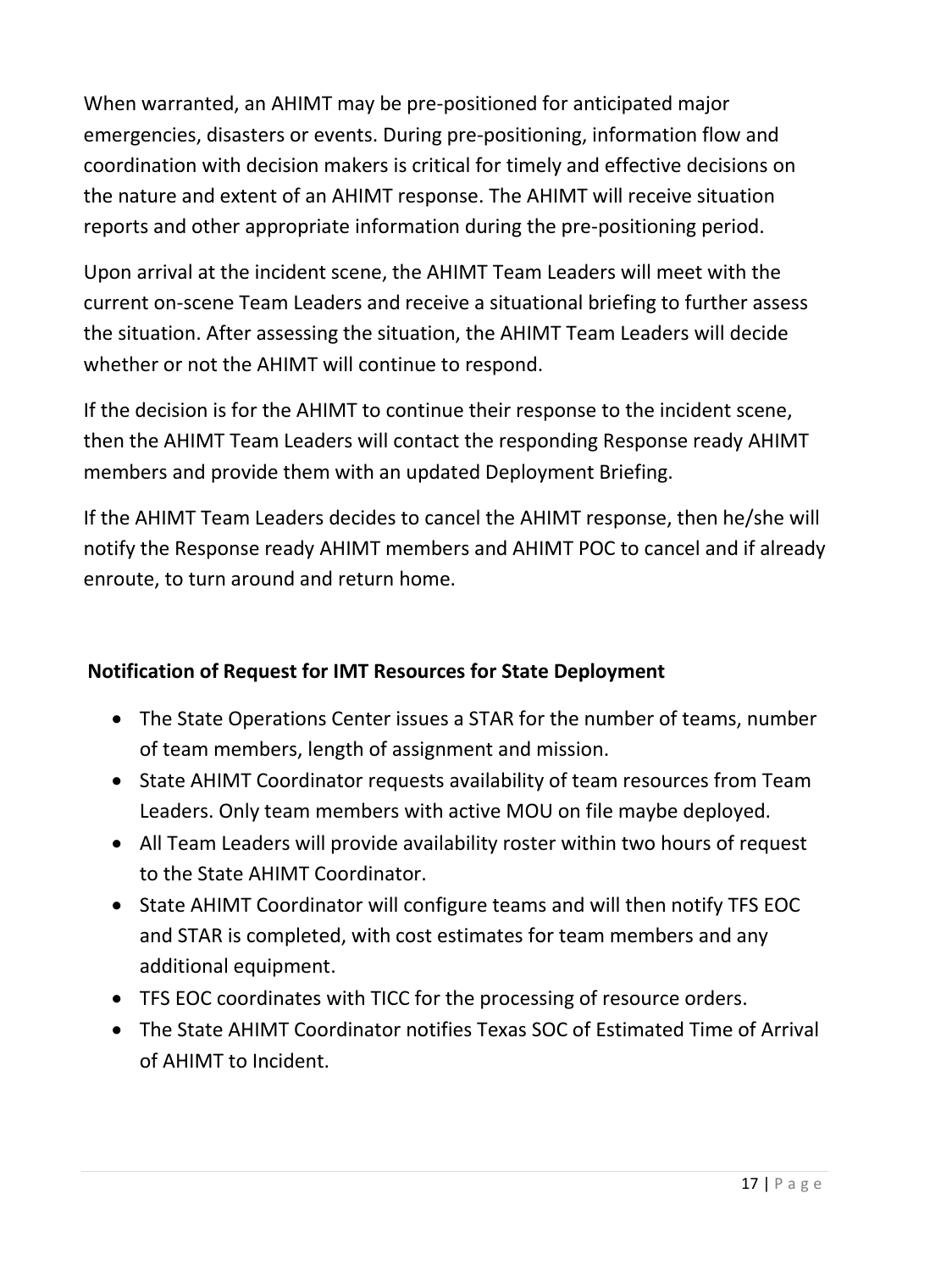When warranted, an AHIMT may be pre-positioned for anticipated major emergencies, disasters or events. During pre-positioning, information flow and coordination with decision makers is critical for timely and effective decisions on the nature and extent of an AHIMT response. The AHIMT will receive situation reports and other appropriate information during the pre-positioning period.

Upon arrival at the incident scene, the AHIMT Team Leaders will meet with the current on-scene Team Leaders and receive a situational briefing to further assess the situation. After assessing the situation, the AHIMT Team Leaders will decide whether or not the AHIMT will continue to respond.

If the decision is for the AHIMT to continue their response to the incident scene, then the AHIMT Team Leaders will contact the responding Response ready AHIMT members and provide them with an updated Deployment Briefing.

If the AHIMT Team Leaders decides to cancel the AHIMT response, then he/she will notify the Response ready AHIMT members and AHIMT POC to cancel and if already enroute, to turn around and return home.

**Notification of Request for IMT Resources for State Deployment**

- The State Operations Center issues a STAR for the number of teams, number of team members, length of assignment and mission.
- State AHIMT Coordinator requests availability of team resources from Team Leaders. Only team members with active MOU on file maybe deployed.
- All Team Leaders will provide availability roster within two hours of request to the State AHIMT Coordinator.
- State AHIMT Coordinator will configure teams and will then notify TFS EOC and STAR is completed, with cost estimates for team members and any additional equipment.
- TFS EOC coordinates with TICC for the processing of resource orders.
- The State AHIMT Coordinator notifies Texas SOC of Estimated Time of Arrival of AHIMT to Incident.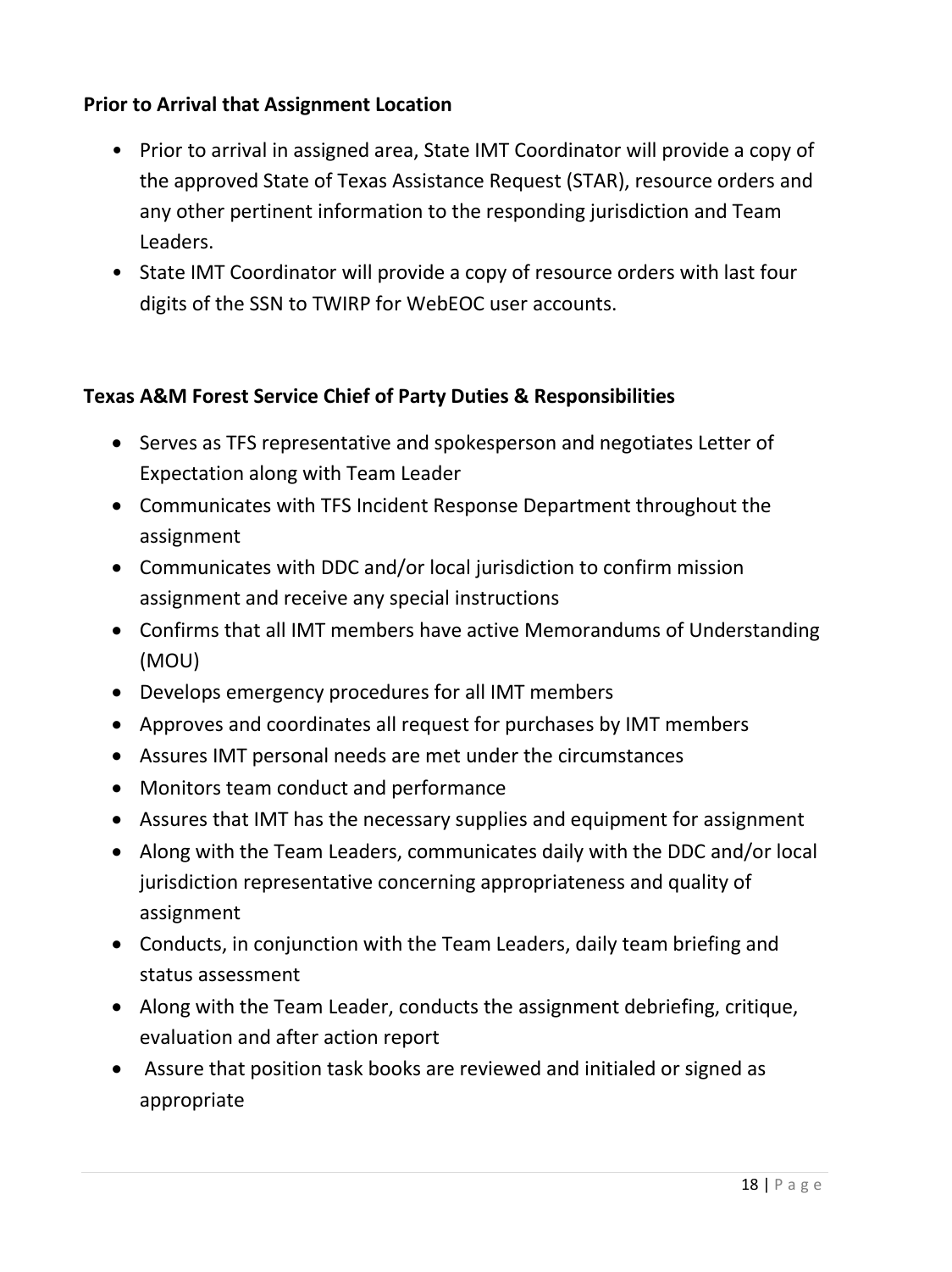**Prior to Arrival that Assignment Location**

- Prior to arrival in assigned area, State IMT Coordinator will provide a copy of the approved State of Texas Assistance Request (STAR), resource orders and any other pertinent information to the responding jurisdiction and Team Leaders.
- State IMT Coordinator will provide a copy of resource orders with last four digits of the SSN to TWIRP for WebEOC user accounts.

**Texas A&M Forest Service Chief of Party Duties & Responsibilities**

- Serves as TFS representative and spokesperson and negotiates Letter of Expectation along with Team Leader
- Communicates with TFS Incident Response Department throughout the assignment
- Communicates with DDC and/or local jurisdiction to confirm mission assignment and receive any special instructions
- Confirms that all IMT members have active Memorandums of Understanding (MOU)
- Develops emergency procedures for all IMT members
- Approves and coordinates all request for purchases by IMT members
- Assures IMT personal needs are met under the circumstances
- Monitors team conduct and performance
- Assures that IMT has the necessary supplies and equipment for assignment
- Along with the Team Leaders, communicates daily with the DDC and/or local jurisdiction representative concerning appropriateness and quality of assignment
- Conducts, in conjunction with the Team Leaders, daily team briefing and status assessment
- Along with the Team Leader, conducts the assignment debriefing, critique, evaluation and after action report
- Assure that position task books are reviewed and initialed or signed as appropriate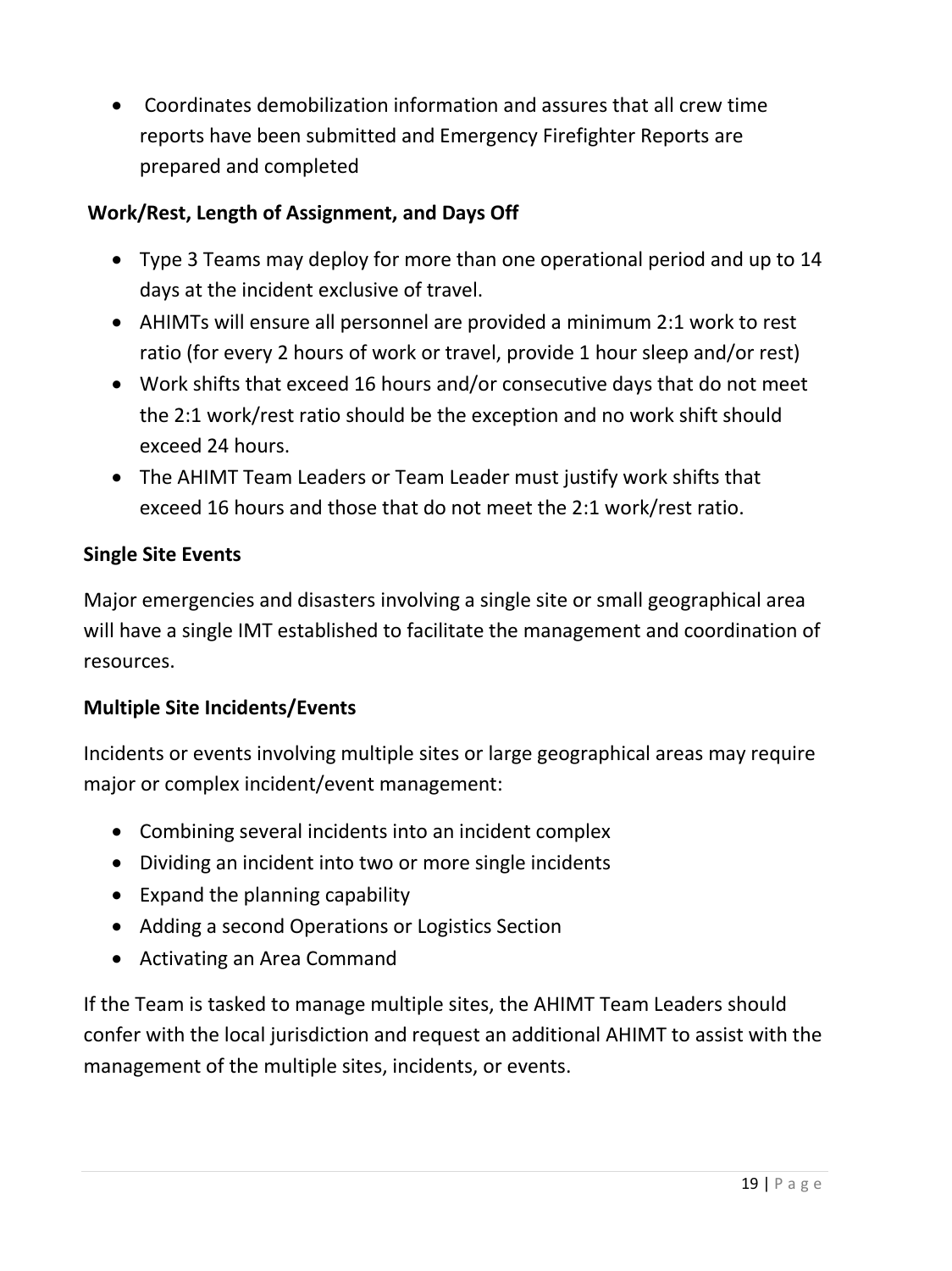- Coordinates demobilization information and assures that all crew time reports have been submitted and Emergency Firefighter Reports are prepared and completed

**Work/Rest, Length of Assignment, and Days Off**

- Type 3 Teams may deploy for more than one operational period and up to 14 days at the incident exclusive of travel.
- AHIMTs will ensure all personnel are provided a minimum 2:1 work to rest ratio (for every 2 hours of work or travel, provide 1 hour sleep and/or rest)
- Work shifts that exceed 16 hours and/or consecutive days that do not meet the 2:1 work/rest ratio should be the exception and no work shift should exceed 24 hours.
- The AHIMT Team Leaders or Team Leader must justify work shifts that exceed 16 hours and those that do not meet the 2:1 work/rest ratio.

**Single Site Events**

Major emergencies and disasters involving a single site or small geographical area will have a single IMT established to facilitate the management and coordination of resources.

**Multiple Site Incidents/Events**

Incidents or events involving multiple sites or large geographical areas may require major or complex incident/event management:

- Combining several incidents into an incident complex
- Dividing an incident into two or more single incidents
- Expand the planning capability
- Adding a second Operations or Logistics Section
- Activating an Area Command

If the Team is tasked to manage multiple sites, the AHIMT Team Leaders should confer with the local jurisdiction and request an additional AHIMT to assist with the management of the multiple sites, incidents, or events.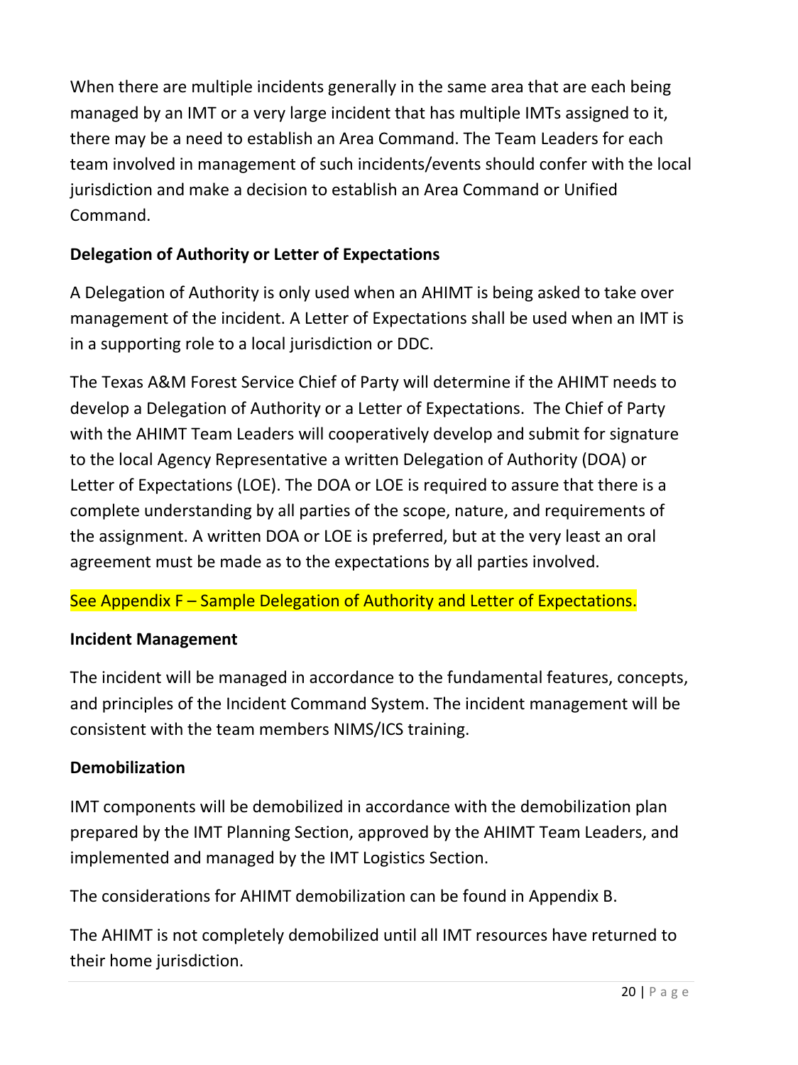When there are multiple incidents generally in the same area that are each being managed by an IMT or a very large incident that has multiple IMTs assigned to it, there may be a need to establish an Area Command. The Team Leaders for each team involved in management of such incidents/events should confer with the local jurisdiction and make a decision to establish an Area Command or Unified Command.

**Delegation of Authority or Letter of Expectations**

A Delegation of Authority is only used when an AHIMT is being asked to take over management of the incident. A Letter of Expectations shall be used when an IMT is in a supporting role to a local jurisdiction or DDC.

The Texas A&M Forest Service Chief of Party will determine if the AHIMT needs to develop a Delegation of Authority or a Letter of Expectations. The Chief of Party with the AHIMT Team Leaders will cooperatively develop and submit for signature to the local Agency Representative a written Delegation of Authority (DOA) or Letter of Expectations (LOE). The DOA or LOE is required to assure that there is a complete understanding by all parties of the scope, nature, and requirements of the assignment. A written DOA or LOE is preferred, but at the very least an oral agreement must be made as to the expectations by all parties involved.

See Appendix F – Sample Delegation of Authority and Letter of Expectations.

**Incident Management**

The incident will be managed in accordance to the fundamental features, concepts, and principles of the Incident Command System. The incident management will be consistent with the team members NIMS/ICS training.

**Demobilization**

IMT components will be demobilized in accordance with the demobilization plan prepared by the IMT Planning Section, approved by the AHIMT Team Leaders, and implemented and managed by the IMT Logistics Section.

The considerations for AHIMT demobilization can be found in Appendix B.

The AHIMT is not completely demobilized until all IMT resources have returned to their home jurisdiction.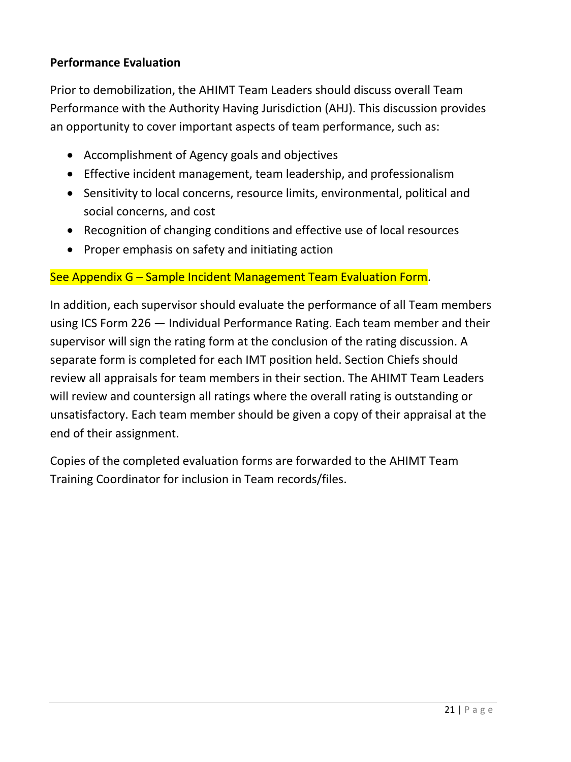**Performance Evaluation**

Prior to demobilization, the AHIMT Team Leaders should discuss overall Team Performance with the Authority Having Jurisdiction (AHJ). This discussion provides an opportunity to cover important aspects of team performance, such as:

- Accomplishment of Agency goals and objectives
- Effective incident management, team leadership, and professionalism
- Sensitivity to local concerns, resource limits, environmental, political and social concerns, and cost
- Recognition of changing conditions and effective use of local resources
- Proper emphasis on safety and initiating action

See Appendix G – Sample Incident Management Team Evaluation Form.

In addition, each supervisor should evaluate the performance of all Team members using ICS Form 226 — Individual Performance Rating. Each team member and their supervisor will sign the rating form at the conclusion of the rating discussion. A separate form is completed for each IMT position held. Section Chiefs should review all appraisals for team members in their section. The AHIMT Team Leaders will review and countersign all ratings where the overall rating is outstanding or unsatisfactory. Each team member should be given a copy of their appraisal at the end of their assignment.

Copies of the completed evaluation forms are forwarded to the AHIMT Team Training Coordinator for inclusion in Team records/files.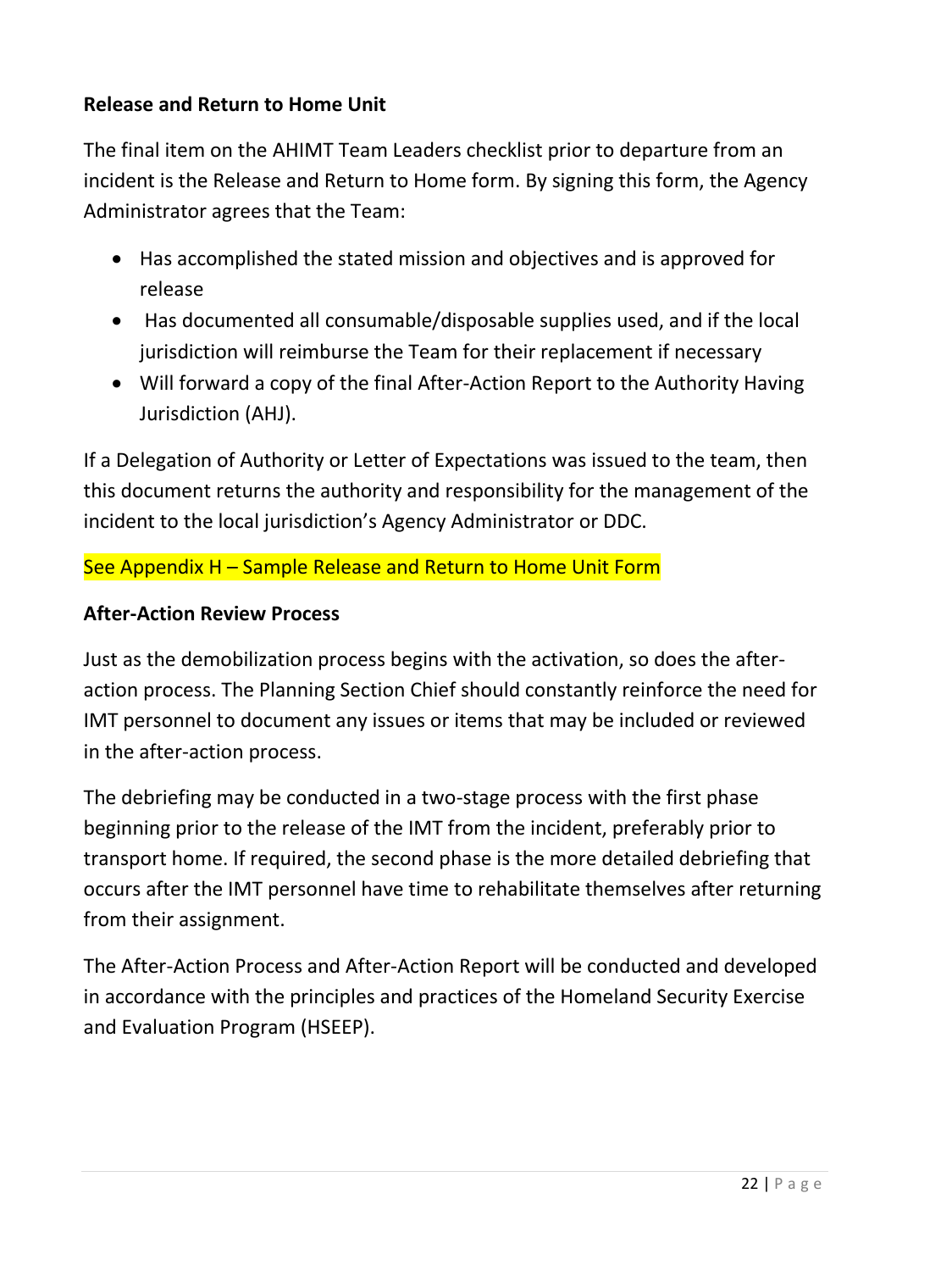**Release and Return to Home Unit**

The final item on the AHIMT Team Leaders checklist prior to departure from an incident is the Release and Return to Home form. By signing this form, the Agency Administrator agrees that the Team:

- Has accomplished the stated mission and objectives and is approved for release
- Has documented all consumable/disposable supplies used, and if the local jurisdiction will reimburse the Team for their replacement if necessary
- Will forward a copy of the final After-Action Report to the Authority Having Jurisdiction (AHJ).

If a Delegation of Authority or Letter of Expectations was issued to the team, then this document returns the authority and responsibility for the management of the incident to the local jurisdiction's Agency Administrator or DDC.

See Appendix H – Sample Release and Return to Home Unit Form

**After-Action Review Process**

Just as the demobilization process begins with the activation, so does the after-action process. The Planning Section Chief should constantly reinforce the need for IMT personnel to document any issues or items that may be included or reviewed in the after-action process.

The debriefing may be conducted in a two-stage process with the first phase beginning prior to the release of the IMT from the incident, preferably prior to transport home. If required, the second phase is the more detailed debriefing that occurs after the IMT personnel have time to rehabilitate themselves after returning from their assignment.

The After-Action Process and After-Action Report will be conducted and developed in accordance with the principles and practices of the Homeland Security Exercise and Evaluation Program (HSEEP).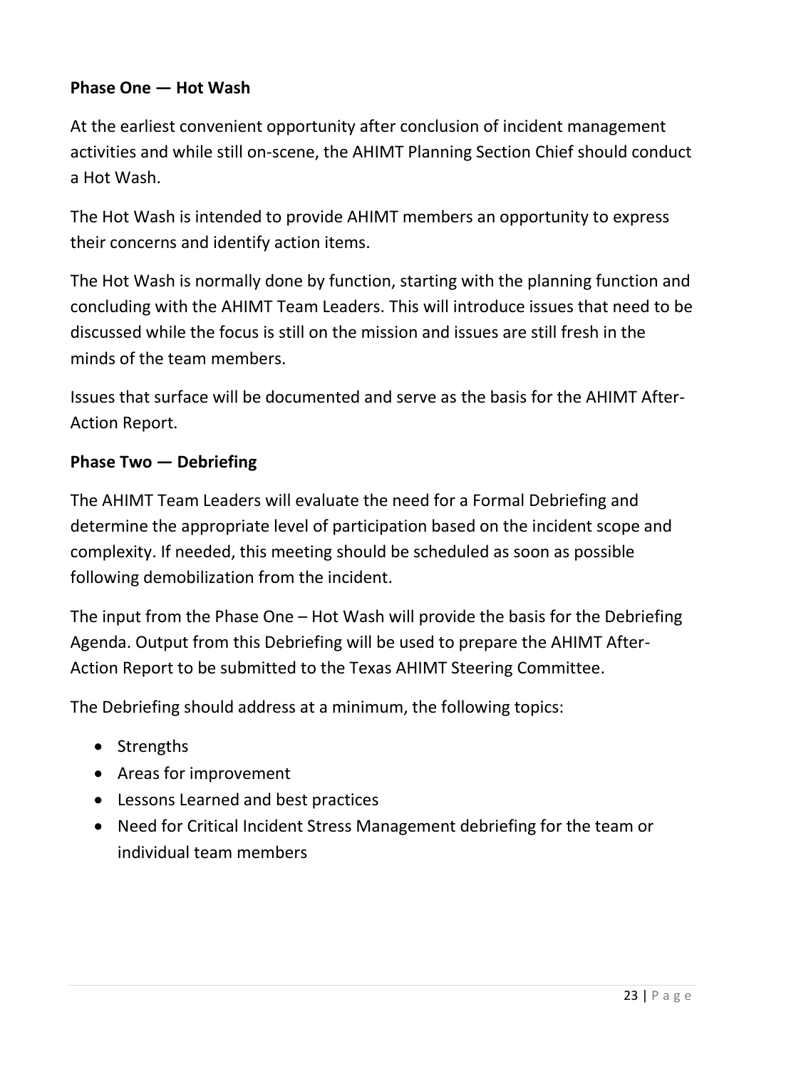**Phase One — Hot Wash**

At the earliest convenient opportunity after conclusion of incident management activities and while still on-scene, the AHIMT Planning Section Chief should conduct a Hot Wash.

The Hot Wash is intended to provide AHIMT members an opportunity to express their concerns and identify action items.

The Hot Wash is normally done by function, starting with the planning function and concluding with the AHIMT Team Leaders. This will introduce issues that need to be discussed while the focus is still on the mission and issues are still fresh in the minds of the team members.

Issues that surface will be documented and serve as the basis for the AHIMT After-Action Report.

**Phase Two — Debriefing**

The AHIMT Team Leaders will evaluate the need for a Formal Debriefing and determine the appropriate level of participation based on the incident scope and complexity. If needed, this meeting should be scheduled as soon as possible following demobilization from the incident.

The input from the Phase One – Hot Wash will provide the basis for the Debriefing Agenda. Output from this Debriefing will be used to prepare the AHIMT After-Action Report to be submitted to the Texas AHIMT Steering Committee.

The Debriefing should address at a minimum, the following topics:

- Strengths
- Areas for improvement
- Lessons Learned and best practices
- Need for Critical Incident Stress Management debriefing for the team or individual team members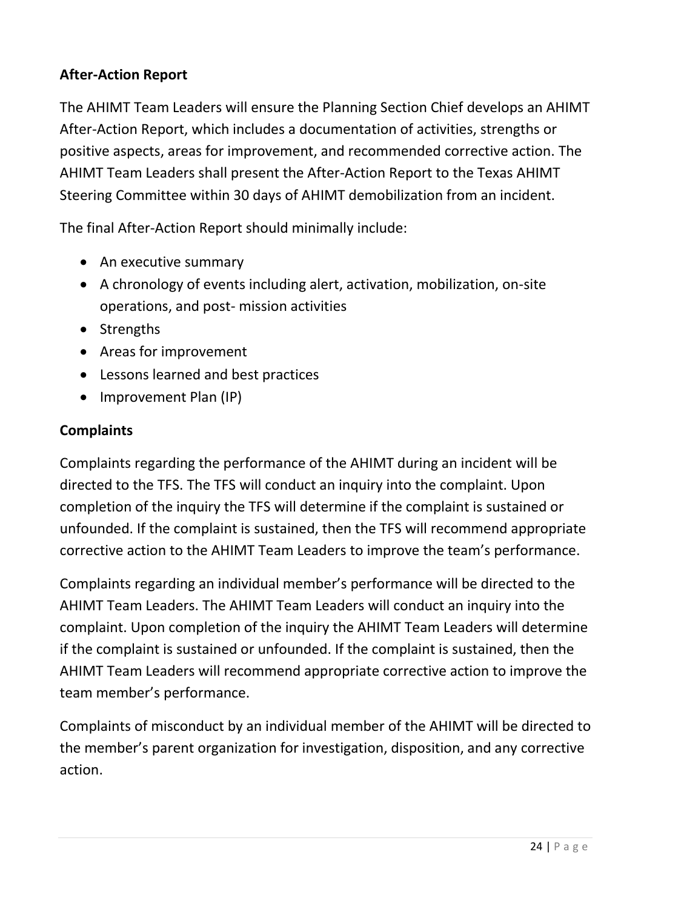**After-Action Report**

The AHIMT Team Leaders will ensure the Planning Section Chief develops an AHIMT After-Action Report, which includes a documentation of activities, strengths or positive aspects, areas for improvement, and recommended corrective action. The AHIMT Team Leaders shall present the After-Action Report to the Texas AHIMT Steering Committee within 30 days of AHIMT demobilization from an incident.

The final After-Action Report should minimally include:

- An executive summary
- A chronology of events including alert, activation, mobilization, on-site operations, and post- mission activities
- Strengths
- Areas for improvement
- Lessons learned and best practices
- Improvement Plan (IP)

**Complaints**

Complaints regarding the performance of the AHIMT during an incident will be directed to the TFS. The TFS will conduct an inquiry into the complaint. Upon completion of the inquiry the TFS will determine if the complaint is sustained or unfounded. If the complaint is sustained, then the TFS will recommend appropriate corrective action to the AHIMT Team Leaders to improve the team's performance.

Complaints regarding an individual member's performance will be directed to the AHIMT Team Leaders. The AHIMT Team Leaders will conduct an inquiry into the complaint. Upon completion of the inquiry the AHIMT Team Leaders will determine if the complaint is sustained or unfounded. If the complaint is sustained, then the AHIMT Team Leaders will recommend appropriate corrective action to improve the team member's performance.

Complaints of misconduct by an individual member of the AHIMT will be directed to the member's parent organization for investigation, disposition, and any corrective action.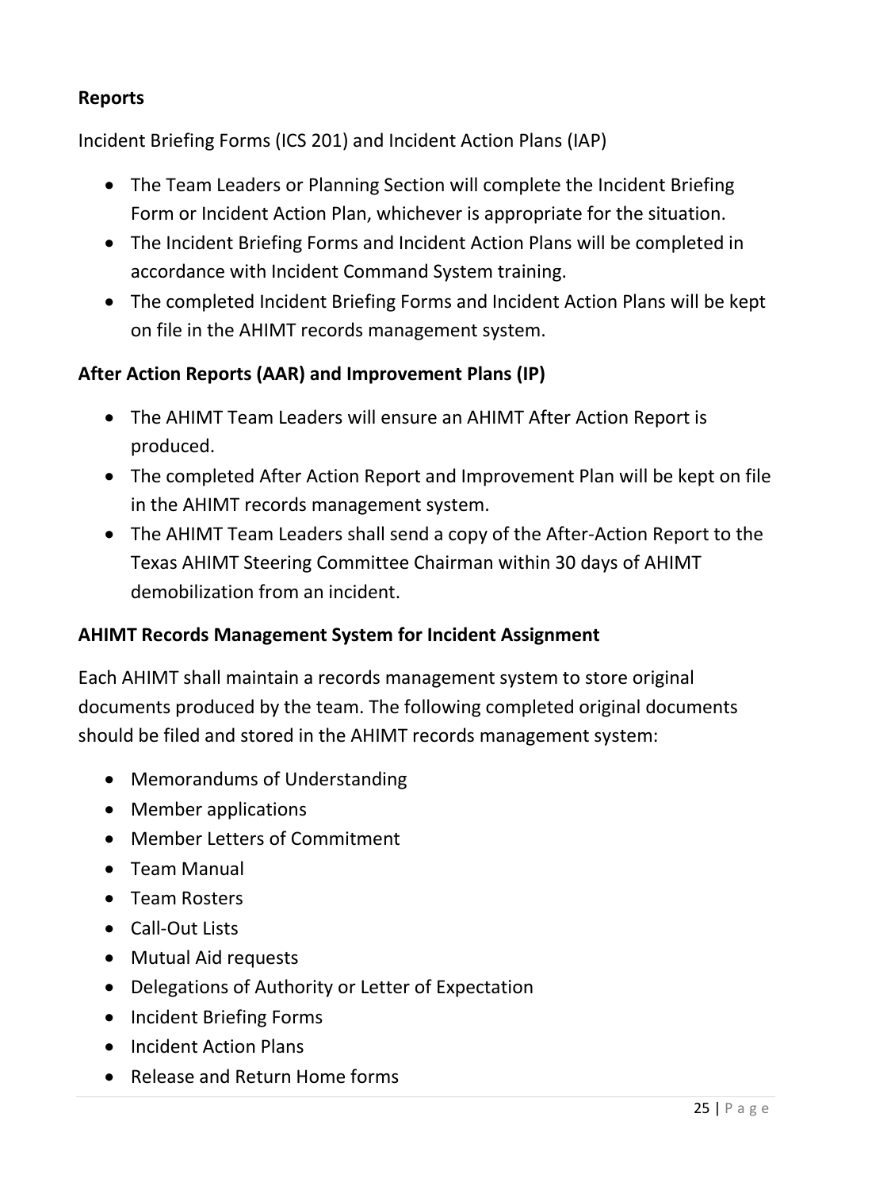### Reports

Incident Briefing Forms (ICS 201) and Incident Action Plans (IAP)

- The Team Leaders or Planning Section will complete the Incident Briefing Form or Incident Action Plan, whichever is appropriate for the situation.
- The Incident Briefing Forms and Incident Action Plans will be completed in accordance with Incident Command System training.
- The completed Incident Briefing Forms and Incident Action Plans will be kept on file in the AHIMT records management system.

### After Action Reports (AAR) and Improvement Plans (IP)

- The AHIMT Team Leaders will ensure an AHIMT After Action Report is produced.
- The completed After Action Report and Improvement Plan will be kept on file in the AHIMT records management system.
- The AHIMT Team Leaders shall send a copy of the After-Action Report to the Texas AHIMT Steering Committee Chairman within 30 days of AHIMT demobilization from an incident.

### AHIMT Records Management System for Incident Assignment

Each AHIMT shall maintain a records management system to store original documents produced by the team. The following completed original documents should be filed and stored in the AHIMT records management system:

- Memorandums of Understanding
- Member applications
- Member Letters of Commitment
- Team Manual
- Team Rosters
- Call-Out Lists
- Mutual Aid requests
- Delegations of Authority or Letter of Expectation
- Incident Briefing Forms
- Incident Action Plans
- Release and Return Home forms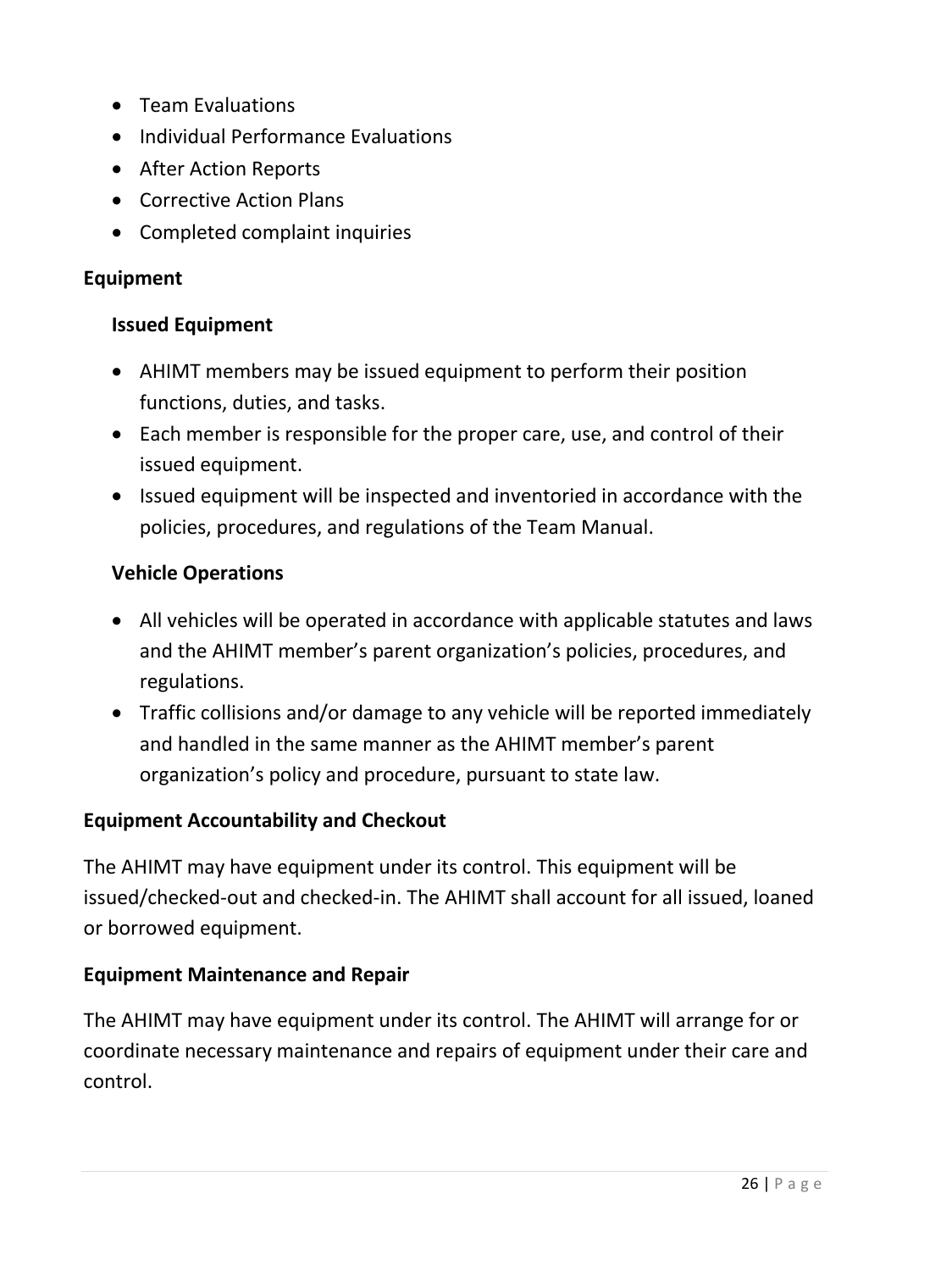- Team Evaluations
- Individual Performance Evaluations
- After Action Reports
- Corrective Action Plans
- Completed complaint inquiries

## Equipment

### Issued Equipment

- AHIMT members may be issued equipment to perform their position functions, duties, and tasks.
- Each member is responsible for the proper care, use, and control of their issued equipment.
- Issued equipment will be inspected and inventoried in accordance with the policies, procedures, and regulations of the Team Manual.

### Vehicle Operations

- All vehicles will be operated in accordance with applicable statutes and laws and the AHIMT member's parent organization's policies, procedures, and regulations.
- Traffic collisions and/or damage to any vehicle will be reported immediately and handled in the same manner as the AHIMT member's parent organization's policy and procedure, pursuant to state law.

## Equipment Accountability and Checkout

The AHIMT may have equipment under its control. This equipment will be issued/checked-out and checked-in. The AHIMT shall account for all issued, loaned or borrowed equipment.

## Equipment Maintenance and Repair

The AHIMT may have equipment under its control. The AHIMT will arrange for or coordinate necessary maintenance and repairs of equipment under their care and control.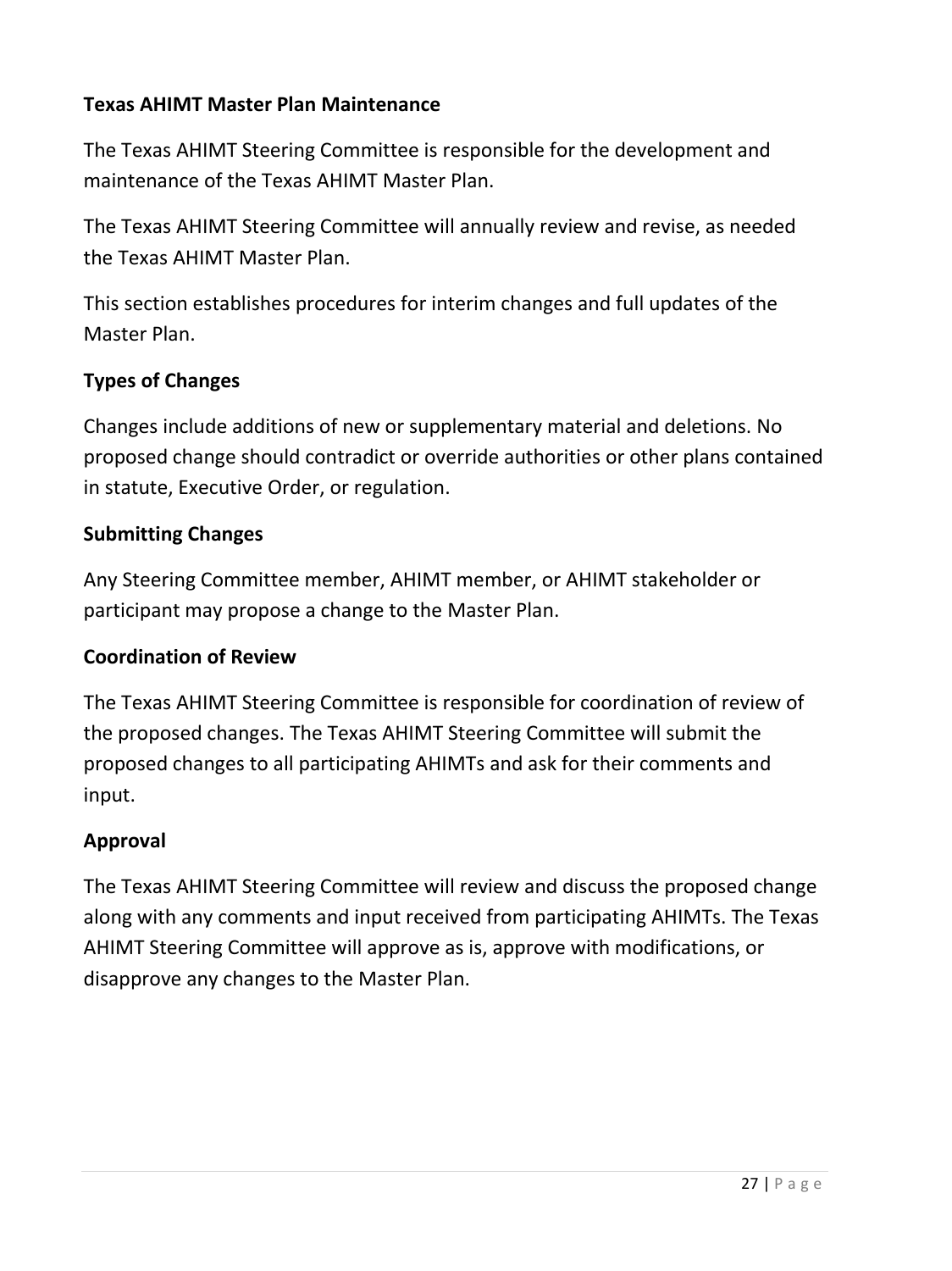## Texas AHIMT Master Plan Maintenance

The Texas AHIMT Steering Committee is responsible for the development and maintenance of the Texas AHIMT Master Plan.

The Texas AHIMT Steering Committee will annually review and revise, as needed the Texas AHIMT Master Plan.

This section establishes procedures for interim changes and full updates of the Master Plan.

### Types of Changes

Changes include additions of new or supplementary material and deletions. No proposed change should contradict or override authorities or other plans contained in statute, Executive Order, or regulation.

### Submitting Changes

Any Steering Committee member, AHIMT member, or AHIMT stakeholder or participant may propose a change to the Master Plan.

### Coordination of Review

The Texas AHIMT Steering Committee is responsible for coordination of review of the proposed changes. The Texas AHIMT Steering Committee will submit the proposed changes to all participating AHIMTs and ask for their comments and input.

### Approval

The Texas AHIMT Steering Committee will review and discuss the proposed change along with any comments and input received from participating AHIMTs. The Texas AHIMT Steering Committee will approve as is, approve with modifications, or disapprove any changes to the Master Plan.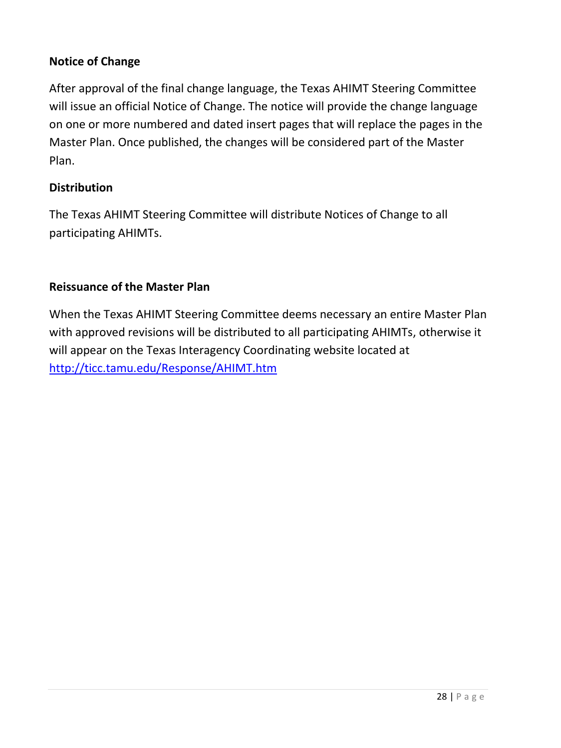### Notice of Change

After approval of the final change language, the Texas AHIMT Steering Committee will issue an official Notice of Change. The notice will provide the change language on one or more numbered and dated insert pages that will replace the pages in the Master Plan. Once published, the changes will be considered part of the Master Plan.

### Distribution

The Texas AHIMT Steering Committee will distribute Notices of Change to all participating AHIMTs.

### Reissuance of the Master Plan

When the Texas AHIMT Steering Committee deems necessary an entire Master Plan with approved revisions will be distributed to all participating AHIMTs, otherwise it will appear on the Texas Interagency Coordinating website located at [http://ticc.tamu.edu/Response/AHIMT.htm](http://ticc.tamu.edu/Response/AHIMT.htm)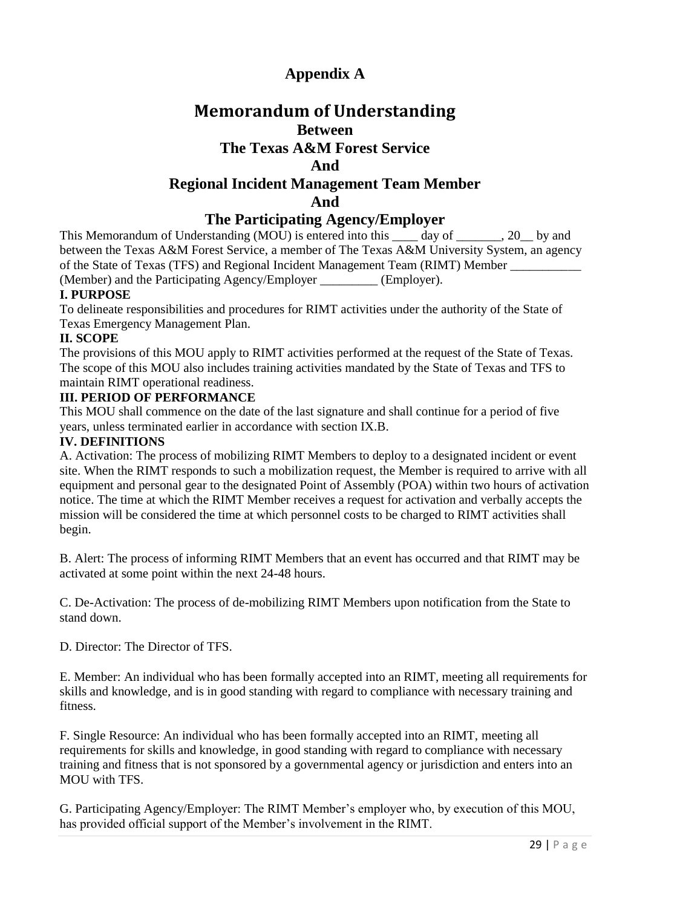# Appendix A

# Memorandum of Understanding

## Between

## The Texas A&M Forest Service

## And

## Regional Incident Management Team Member

## And

## The Participating Agency/Employer

This Memorandum of Understanding (MOU) is entered into this ____ day of _______, 20__ by and between the Texas A&M Forest Service, a member of The Texas A&M University System, an agency of the State of Texas (TFS) and Regional Incident Management Team (RIMT) Member ___________ (Member) and the Participating Agency/Employer _________ (Employer).

**I. PURPOSE**

To delineate responsibilities and procedures for RIMT activities under the authority of the State of Texas Emergency Management Plan.

**II. SCOPE**

The provisions of this MOU apply to RIMT activities performed at the request of the State of Texas. The scope of this MOU also includes training activities mandated by the State of Texas and TFS to maintain RIMT operational readiness.

**III. PERIOD OF PERFORMANCE**

This MOU shall commence on the date of the last signature and shall continue for a period of five years, unless terminated earlier in accordance with section IX.B.

**IV. DEFINITIONS**

A. Activation: The process of mobilizing RIMT Members to deploy to a designated incident or event site. When the RIMT responds to such a mobilization request, the Member is required to arrive with all equipment and personal gear to the designated Point of Assembly (POA) within two hours of activation notice. The time at which the RIMT Member receives a request for activation and verbally accepts the mission will be considered the time at which personnel costs to be charged to RIMT activities shall begin.

B. Alert: The process of informing RIMT Members that an event has occurred and that RIMT may be activated at some point within the next 24-48 hours.

C. De-Activation: The process of de-mobilizing RIMT Members upon notification from the State to stand down.

D. Director: The Director of TFS.

E. Member: An individual who has been formally accepted into an RIMT, meeting all requirements for skills and knowledge, and is in good standing with regard to compliance with necessary training and fitness.

F. Single Resource: An individual who has been formally accepted into an RIMT, meeting all requirements for skills and knowledge, in good standing with regard to compliance with necessary training and fitness that is not sponsored by a governmental agency or jurisdiction and enters into an MOU with TFS.

G. Participating Agency/Employer: The RIMT Member's employer who, by execution of this MOU, has provided official support of the Member's involvement in the RIMT.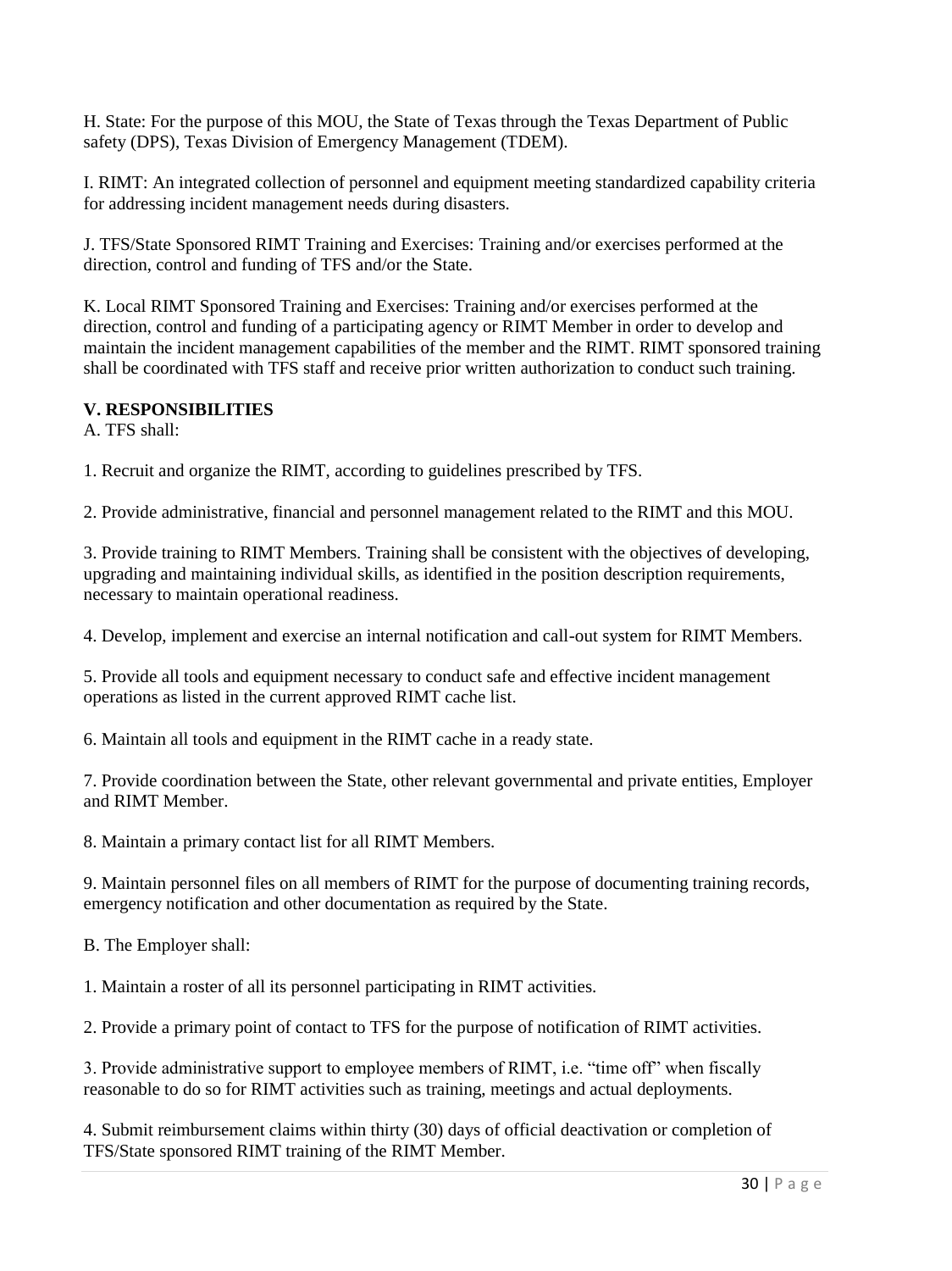H. State: For the purpose of this MOU, the State of Texas through the Texas Department of Public safety (DPS), Texas Division of Emergency Management (TDEM).

I. RIMT: An integrated collection of personnel and equipment meeting standardized capability criteria for addressing incident management needs during disasters.

J. TFS/State Sponsored RIMT Training and Exercises: Training and/or exercises performed at the direction, control and funding of TFS and/or the State.

K. Local RIMT Sponsored Training and Exercises: Training and/or exercises performed at the direction, control and funding of a participating agency or RIMT Member in order to develop and maintain the incident management capabilities of the member and the RIMT. RIMT sponsored training shall be coordinated with TFS staff and receive prior written authorization to conduct such training.

**V. RESPONSIBILITIES**

A. TFS shall:

1. Recruit and organize the RIMT, according to guidelines prescribed by TFS.

2. Provide administrative, financial and personnel management related to the RIMT and this MOU.

3. Provide training to RIMT Members. Training shall be consistent with the objectives of developing, upgrading and maintaining individual skills, as identified in the position description requirements, necessary to maintain operational readiness.

4. Develop, implement and exercise an internal notification and call-out system for RIMT Members.

5. Provide all tools and equipment necessary to conduct safe and effective incident management operations as listed in the current approved RIMT cache list.

6. Maintain all tools and equipment in the RIMT cache in a ready state.

7. Provide coordination between the State, other relevant governmental and private entities, Employer and RIMT Member.

8. Maintain a primary contact list for all RIMT Members.

9. Maintain personnel files on all members of RIMT for the purpose of documenting training records, emergency notification and other documentation as required by the State.

B. The Employer shall:

1. Maintain a roster of all its personnel participating in RIMT activities.

2. Provide a primary point of contact to TFS for the purpose of notification of RIMT activities.

3. Provide administrative support to employee members of RIMT, i.e. "time off" when fiscally reasonable to do so for RIMT activities such as training, meetings and actual deployments.

4. Submit reimbursement claims within thirty (30) days of official deactivation or completion of TFS/State sponsored RIMT training of the RIMT Member.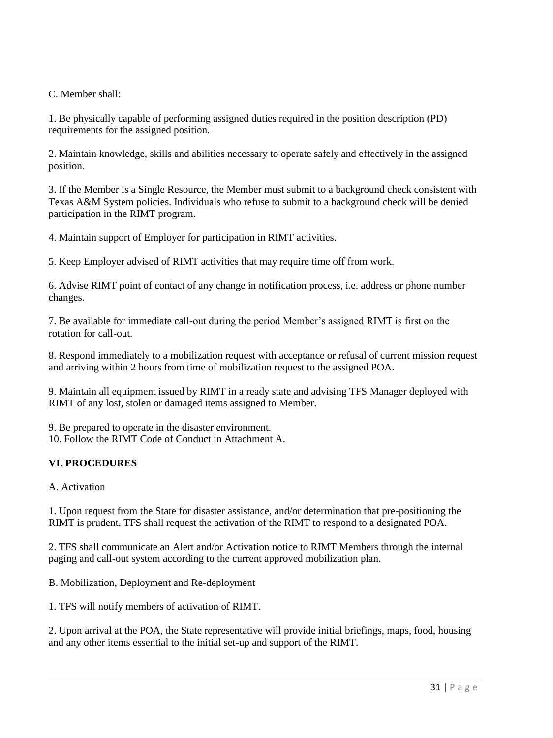C. Member shall:

1. Be physically capable of performing assigned duties required in the position description (PD) requirements for the assigned position.

2. Maintain knowledge, skills and abilities necessary to operate safely and effectively in the assigned position.

3. If the Member is a Single Resource, the Member must submit to a background check consistent with Texas A&M System policies. Individuals who refuse to submit to a background check will be denied participation in the RIMT program.

4. Maintain support of Employer for participation in RIMT activities.

5. Keep Employer advised of RIMT activities that may require time off from work.

6. Advise RIMT point of contact of any change in notification process, i.e. address or phone number changes.

7. Be available for immediate call-out during the period Member's assigned RIMT is first on the rotation for call-out.

8. Respond immediately to a mobilization request with acceptance or refusal of current mission request and arriving within 2 hours from time of mobilization request to the assigned POA.

9. Maintain all equipment issued by RIMT in a ready state and advising TFS Manager deployed with RIMT of any lost, stolen or damaged items assigned to Member.

9. Be prepared to operate in the disaster environment.
10. Follow the RIMT Code of Conduct in Attachment A.

**VI. PROCEDURES**

A. Activation

1. Upon request from the State for disaster assistance, and/or determination that pre-positioning the RIMT is prudent, TFS shall request the activation of the RIMT to respond to a designated POA.

2. TFS shall communicate an Alert and/or Activation notice to RIMT Members through the internal paging and call-out system according to the current approved mobilization plan.

B. Mobilization, Deployment and Re-deployment

1. TFS will notify members of activation of RIMT.

2. Upon arrival at the POA, the State representative will provide initial briefings, maps, food, housing and any other items essential to the initial set-up and support of the RIMT.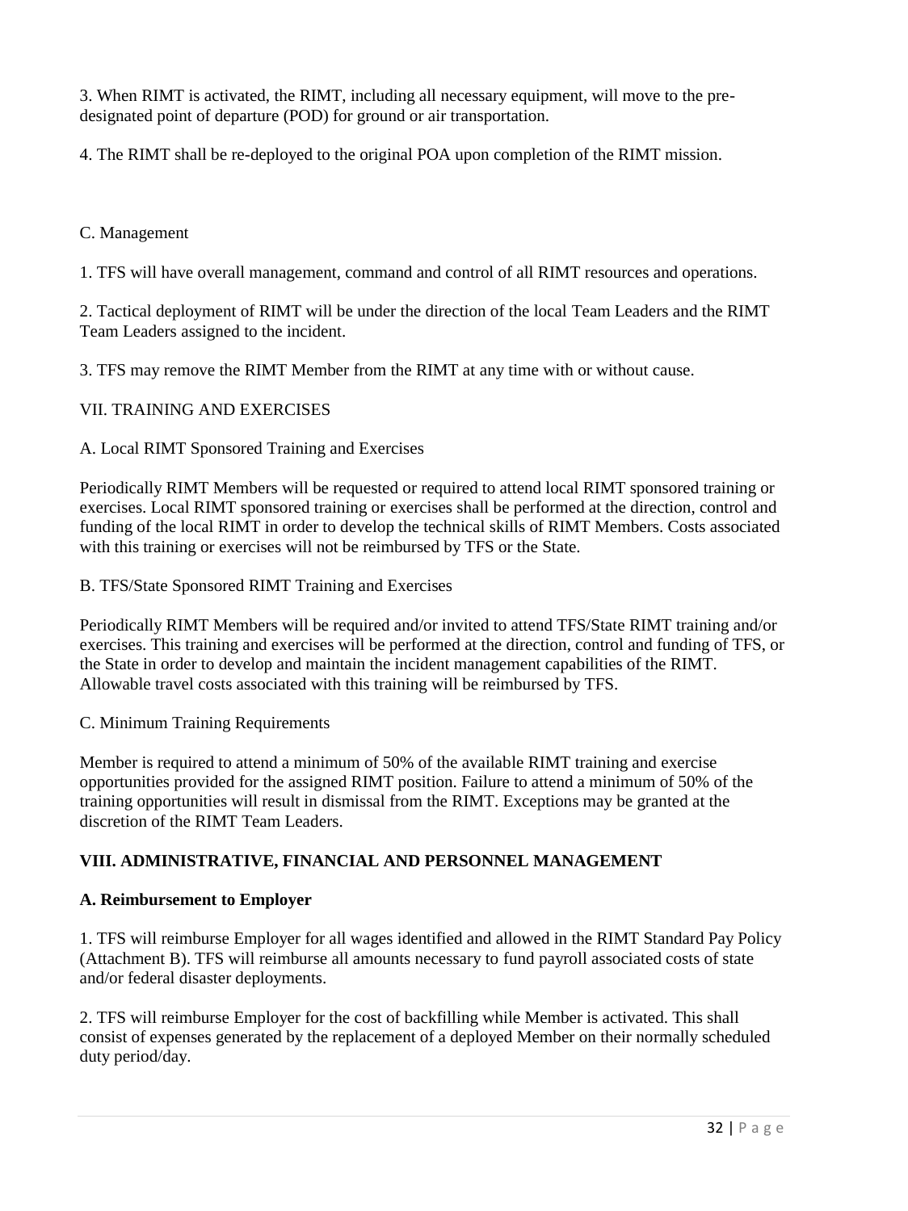3. When RIMT is activated, the RIMT, including all necessary equipment, will move to the pre-designated point of departure (POD) for ground or air transportation.

4. The RIMT shall be re-deployed to the original POA upon completion of the RIMT mission.

C. Management

1. TFS will have overall management, command and control of all RIMT resources and operations.

2. Tactical deployment of RIMT will be under the direction of the local Team Leaders and the RIMT Team Leaders assigned to the incident.

3. TFS may remove the RIMT Member from the RIMT at any time with or without cause.

VII. TRAINING AND EXERCISES

A. Local RIMT Sponsored Training and Exercises

Periodically RIMT Members will be requested or required to attend local RIMT sponsored training or exercises. Local RIMT sponsored training or exercises shall be performed at the direction, control and funding of the local RIMT in order to develop the technical skills of RIMT Members. Costs associated with this training or exercises will not be reimbursed by TFS or the State.

B. TFS/State Sponsored RIMT Training and Exercises

Periodically RIMT Members will be required and/or invited to attend TFS/State RIMT training and/or exercises. This training and exercises will be performed at the direction, control and funding of TFS, or the State in order to develop and maintain the incident management capabilities of the RIMT. Allowable travel costs associated with this training will be reimbursed by TFS.

C. Minimum Training Requirements

Member is required to attend a minimum of 50% of the available RIMT training and exercise opportunities provided for the assigned RIMT position. Failure to attend a minimum of 50% of the training opportunities will result in dismissal from the RIMT. Exceptions may be granted at the discretion of the RIMT Team Leaders.

**VIII. ADMINISTRATIVE, FINANCIAL AND PERSONNEL MANAGEMENT**

**A. Reimbursement to Employer**

1. TFS will reimburse Employer for all wages identified and allowed in the RIMT Standard Pay Policy (Attachment B). TFS will reimburse all amounts necessary to fund payroll associated costs of state and/or federal disaster deployments.

2. TFS will reimburse Employer for the cost of backfilling while Member is activated. This shall consist of expenses generated by the replacement of a deployed Member on their normally scheduled duty period/day.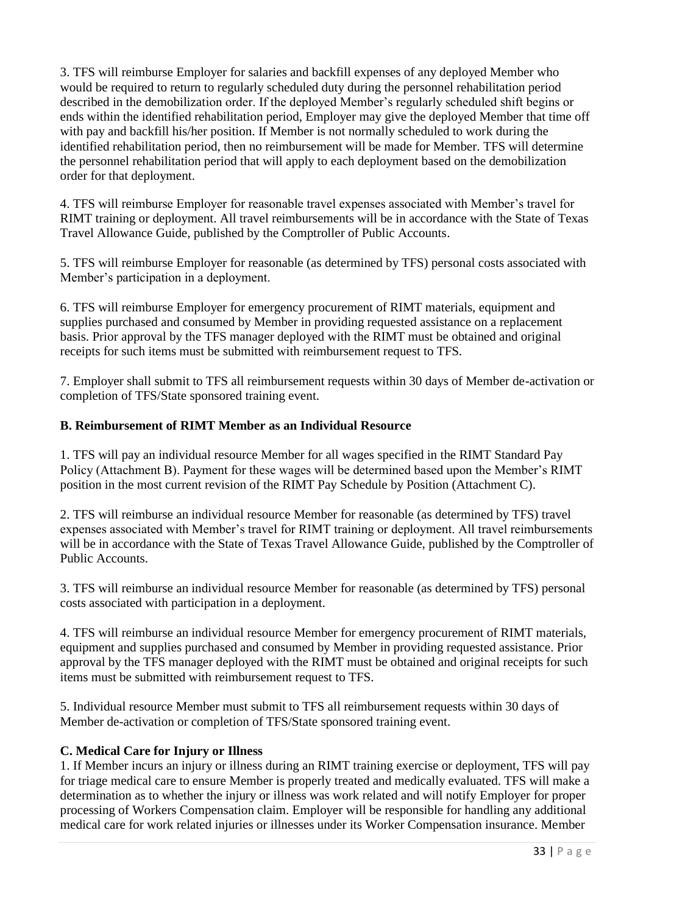3. TFS will reimburse Employer for salaries and backfill expenses of any deployed Member who would be required to return to regularly scheduled duty during the personnel rehabilitation period described in the demobilization order. If the deployed Member's regularly scheduled shift begins or ends within the identified rehabilitation period, Employer may give the deployed Member that time off with pay and backfill his/her position. If Member is not normally scheduled to work during the identified rehabilitation period, then no reimbursement will be made for Member. TFS will determine the personnel rehabilitation period that will apply to each deployment based on the demobilization order for that deployment.

4. TFS will reimburse Employer for reasonable travel expenses associated with Member's travel for RIMT training or deployment. All travel reimbursements will be in accordance with the State of Texas Travel Allowance Guide, published by the Comptroller of Public Accounts.

5. TFS will reimburse Employer for reasonable (as determined by TFS) personal costs associated with Member's participation in a deployment.

6. TFS will reimburse Employer for emergency procurement of RIMT materials, equipment and supplies purchased and consumed by Member in providing requested assistance on a replacement basis. Prior approval by the TFS manager deployed with the RIMT must be obtained and original receipts for such items must be submitted with reimbursement request to TFS.

7. Employer shall submit to TFS all reimbursement requests within 30 days of Member de-activation or completion of TFS/State sponsored training event.

**B. Reimbursement of RIMT Member as an Individual Resource**

1. TFS will pay an individual resource Member for all wages specified in the RIMT Standard Pay Policy (Attachment B). Payment for these wages will be determined based upon the Member's RIMT position in the most current revision of the RIMT Pay Schedule by Position (Attachment C).

2. TFS will reimburse an individual resource Member for reasonable (as determined by TFS) travel expenses associated with Member's travel for RIMT training or deployment. All travel reimbursements will be in accordance with the State of Texas Travel Allowance Guide, published by the Comptroller of Public Accounts.

3. TFS will reimburse an individual resource Member for reasonable (as determined by TFS) personal costs associated with participation in a deployment.

4. TFS will reimburse an individual resource Member for emergency procurement of RIMT materials, equipment and supplies purchased and consumed by Member in providing requested assistance. Prior approval by the TFS manager deployed with the RIMT must be obtained and original receipts for such items must be submitted with reimbursement request to TFS.

5. Individual resource Member must submit to TFS all reimbursement requests within 30 days of Member de-activation or completion of TFS/State sponsored training event.

**C. Medical Care for Injury or Illness**

1. If Member incurs an injury or illness during an RIMT training exercise or deployment, TFS will pay for triage medical care to ensure Member is properly treated and medically evaluated. TFS will make a determination as to whether the injury or illness was work related and will notify Employer for proper processing of Workers Compensation claim. Employer will be responsible for handling any additional medical care for work related injuries or illnesses under its Worker Compensation insurance. Member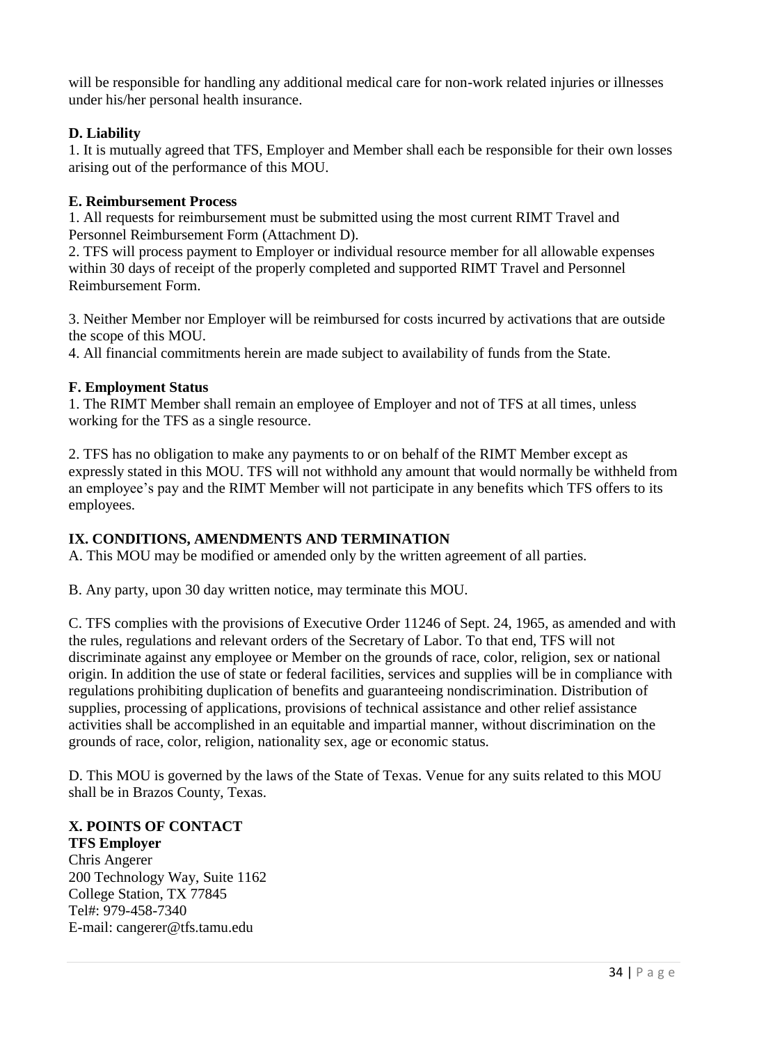will be responsible for handling any additional medical care for non-work related injuries or illnesses under his/her personal health insurance.

**D. Liability**

1. It is mutually agreed that TFS, Employer and Member shall each be responsible for their own losses arising out of the performance of this MOU.

**E. Reimbursement Process**

1. All requests for reimbursement must be submitted using the most current RIMT Travel and Personnel Reimbursement Form (Attachment D).
2. TFS will process payment to Employer or individual resource member for all allowable expenses within 30 days of receipt of the properly completed and supported RIMT Travel and Personnel Reimbursement Form.

3. Neither Member nor Employer will be reimbursed for costs incurred by activations that are outside the scope of this MOU.
4. All financial commitments herein are made subject to availability of funds from the State.

**F. Employment Status**

1. The RIMT Member shall remain an employee of Employer and not of TFS at all times, unless working for the TFS as a single resource.

2. TFS has no obligation to make any payments to or on behalf of the RIMT Member except as expressly stated in this MOU. TFS will not withhold any amount that would normally be withheld from an employee's pay and the RIMT Member will not participate in any benefits which TFS offers to its employees.

## IX. CONDITIONS, AMENDMENTS AND TERMINATION

A. This MOU may be modified or amended only by the written agreement of all parties.

B. Any party, upon 30 day written notice, may terminate this MOU.

C. TFS complies with the provisions of Executive Order 11246 of Sept. 24, 1965, as amended and with the rules, regulations and relevant orders of the Secretary of Labor. To that end, TFS will not discriminate against any employee or Member on the grounds of race, color, religion, sex or national origin. In addition the use of state or federal facilities, services and supplies will be in compliance with regulations prohibiting duplication of benefits and guaranteeing nondiscrimination. Distribution of supplies, processing of applications, provisions of technical assistance and other relief assistance activities shall be accomplished in an equitable and impartial manner, without discrimination on the grounds of race, color, religion, nationality sex, age or economic status.

D. This MOU is governed by the laws of the State of Texas. Venue for any suits related to this MOU shall be in Brazos County, Texas.

## X. POINTS OF CONTACT

**TFS Employer**

Chris Angerer
200 Technology Way, Suite 1162
College Station, TX 77845
Tel#: 979-458-7340
E-mail: cangerer@tfs.tamu.edu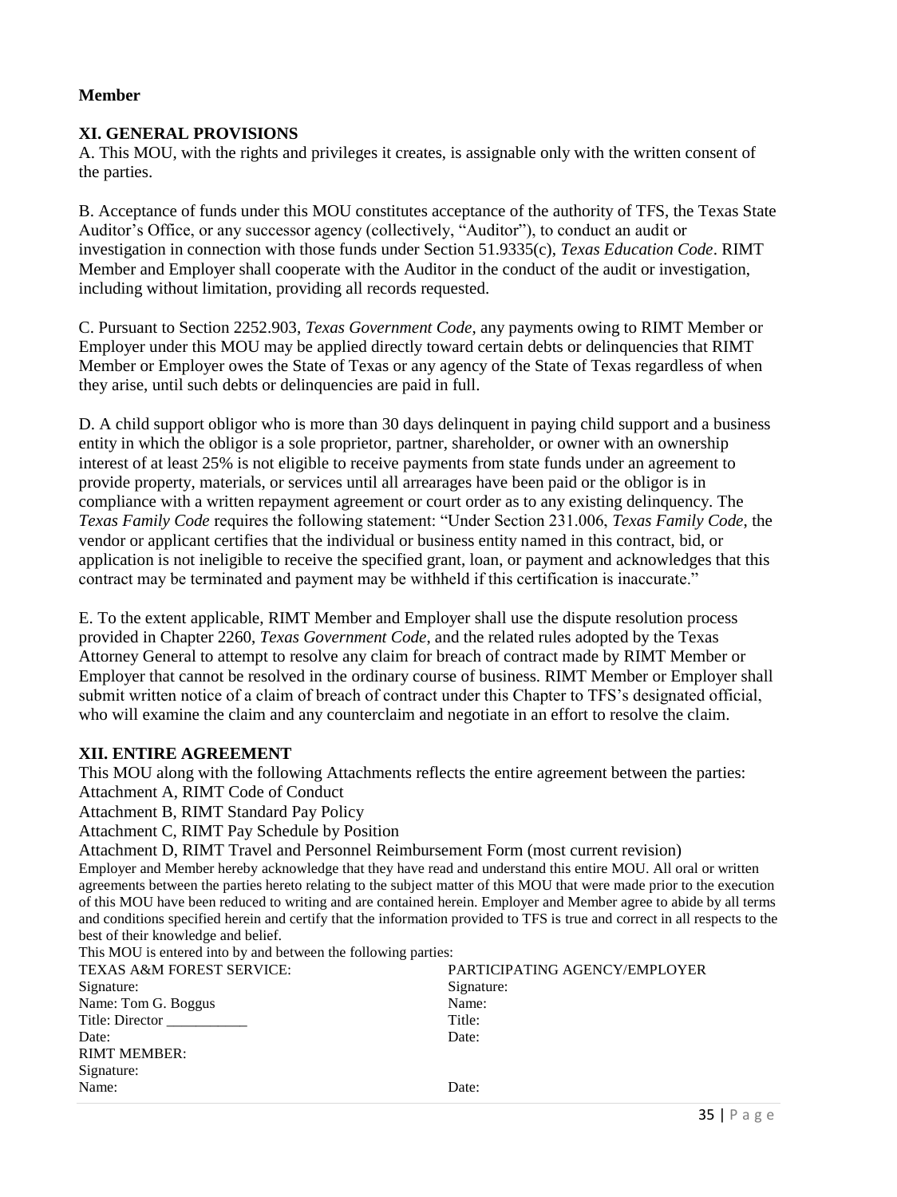**Member**

**XI. GENERAL PROVISIONS**

A. This MOU, with the rights and privileges it creates, is assignable only with the written consent of the parties.

B. Acceptance of funds under this MOU constitutes acceptance of the authority of TFS, the Texas State Auditor's Office, or any successor agency (collectively, "Auditor"), to conduct an audit or investigation in connection with those funds under Section 51.9335(c), *Texas Education Code*. RIMT Member and Employer shall cooperate with the Auditor in the conduct of the audit or investigation, including without limitation, providing all records requested.

C. Pursuant to Section 2252.903, *Texas Government Code*, any payments owing to RIMT Member or Employer under this MOU may be applied directly toward certain debts or delinquencies that RIMT Member or Employer owes the State of Texas or any agency of the State of Texas regardless of when they arise, until such debts or delinquencies are paid in full.

D. A child support obligor who is more than 30 days delinquent in paying child support and a business entity in which the obligor is a sole proprietor, partner, shareholder, or owner with an ownership interest of at least 25% is not eligible to receive payments from state funds under an agreement to provide property, materials, or services until all arrearages have been paid or the obligor is in compliance with a written repayment agreement or court order as to any existing delinquency. The *Texas Family Code* requires the following statement: "Under Section 231.006, *Texas Family Code*, the vendor or applicant certifies that the individual or business entity named in this contract, bid, or application is not ineligible to receive the specified grant, loan, or payment and acknowledges that this contract may be terminated and payment may be withheld if this certification is inaccurate."

E. To the extent applicable, RIMT Member and Employer shall use the dispute resolution process provided in Chapter 2260, *Texas Government Code*, and the related rules adopted by the Texas Attorney General to attempt to resolve any claim for breach of contract made by RIMT Member or Employer that cannot be resolved in the ordinary course of business. RIMT Member or Employer shall submit written notice of a claim of breach of contract under this Chapter to TFS's designated official, who will examine the claim and any counterclaim and negotiate in an effort to resolve the claim.

**XII. ENTIRE AGREEMENT**

This MOU along with the following Attachments reflects the entire agreement between the parties:

Attachment A, RIMT Code of Conduct

Attachment B, RIMT Standard Pay Policy

Attachment C, RIMT Pay Schedule by Position

Attachment D, RIMT Travel and Personnel Reimbursement Form (most current revision)

Employer and Member hereby acknowledge that they have read and understand this entire MOU. All oral or written agreements between the parties hereto relating to the subject matter of this MOU that were made prior to the execution of this MOU have been reduced to writing and are contained herein. Employer and Member agree to abide by all terms and conditions specified herein and certify that the information provided to TFS is true and correct in all respects to the best of their knowledge and belief.

This MOU is entered into by and between the following parties:

| TEXAS A&M FOREST SERVICE: | PARTICIPATING AGENCY/EMPLOYER |
|---|---|
| Signature: | Signature: |
| Name: Tom G. Boggus | Name: |
| Title: Director ___________ | Title: |
| Date: | Date: |
| RIMT MEMBER: | |
| Signature: | |
| Name: | Date: |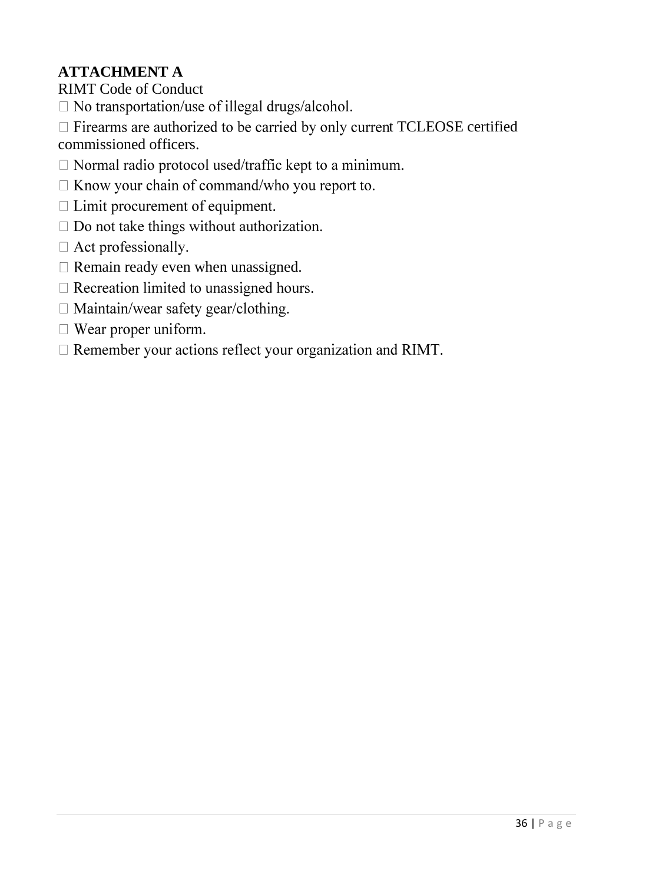**ATTACHMENT A**

RIMT Code of Conduct

- No transportation/use of illegal drugs/alcohol.
- Firearms are authorized to be carried by only current TCLEOSE certified commissioned officers.
- Normal radio protocol used/traffic kept to a minimum.
- Know your chain of command/who you report to.
- Limit procurement of equipment.
- Do not take things without authorization.
- Act professionally.
- Remain ready even when unassigned.
- Recreation limited to unassigned hours.
- Maintain/wear safety gear/clothing.
- Wear proper uniform.
- Remember your actions reflect your organization and RIMT.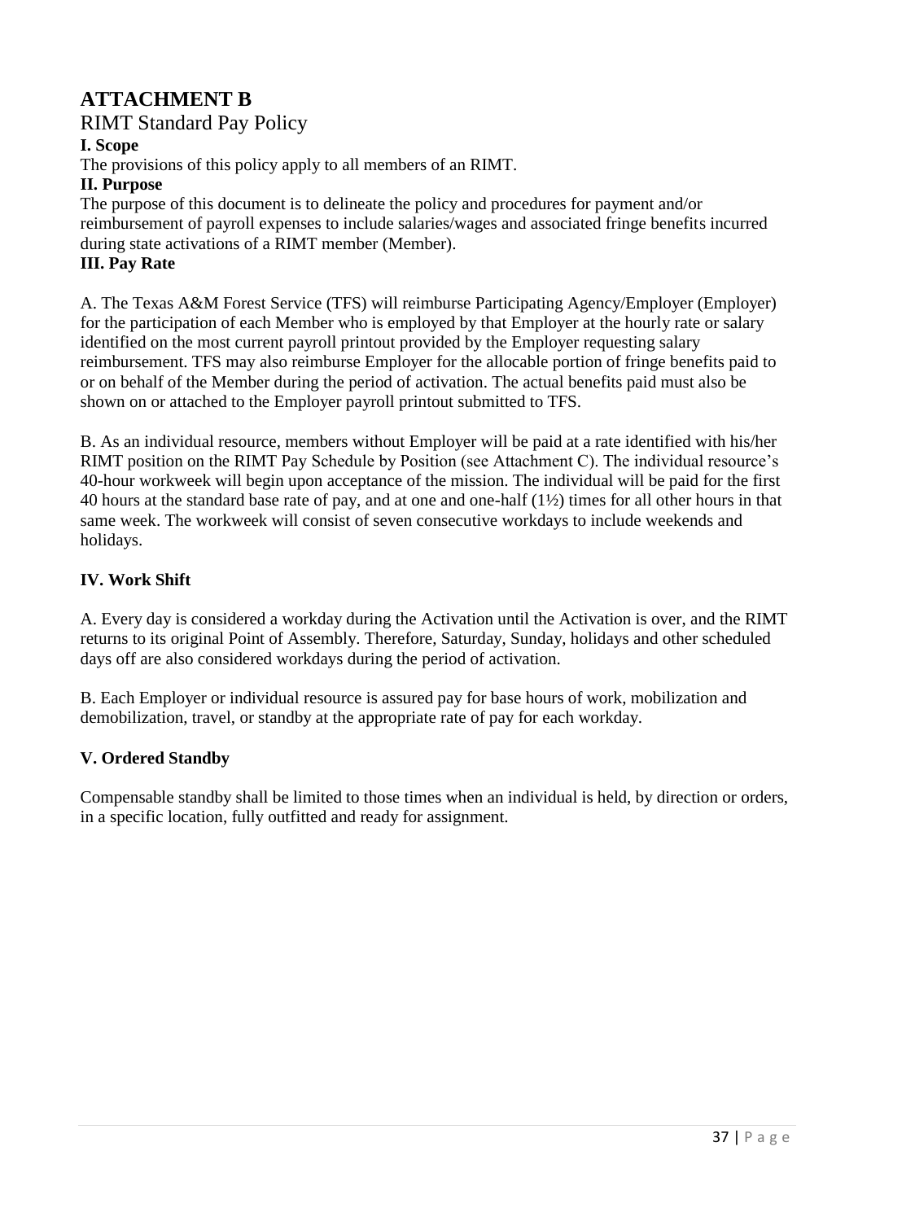# ATTACHMENT B

## RIMT Standard Pay Policy

**I. Scope**

The provisions of this policy apply to all members of an RIMT.

**II. Purpose**

The purpose of this document is to delineate the policy and procedures for payment and/or reimbursement of payroll expenses to include salaries/wages and associated fringe benefits incurred during state activations of a RIMT member (Member).

**III. Pay Rate**

A. The Texas A&M Forest Service (TFS) will reimburse Participating Agency/Employer (Employer) for the participation of each Member who is employed by that Employer at the hourly rate or salary identified on the most current payroll printout provided by the Employer requesting salary reimbursement. TFS may also reimburse Employer for the allocable portion of fringe benefits paid to or on behalf of the Member during the period of activation. The actual benefits paid must also be shown on or attached to the Employer payroll printout submitted to TFS.

B. As an individual resource, members without Employer will be paid at a rate identified with his/her RIMT position on the RIMT Pay Schedule by Position (see Attachment C). The individual resource's 40-hour workweek will begin upon acceptance of the mission. The individual will be paid for the first 40 hours at the standard base rate of pay, and at one and one-half (1½) times for all other hours in that same week. The workweek will consist of seven consecutive workdays to include weekends and holidays.

**IV. Work Shift**

A. Every day is considered a workday during the Activation until the Activation is over, and the RIMT returns to its original Point of Assembly. Therefore, Saturday, Sunday, holidays and other scheduled days off are also considered workdays during the period of activation.

B. Each Employer or individual resource is assured pay for base hours of work, mobilization and demobilization, travel, or standby at the appropriate rate of pay for each workday.

**V. Ordered Standby**

Compensable standby shall be limited to those times when an individual is held, by direction or orders, in a specific location, fully outfitted and ready for assignment.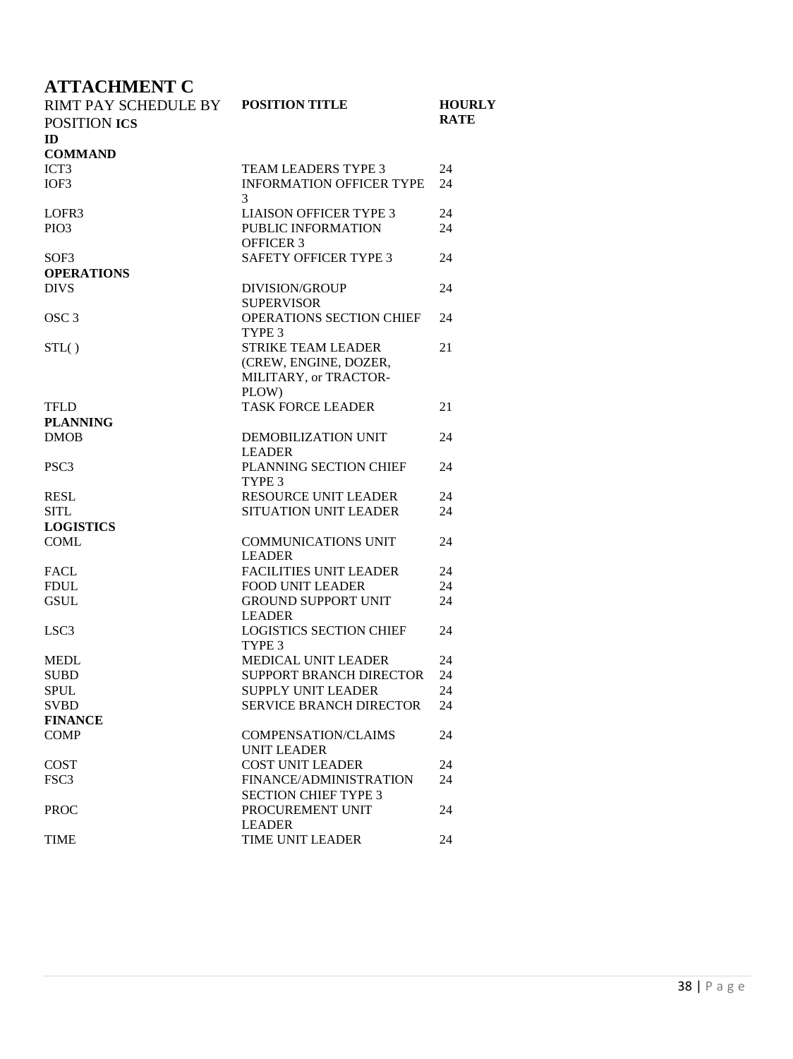# ATTACHMENT C

| RIMT PAY SCHEDULE BY POSITION **ICS ID** | **POSITION TITLE** | **HOURLY RATE** |
|---|---|---|
| **COMMAND** | | |
| ICT3 | TEAM LEADERS TYPE 3 | 24 |
| IOF3 | INFORMATION OFFICER TYPE 3 | 24 |
| LOFR3 | LIAISON OFFICER TYPE 3 | 24 |
| PIO3 | PUBLIC INFORMATION OFFICER 3 | 24 |
| SOF3 | SAFETY OFFICER TYPE 3 | 24 |
| **OPERATIONS** | | |
| DIVS | DIVISION/GROUP SUPERVISOR | 24 |
| OSC 3 | OPERATIONS SECTION CHIEF TYPE 3 | 24 |
| STL( ) | STRIKE TEAM LEADER (CREW, ENGINE, DOZER, MILITARY, or TRACTOR-PLOW) | 21 |
| TFLD | TASK FORCE LEADER | 21 |
| **PLANNING** | | |
| DMOB | DEMOBILIZATION UNIT LEADER | 24 |
| PSC3 | PLANNING SECTION CHIEF TYPE 3 | 24 |
| RESL | RESOURCE UNIT LEADER | 24 |
| SITL | SITUATION UNIT LEADER | 24 |
| **LOGISTICS** | | |
| COML | COMMUNICATIONS UNIT LEADER | 24 |
| FACL | FACILITIES UNIT LEADER | 24 |
| FDUL | FOOD UNIT LEADER | 24 |
| GSUL | GROUND SUPPORT UNIT LEADER | 24 |
| LSC3 | LOGISTICS SECTION CHIEF TYPE 3 | 24 |
| MEDL | MEDICAL UNIT LEADER | 24 |
| SUBD | SUPPORT BRANCH DIRECTOR | 24 |
| SPUL | SUPPLY UNIT LEADER | 24 |
| SVBD | SERVICE BRANCH DIRECTOR | 24 |
| **FINANCE** | | |
| COMP | COMPENSATION/CLAIMS UNIT LEADER | 24 |
| COST | COST UNIT LEADER | 24 |
| FSC3 | FINANCE/ADMINISTRATION SECTION CHIEF TYPE 3 | 24 |
| PROC | PROCUREMENT UNIT LEADER | 24 |
| TIME | TIME UNIT LEADER | 24 |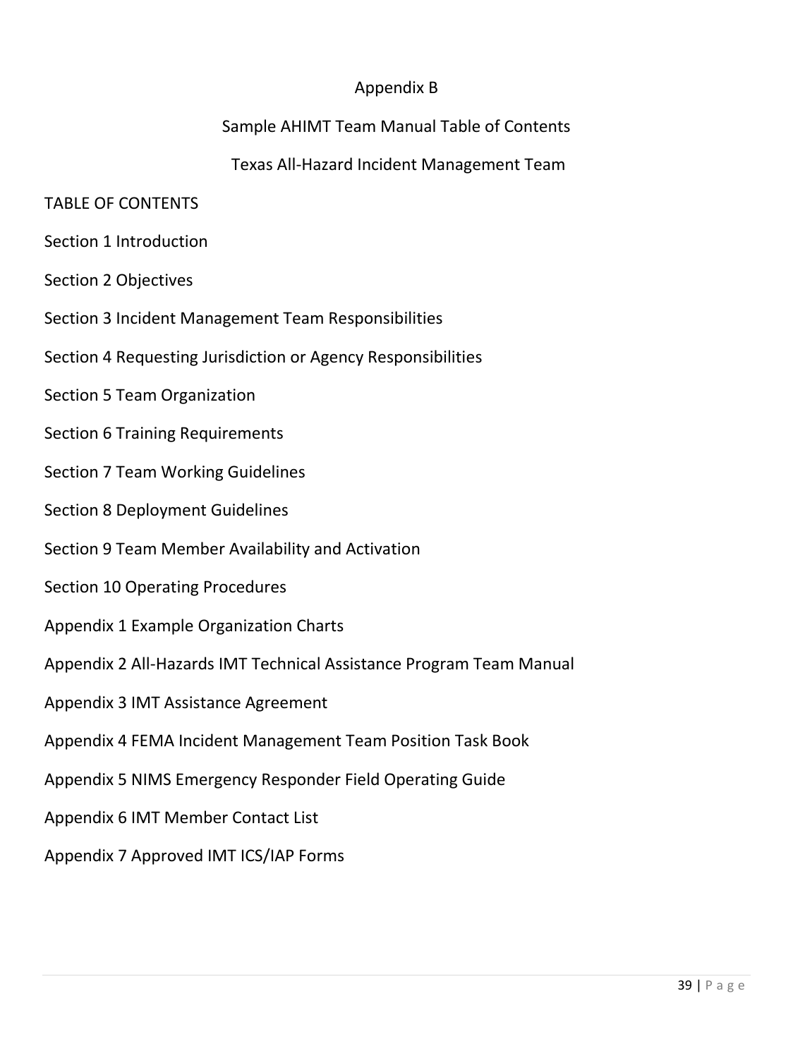# Appendix B

## Sample AHIMT Team Manual Table of Contents

## Texas All-Hazard Incident Management Team

TABLE OF CONTENTS

Section 1 Introduction

Section 2 Objectives

Section 3 Incident Management Team Responsibilities

Section 4 Requesting Jurisdiction or Agency Responsibilities

Section 5 Team Organization

Section 6 Training Requirements

Section 7 Team Working Guidelines

Section 8 Deployment Guidelines

Section 9 Team Member Availability and Activation

Section 10 Operating Procedures

Appendix 1 Example Organization Charts

Appendix 2 All-Hazards IMT Technical Assistance Program Team Manual

Appendix 3 IMT Assistance Agreement

Appendix 4 FEMA Incident Management Team Position Task Book

Appendix 5 NIMS Emergency Responder Field Operating Guide

Appendix 6 IMT Member Contact List

Appendix 7 Approved IMT ICS/IAP Forms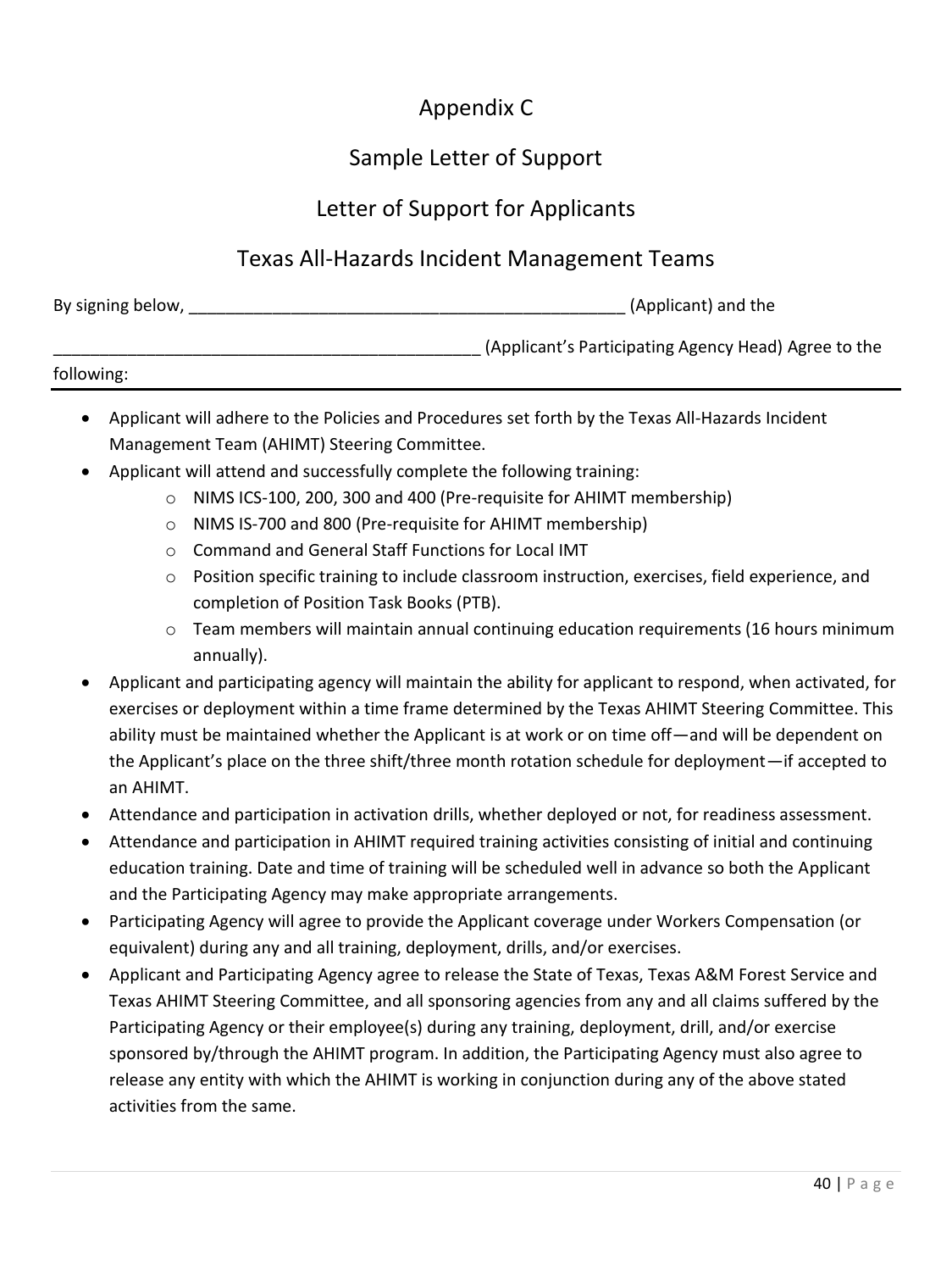# Appendix C

## Sample Letter of Support

## Letter of Support for Applicants

## Texas All-Hazards Incident Management Teams

By signing below, ________________________________________________ (Applicant) and the

________________________________________________ (Applicant's Participating Agency Head) Agree to the following:

---

- Applicant will adhere to the Policies and Procedures set forth by the Texas All-Hazards Incident Management Team (AHIMT) Steering Committee.
- Applicant will attend and successfully complete the following training:
  - NIMS ICS-100, 200, 300 and 400 (Pre-requisite for AHIMT membership)
  - NIMS IS-700 and 800 (Pre-requisite for AHIMT membership)
  - Command and General Staff Functions for Local IMT
  - Position specific training to include classroom instruction, exercises, field experience, and completion of Position Task Books (PTB).
  - Team members will maintain annual continuing education requirements (16 hours minimum annually).
- Applicant and participating agency will maintain the ability for applicant to respond, when activated, for exercises or deployment within a time frame determined by the Texas AHIMT Steering Committee. This ability must be maintained whether the Applicant is at work or on time off—and will be dependent on the Applicant's place on the three shift/three month rotation schedule for deployment—if accepted to an AHIMT.
- Attendance and participation in activation drills, whether deployed or not, for readiness assessment.
- Attendance and participation in AHIMT required training activities consisting of initial and continuing education training. Date and time of training will be scheduled well in advance so both the Applicant and the Participating Agency may make appropriate arrangements.
- Participating Agency will agree to provide the Applicant coverage under Workers Compensation (or equivalent) during any and all training, deployment, drills, and/or exercises.
- Applicant and Participating Agency agree to release the State of Texas, Texas A&M Forest Service and Texas AHIMT Steering Committee, and all sponsoring agencies from any and all claims suffered by the Participating Agency or their employee(s) during any training, deployment, drill, and/or exercise sponsored by/through the AHIMT program. In addition, the Participating Agency must also agree to release any entity with which the AHIMT is working in conjunction during any of the above stated activities from the same.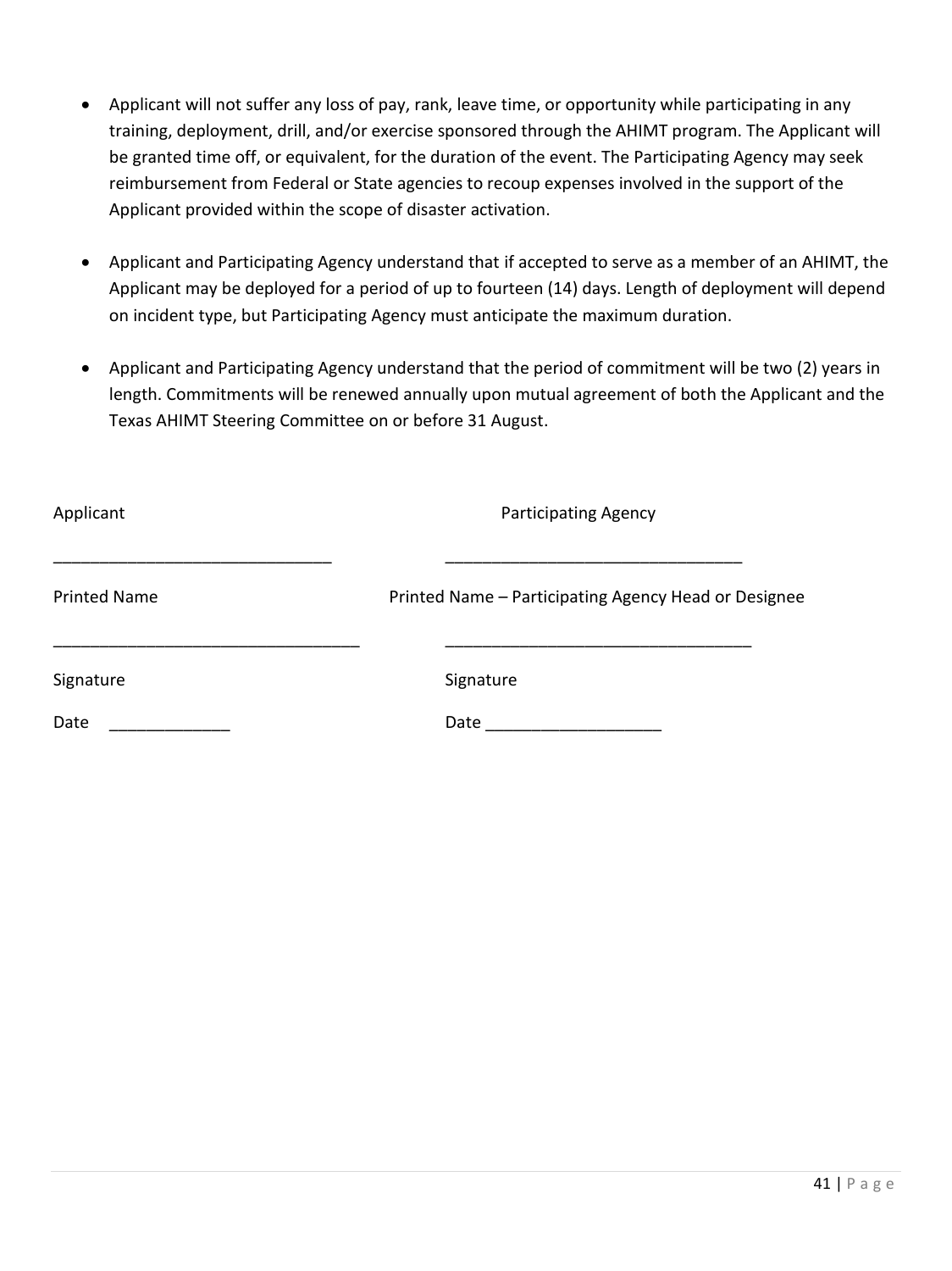- Applicant will not suffer any loss of pay, rank, leave time, or opportunity while participating in any training, deployment, drill, and/or exercise sponsored through the AHIMT program. The Applicant will be granted time off, or equivalent, for the duration of the event. The Participating Agency may seek reimbursement from Federal or State agencies to recoup expenses involved in the support of the Applicant provided within the scope of disaster activation.

- Applicant and Participating Agency understand that if accepted to serve as a member of an AHIMT, the Applicant may be deployed for a period of up to fourteen (14) days. Length of deployment will depend on incident type, but Participating Agency must anticipate the maximum duration.

- Applicant and Participating Agency understand that the period of commitment will be two (2) years in length. Commitments will be renewed annually upon mutual agreement of both the Applicant and the Texas AHIMT Steering Committee on or before 31 August.

Applicant

______________________________

Printed Name

________________________________

Signature

Date _____________

Participating Agency

________________________________

Printed Name – Participating Agency Head or Designee

_________________________________

Signature

Date ___________________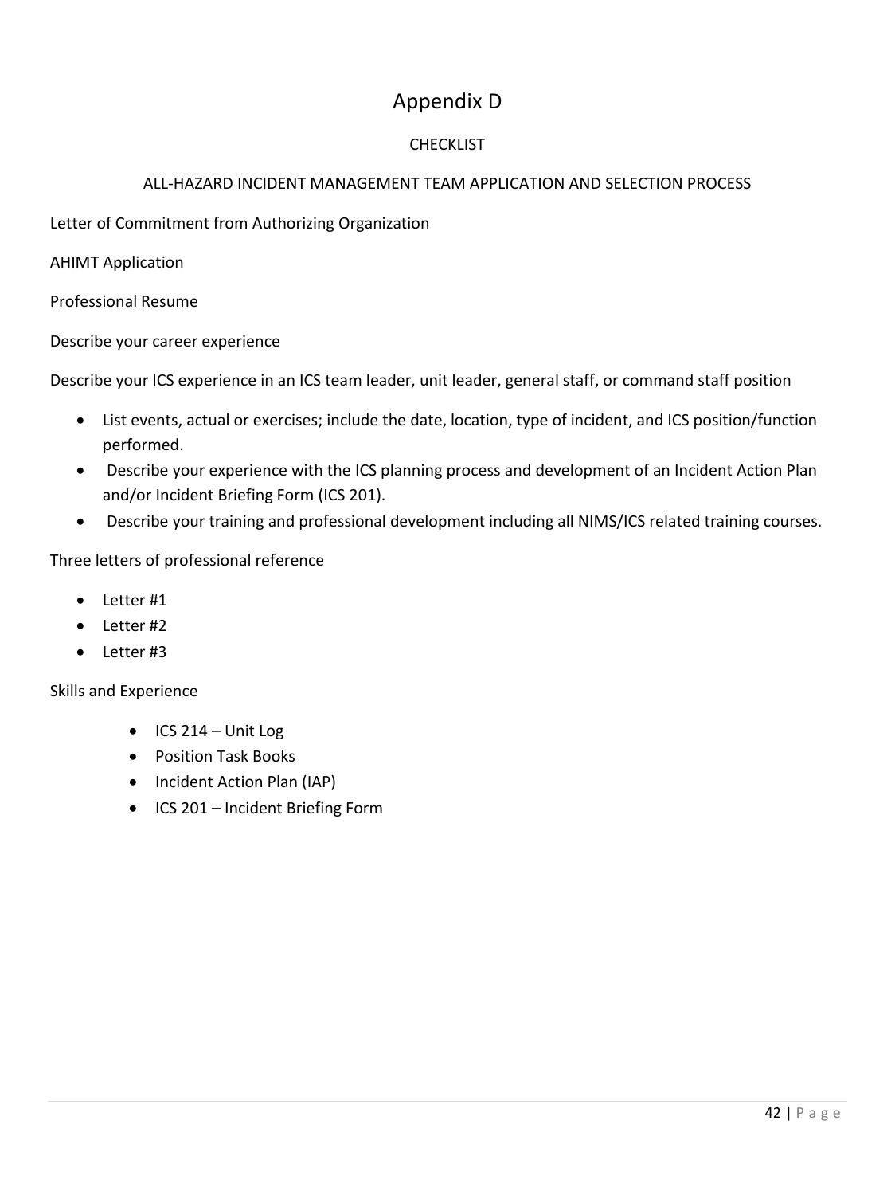# Appendix D

CHECKLIST

ALL-HAZARD INCIDENT MANAGEMENT TEAM APPLICATION AND SELECTION PROCESS

Letter of Commitment from Authorizing Organization

AHIMT Application

Professional Resume

Describe your career experience

Describe your ICS experience in an ICS team leader, unit leader, general staff, or command staff position

- List events, actual or exercises; include the date, location, type of incident, and ICS position/function performed.
- Describe your experience with the ICS planning process and development of an Incident Action Plan and/or Incident Briefing Form (ICS 201).
- Describe your training and professional development including all NIMS/ICS related training courses.

Three letters of professional reference

- Letter #1
- Letter #2
- Letter #3

Skills and Experience

- ICS 214 – Unit Log
- Position Task Books
- Incident Action Plan (IAP)
- ICS 201 – Incident Briefing Form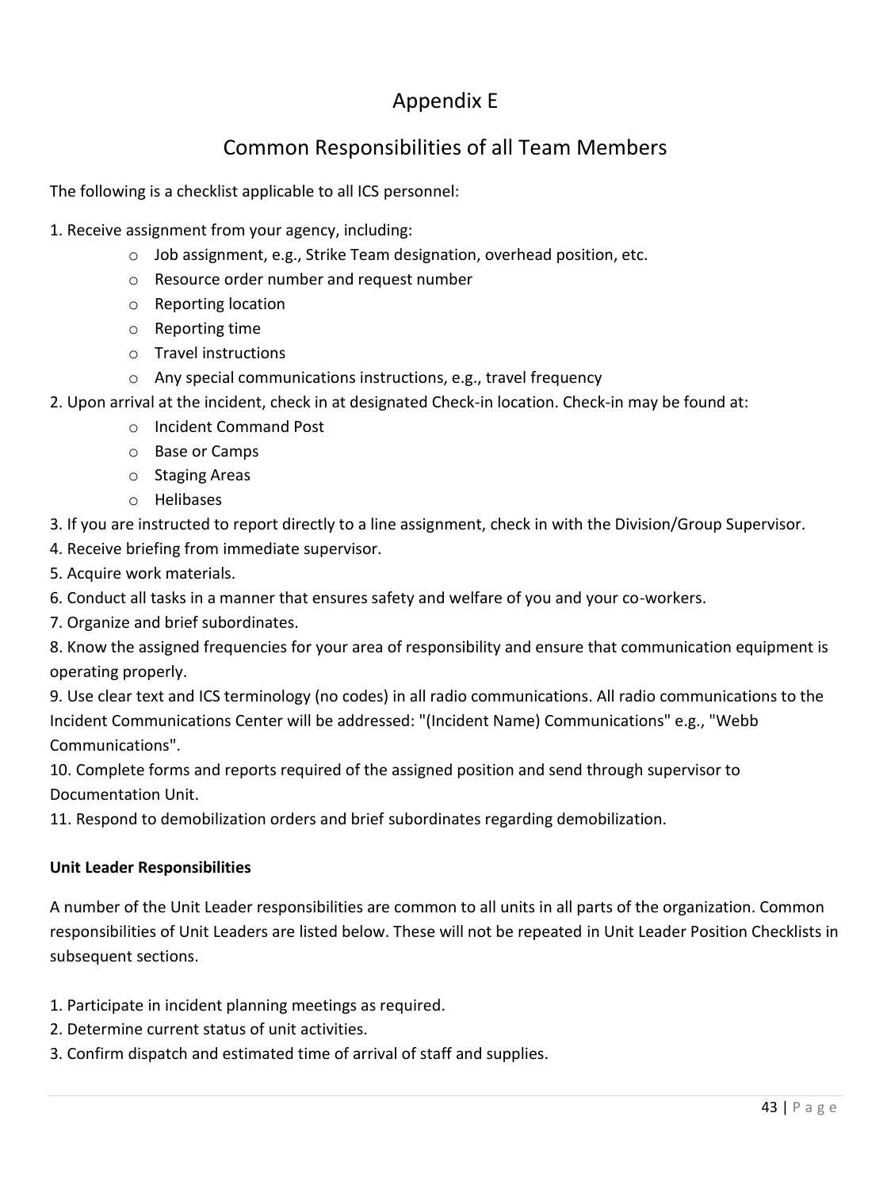# Appendix E

## Common Responsibilities of all Team Members

The following is a checklist applicable to all ICS personnel:

1. Receive assignment from your agency, including:
    - Job assignment, e.g., Strike Team designation, overhead position, etc.
    - Resource order number and request number
    - Reporting location
    - Reporting time
    - Travel instructions
    - Any special communications instructions, e.g., travel frequency
2. Upon arrival at the incident, check in at designated Check-in location. Check-in may be found at:
    - Incident Command Post
    - Base or Camps
    - Staging Areas
    - Helibases
3. If you are instructed to report directly to a line assignment, check in with the Division/Group Supervisor.
4. Receive briefing from immediate supervisor.
5. Acquire work materials.
6. Conduct all tasks in a manner that ensures safety and welfare of you and your co-workers.
7. Organize and brief subordinates.
8. Know the assigned frequencies for your area of responsibility and ensure that communication equipment is operating properly.
9. Use clear text and ICS terminology (no codes) in all radio communications. All radio communications to the Incident Communications Center will be addressed: "(Incident Name) Communications" e.g., "Webb Communications".
10. Complete forms and reports required of the assigned position and send through supervisor to Documentation Unit.
11. Respond to demobilization orders and brief subordinates regarding demobilization.

**Unit Leader Responsibilities**

A number of the Unit Leader responsibilities are common to all units in all parts of the organization. Common responsibilities of Unit Leaders are listed below. These will not be repeated in Unit Leader Position Checklists in subsequent sections.

1. Participate in incident planning meetings as required.
2. Determine current status of unit activities.
3. Confirm dispatch and estimated time of arrival of staff and supplies.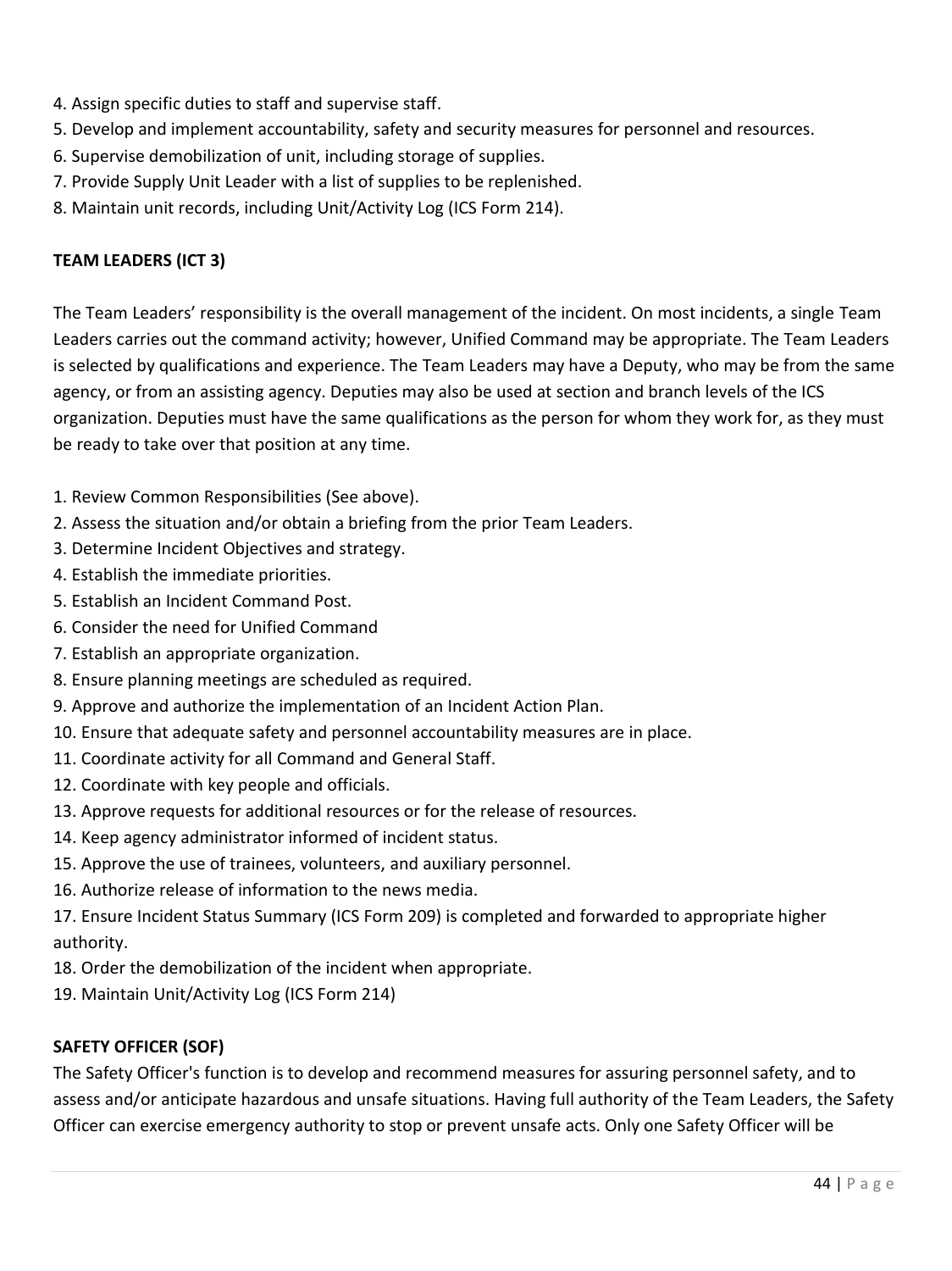4. Assign specific duties to staff and supervise staff.
5. Develop and implement accountability, safety and security measures for personnel and resources.
6. Supervise demobilization of unit, including storage of supplies.
7. Provide Supply Unit Leader with a list of supplies to be replenished.
8. Maintain unit records, including Unit/Activity Log (ICS Form 214).

**TEAM LEADERS (ICT 3)**

The Team Leaders' responsibility is the overall management of the incident. On most incidents, a single Team Leaders carries out the command activity; however, Unified Command may be appropriate. The Team Leaders is selected by qualifications and experience. The Team Leaders may have a Deputy, who may be from the same agency, or from an assisting agency. Deputies may also be used at section and branch levels of the ICS organization. Deputies must have the same qualifications as the person for whom they work for, as they must be ready to take over that position at any time.

1. Review Common Responsibilities (See above).
2. Assess the situation and/or obtain a briefing from the prior Team Leaders.
3. Determine Incident Objectives and strategy.
4. Establish the immediate priorities.
5. Establish an Incident Command Post.
6. Consider the need for Unified Command
7. Establish an appropriate organization.
8. Ensure planning meetings are scheduled as required.
9. Approve and authorize the implementation of an Incident Action Plan.
10. Ensure that adequate safety and personnel accountability measures are in place.
11. Coordinate activity for all Command and General Staff.
12. Coordinate with key people and officials.
13. Approve requests for additional resources or for the release of resources.
14. Keep agency administrator informed of incident status.
15. Approve the use of trainees, volunteers, and auxiliary personnel.
16. Authorize release of information to the news media.
17. Ensure Incident Status Summary (ICS Form 209) is completed and forwarded to appropriate higher authority.
18. Order the demobilization of the incident when appropriate.
19. Maintain Unit/Activity Log (ICS Form 214)

**SAFETY OFFICER (SOF)**

The Safety Officer's function is to develop and recommend measures for assuring personnel safety, and to assess and/or anticipate hazardous and unsafe situations. Having full authority of the Team Leaders, the Safety Officer can exercise emergency authority to stop or prevent unsafe acts. Only one Safety Officer will be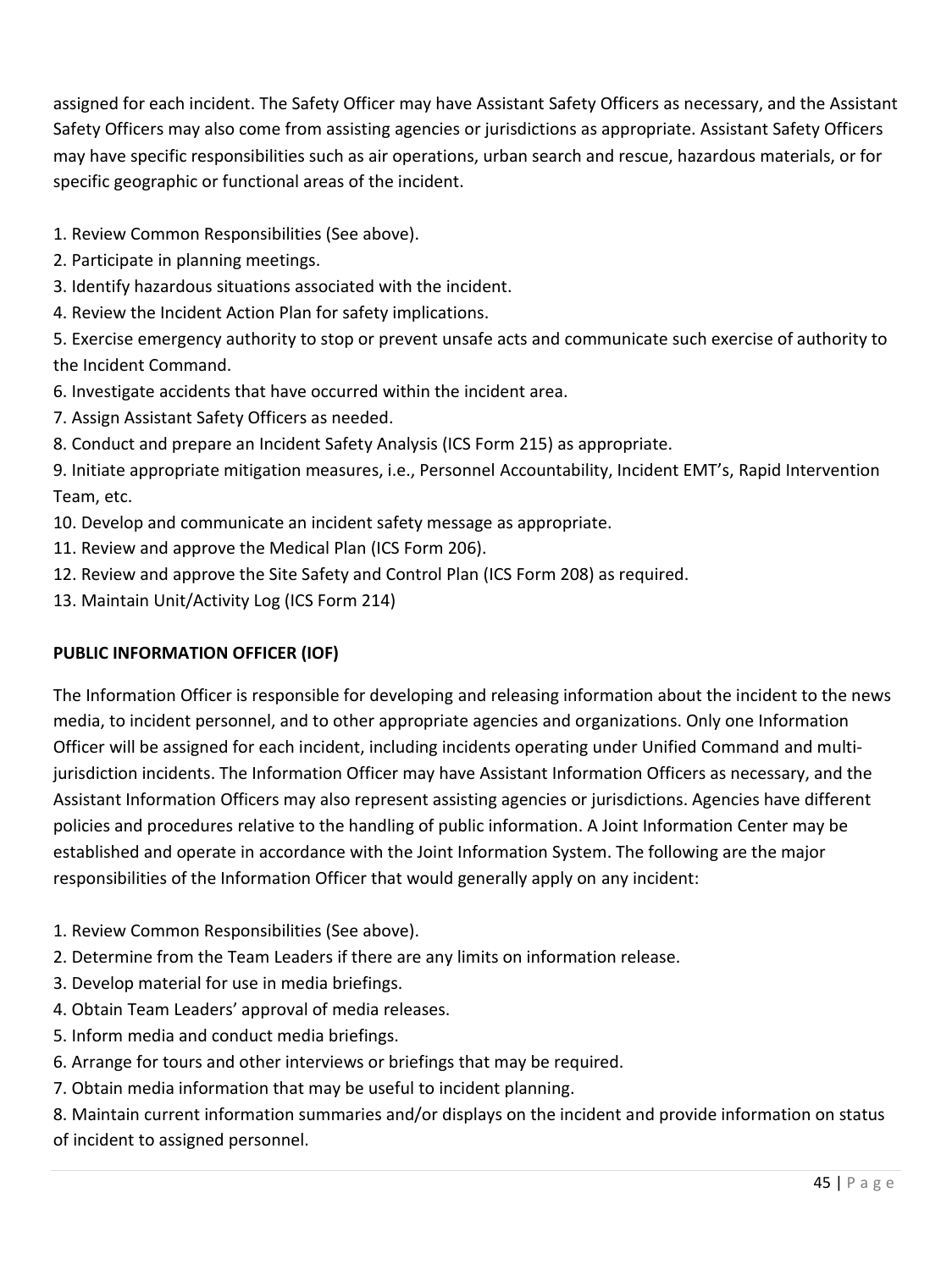assigned for each incident. The Safety Officer may have Assistant Safety Officers as necessary, and the Assistant Safety Officers may also come from assisting agencies or jurisdictions as appropriate. Assistant Safety Officers may have specific responsibilities such as air operations, urban search and rescue, hazardous materials, or for specific geographic or functional areas of the incident.

1. Review Common Responsibilities (See above).
2. Participate in planning meetings.
3. Identify hazardous situations associated with the incident.
4. Review the Incident Action Plan for safety implications.
5. Exercise emergency authority to stop or prevent unsafe acts and communicate such exercise of authority to the Incident Command.
6. Investigate accidents that have occurred within the incident area.
7. Assign Assistant Safety Officers as needed.
8. Conduct and prepare an Incident Safety Analysis (ICS Form 215) as appropriate.
9. Initiate appropriate mitigation measures, i.e., Personnel Accountability, Incident EMT's, Rapid Intervention Team, etc.
10. Develop and communicate an incident safety message as appropriate.
11. Review and approve the Medical Plan (ICS Form 206).
12. Review and approve the Site Safety and Control Plan (ICS Form 208) as required.
13. Maintain Unit/Activity Log (ICS Form 214)

**PUBLIC INFORMATION OFFICER (IOF)**

The Information Officer is responsible for developing and releasing information about the incident to the news media, to incident personnel, and to other appropriate agencies and organizations. Only one Information Officer will be assigned for each incident, including incidents operating under Unified Command and multi-jurisdiction incidents. The Information Officer may have Assistant Information Officers as necessary, and the Assistant Information Officers may also represent assisting agencies or jurisdictions. Agencies have different policies and procedures relative to the handling of public information. A Joint Information Center may be established and operate in accordance with the Joint Information System. The following are the major responsibilities of the Information Officer that would generally apply on any incident:

1. Review Common Responsibilities (See above).
2. Determine from the Team Leaders if there are any limits on information release.
3. Develop material for use in media briefings.
4. Obtain Team Leaders' approval of media releases.
5. Inform media and conduct media briefings.
6. Arrange for tours and other interviews or briefings that may be required.
7. Obtain media information that may be useful to incident planning.
8. Maintain current information summaries and/or displays on the incident and provide information on status of incident to assigned personnel.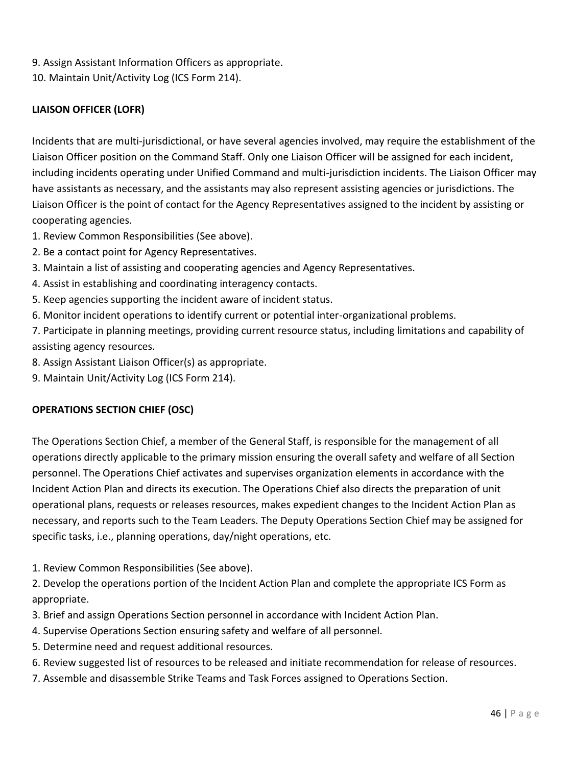9. Assign Assistant Information Officers as appropriate.
10. Maintain Unit/Activity Log (ICS Form 214).

**LIAISON OFFICER (LOFR)**

Incidents that are multi-jurisdictional, or have several agencies involved, may require the establishment of the Liaison Officer position on the Command Staff. Only one Liaison Officer will be assigned for each incident, including incidents operating under Unified Command and multi-jurisdiction incidents. The Liaison Officer may have assistants as necessary, and the assistants may also represent assisting agencies or jurisdictions. The Liaison Officer is the point of contact for the Agency Representatives assigned to the incident by assisting or cooperating agencies.

1. Review Common Responsibilities (See above).
2. Be a contact point for Agency Representatives.
3. Maintain a list of assisting and cooperating agencies and Agency Representatives.
4. Assist in establishing and coordinating interagency contacts.
5. Keep agencies supporting the incident aware of incident status.
6. Monitor incident operations to identify current or potential inter-organizational problems.
7. Participate in planning meetings, providing current resource status, including limitations and capability of assisting agency resources.
8. Assign Assistant Liaison Officer(s) as appropriate.
9. Maintain Unit/Activity Log (ICS Form 214).

**OPERATIONS SECTION CHIEF (OSC)**

The Operations Section Chief, a member of the General Staff, is responsible for the management of all operations directly applicable to the primary mission ensuring the overall safety and welfare of all Section personnel. The Operations Chief activates and supervises organization elements in accordance with the Incident Action Plan and directs its execution. The Operations Chief also directs the preparation of unit operational plans, requests or releases resources, makes expedient changes to the Incident Action Plan as necessary, and reports such to the Team Leaders. The Deputy Operations Section Chief may be assigned for specific tasks, i.e., planning operations, day/night operations, etc.

1. Review Common Responsibilities (See above).
2. Develop the operations portion of the Incident Action Plan and complete the appropriate ICS Form as appropriate.
3. Brief and assign Operations Section personnel in accordance with Incident Action Plan.
4. Supervise Operations Section ensuring safety and welfare of all personnel.
5. Determine need and request additional resources.
6. Review suggested list of resources to be released and initiate recommendation for release of resources.
7. Assemble and disassemble Strike Teams and Task Forces assigned to Operations Section.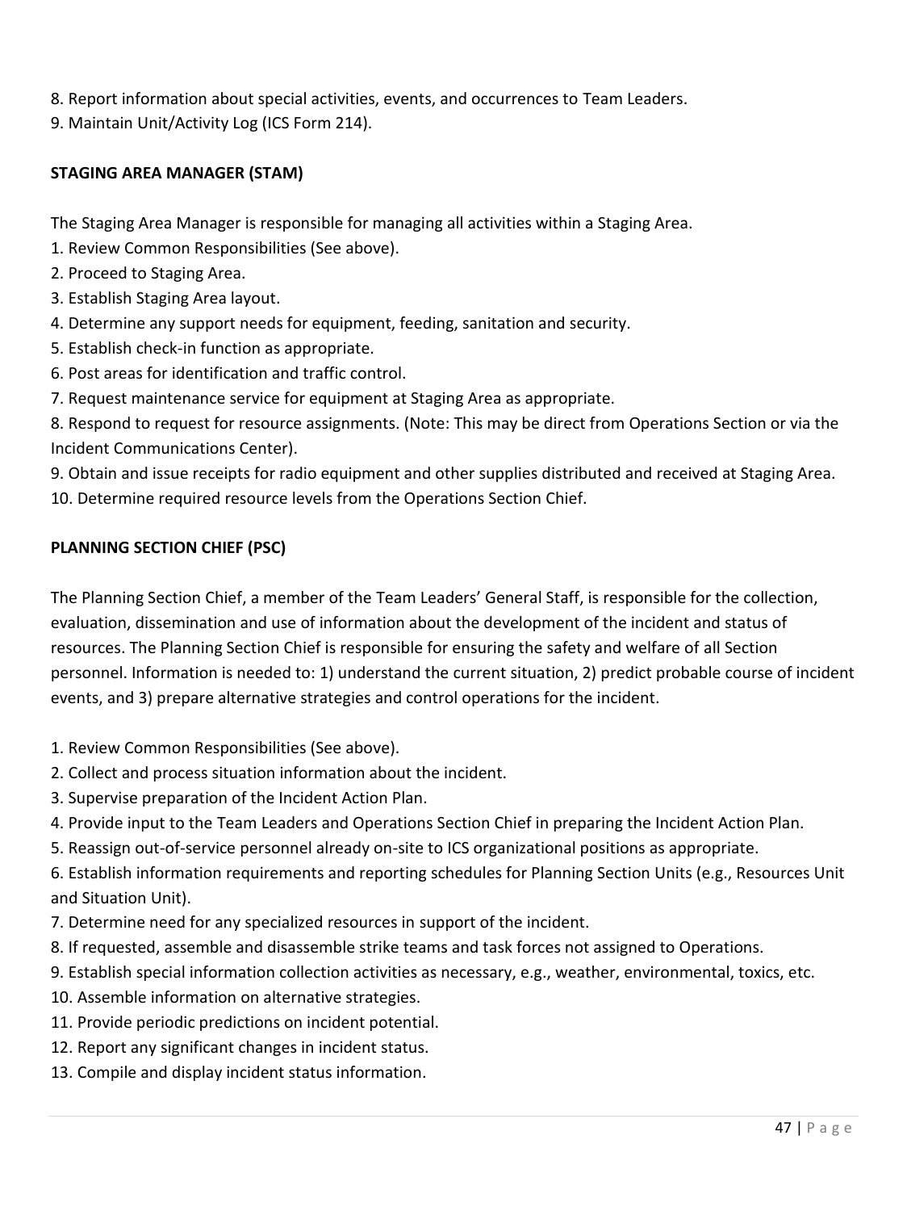8. Report information about special activities, events, and occurrences to Team Leaders.
9. Maintain Unit/Activity Log (ICS Form 214).

**STAGING AREA MANAGER (STAM)**

The Staging Area Manager is responsible for managing all activities within a Staging Area.

1. Review Common Responsibilities (See above).
2. Proceed to Staging Area.
3. Establish Staging Area layout.
4. Determine any support needs for equipment, feeding, sanitation and security.
5. Establish check-in function as appropriate.
6. Post areas for identification and traffic control.
7. Request maintenance service for equipment at Staging Area as appropriate.
8. Respond to request for resource assignments. (Note: This may be direct from Operations Section or via the Incident Communications Center).
9. Obtain and issue receipts for radio equipment and other supplies distributed and received at Staging Area.
10. Determine required resource levels from the Operations Section Chief.

**PLANNING SECTION CHIEF (PSC)**

The Planning Section Chief, a member of the Team Leaders' General Staff, is responsible for the collection, evaluation, dissemination and use of information about the development of the incident and status of resources. The Planning Section Chief is responsible for ensuring the safety and welfare of all Section personnel. Information is needed to: 1) understand the current situation, 2) predict probable course of incident events, and 3) prepare alternative strategies and control operations for the incident.

1. Review Common Responsibilities (See above).
2. Collect and process situation information about the incident.
3. Supervise preparation of the Incident Action Plan.
4. Provide input to the Team Leaders and Operations Section Chief in preparing the Incident Action Plan.
5. Reassign out-of-service personnel already on-site to ICS organizational positions as appropriate.
6. Establish information requirements and reporting schedules for Planning Section Units (e.g., Resources Unit and Situation Unit).
7. Determine need for any specialized resources in support of the incident.
8. If requested, assemble and disassemble strike teams and task forces not assigned to Operations.
9. Establish special information collection activities as necessary, e.g., weather, environmental, toxics, etc.
10. Assemble information on alternative strategies.
11. Provide periodic predictions on incident potential.
12. Report any significant changes in incident status.
13. Compile and display incident status information.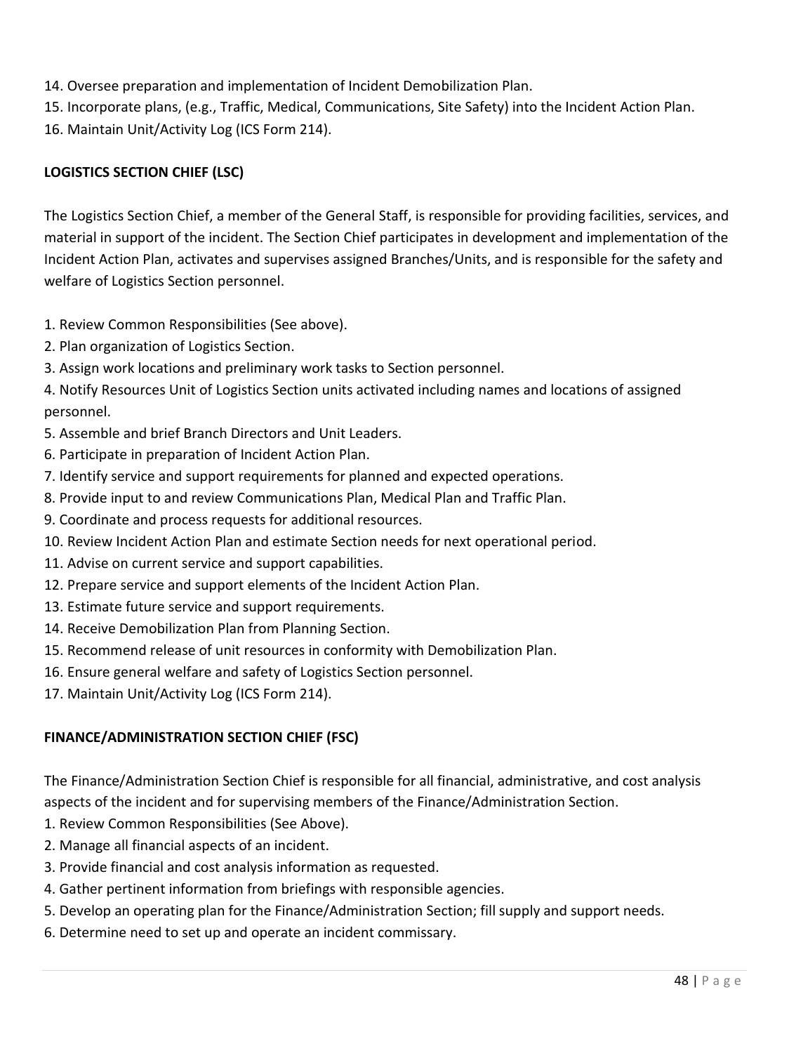14. Oversee preparation and implementation of Incident Demobilization Plan.
15. Incorporate plans, (e.g., Traffic, Medical, Communications, Site Safety) into the Incident Action Plan.
16. Maintain Unit/Activity Log (ICS Form 214).

**LOGISTICS SECTION CHIEF (LSC)**

The Logistics Section Chief, a member of the General Staff, is responsible for providing facilities, services, and material in support of the incident. The Section Chief participates in development and implementation of the Incident Action Plan, activates and supervises assigned Branches/Units, and is responsible for the safety and welfare of Logistics Section personnel.

1. Review Common Responsibilities (See above).
2. Plan organization of Logistics Section.
3. Assign work locations and preliminary work tasks to Section personnel.
4. Notify Resources Unit of Logistics Section units activated including names and locations of assigned personnel.
5. Assemble and brief Branch Directors and Unit Leaders.
6. Participate in preparation of Incident Action Plan.
7. Identify service and support requirements for planned and expected operations.
8. Provide input to and review Communications Plan, Medical Plan and Traffic Plan.
9. Coordinate and process requests for additional resources.
10. Review Incident Action Plan and estimate Section needs for next operational period.
11. Advise on current service and support capabilities.
12. Prepare service and support elements of the Incident Action Plan.
13. Estimate future service and support requirements.
14. Receive Demobilization Plan from Planning Section.
15. Recommend release of unit resources in conformity with Demobilization Plan.
16. Ensure general welfare and safety of Logistics Section personnel.
17. Maintain Unit/Activity Log (ICS Form 214).

**FINANCE/ADMINISTRATION SECTION CHIEF (FSC)**

The Finance/Administration Section Chief is responsible for all financial, administrative, and cost analysis aspects of the incident and for supervising members of the Finance/Administration Section.

1. Review Common Responsibilities (See Above).
2. Manage all financial aspects of an incident.
3. Provide financial and cost analysis information as requested.
4. Gather pertinent information from briefings with responsible agencies.
5. Develop an operating plan for the Finance/Administration Section; fill supply and support needs.
6. Determine need to set up and operate an incident commissary.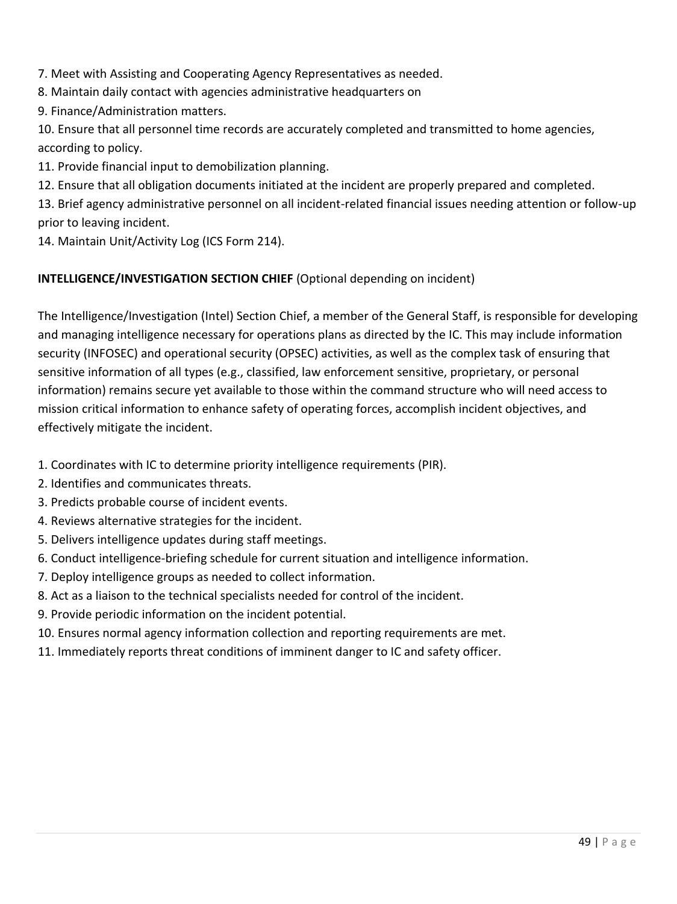7. Meet with Assisting and Cooperating Agency Representatives as needed.
8. Maintain daily contact with agencies administrative headquarters on
9. Finance/Administration matters.
10. Ensure that all personnel time records are accurately completed and transmitted to home agencies, according to policy.
11. Provide financial input to demobilization planning.
12. Ensure that all obligation documents initiated at the incident are properly prepared and completed.
13. Brief agency administrative personnel on all incident-related financial issues needing attention or follow-up prior to leaving incident.
14. Maintain Unit/Activity Log (ICS Form 214).

**INTELLIGENCE/INVESTIGATION SECTION CHIEF** (Optional depending on incident)

The Intelligence/Investigation (Intel) Section Chief, a member of the General Staff, is responsible for developing and managing intelligence necessary for operations plans as directed by the IC. This may include information security (INFOSEC) and operational security (OPSEC) activities, as well as the complex task of ensuring that sensitive information of all types (e.g., classified, law enforcement sensitive, proprietary, or personal information) remains secure yet available to those within the command structure who will need access to mission critical information to enhance safety of operating forces, accomplish incident objectives, and effectively mitigate the incident.

1. Coordinates with IC to determine priority intelligence requirements (PIR).
2. Identifies and communicates threats.
3. Predicts probable course of incident events.
4. Reviews alternative strategies for the incident.
5. Delivers intelligence updates during staff meetings.
6. Conduct intelligence-briefing schedule for current situation and intelligence information.
7. Deploy intelligence groups as needed to collect information.
8. Act as a liaison to the technical specialists needed for control of the incident.
9. Provide periodic information on the incident potential.
10. Ensures normal agency information collection and reporting requirements are met.
11. Immediately reports threat conditions of imminent danger to IC and safety officer.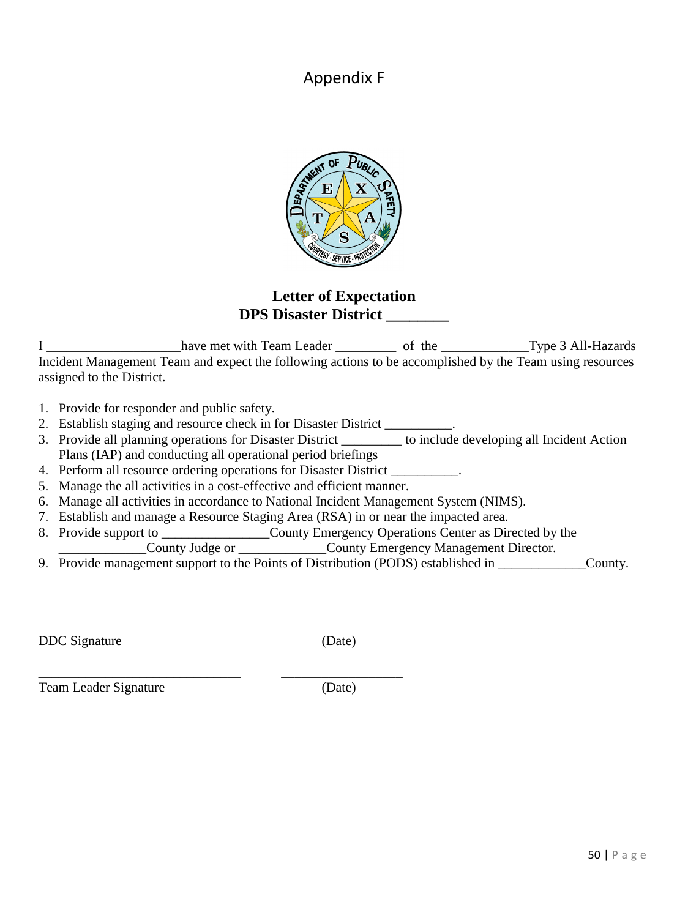# Appendix F

**Letter of Expectation**
**DPS Disaster District ________**

I ____________________have met with Team Leader _________ of the _____________Type 3 All-Hazards Incident Management Team and expect the following actions to be accomplished by the Team using resources assigned to the District.

1. Provide for responder and public safety.
2. Establish staging and resource check in for Disaster District __________.
3. Provide all planning operations for Disaster District _________ to include developing all Incident Action Plans (IAP) and conducting all operational period briefings
4. Perform all resource ordering operations for Disaster District __________.
5. Manage the all activities in a cost-effective and efficient manner.
6. Manage all activities in accordance to National Incident Management System (NIMS).
7. Establish and manage a Resource Staging Area (RSA) in or near the impacted area.
8. Provide support to ________________County Emergency Operations Center as Directed by the _____________County Judge or _____________County Emergency Management Director.
9. Provide management support to the Points of Distribution (PODS) established in _____________County.

______________________________ __________________

DDC Signature (Date)

______________________________ __________________

Team Leader Signature (Date)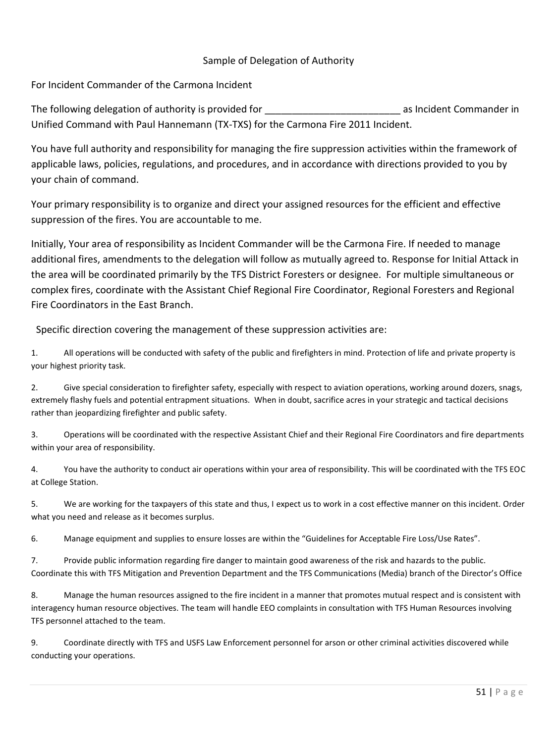Sample of Delegation of Authority

For Incident Commander of the Carmona Incident

The following delegation of authority is provided for ________________________ as Incident Commander in Unified Command with Paul Hannemann (TX-TXS) for the Carmona Fire 2011 Incident.

You have full authority and responsibility for managing the fire suppression activities within the framework of applicable laws, policies, regulations, and procedures, and in accordance with directions provided to you by your chain of command.

Your primary responsibility is to organize and direct your assigned resources for the efficient and effective suppression of the fires. You are accountable to me.

Initially, Your area of responsibility as Incident Commander will be the Carmona Fire. If needed to manage additional fires, amendments to the delegation will follow as mutually agreed to. Response for Initial Attack in the area will be coordinated primarily by the TFS District Foresters or designee. For multiple simultaneous or complex fires, coordinate with the Assistant Chief Regional Fire Coordinator, Regional Foresters and Regional Fire Coordinators in the East Branch.

Specific direction covering the management of these suppression activities are:

1. All operations will be conducted with safety of the public and firefighters in mind. Protection of life and private property is your highest priority task.

2. Give special consideration to firefighter safety, especially with respect to aviation operations, working around dozers, snags, extremely flashy fuels and potential entrapment situations. When in doubt, sacrifice acres in your strategic and tactical decisions rather than jeopardizing firefighter and public safety.

3. Operations will be coordinated with the respective Assistant Chief and their Regional Fire Coordinators and fire departments within your area of responsibility.

4. You have the authority to conduct air operations within your area of responsibility. This will be coordinated with the TFS EOC at College Station.

5. We are working for the taxpayers of this state and thus, I expect us to work in a cost effective manner on this incident. Order what you need and release as it becomes surplus.

6. Manage equipment and supplies to ensure losses are within the "Guidelines for Acceptable Fire Loss/Use Rates".

7. Provide public information regarding fire danger to maintain good awareness of the risk and hazards to the public. Coordinate this with TFS Mitigation and Prevention Department and the TFS Communications (Media) branch of the Director's Office

8. Manage the human resources assigned to the fire incident in a manner that promotes mutual respect and is consistent with interagency human resource objectives. The team will handle EEO complaints in consultation with TFS Human Resources involving TFS personnel attached to the team.

9. Coordinate directly with TFS and USFS Law Enforcement personnel for arson or other criminal activities discovered while conducting your operations.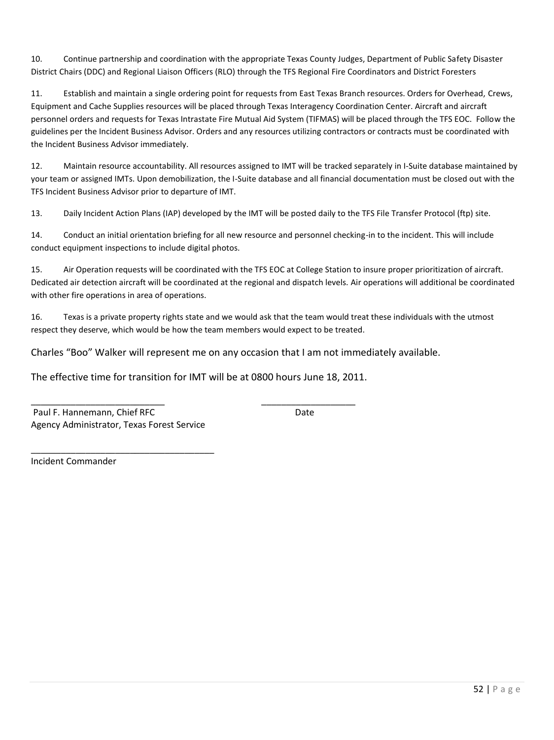10. Continue partnership and coordination with the appropriate Texas County Judges, Department of Public Safety Disaster District Chairs (DDC) and Regional Liaison Officers (RLO) through the TFS Regional Fire Coordinators and District Foresters

11. Establish and maintain a single ordering point for requests from East Texas Branch resources. Orders for Overhead, Crews, Equipment and Cache Supplies resources will be placed through Texas Interagency Coordination Center. Aircraft and aircraft personnel orders and requests for Texas Intrastate Fire Mutual Aid System (TIFMAS) will be placed through the TFS EOC. Follow the guidelines per the Incident Business Advisor. Orders and any resources utilizing contractors or contracts must be coordinated with the Incident Business Advisor immediately.

12. Maintain resource accountability. All resources assigned to IMT will be tracked separately in I-Suite database maintained by your team or assigned IMTs. Upon demobilization, the I-Suite database and all financial documentation must be closed out with the TFS Incident Business Advisor prior to departure of IMT.

13. Daily Incident Action Plans (IAP) developed by the IMT will be posted daily to the TFS File Transfer Protocol (ftp) site.

14. Conduct an initial orientation briefing for all new resource and personnel checking-in to the incident. This will include conduct equipment inspections to include digital photos.

15. Air Operation requests will be coordinated with the TFS EOC at College Station to insure proper prioritization of aircraft. Dedicated air detection aircraft will be coordinated at the regional and dispatch levels. Air operations will additional be coordinated with other fire operations in area of operations.

16. Texas is a private property rights state and we would ask that the team would treat these individuals with the utmost respect they deserve, which would be how the team members would expect to be treated.

Charles "Boo" Walker will represent me on any occasion that I am not immediately available.

The effective time for transition for IMT will be at 0800 hours June 18, 2011.

\_\_\_\_\_\_\_\_\_\_\_\_\_\_\_\_\_\_\_\_\_\_\_\_\_\_\_ \_\_\_\_\_\_\_\_\_\_\_\_\_\_\_\_\_\_\_\_
Paul F. Hannemann, Chief RFC Date
Agency Administrator, Texas Forest Service

\_\_\_\_\_\_\_\_\_\_\_\_\_\_\_\_\_\_\_\_\_\_\_\_\_\_\_\_\_\_\_\_\_\_\_\_\_\_
Incident Commander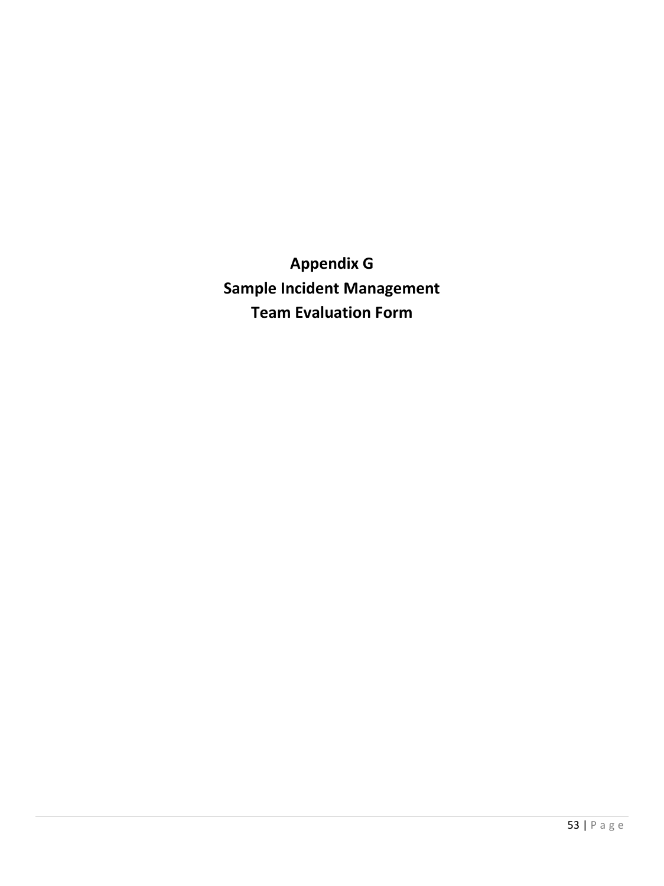# Appendix G
# Sample Incident Management Team Evaluation Form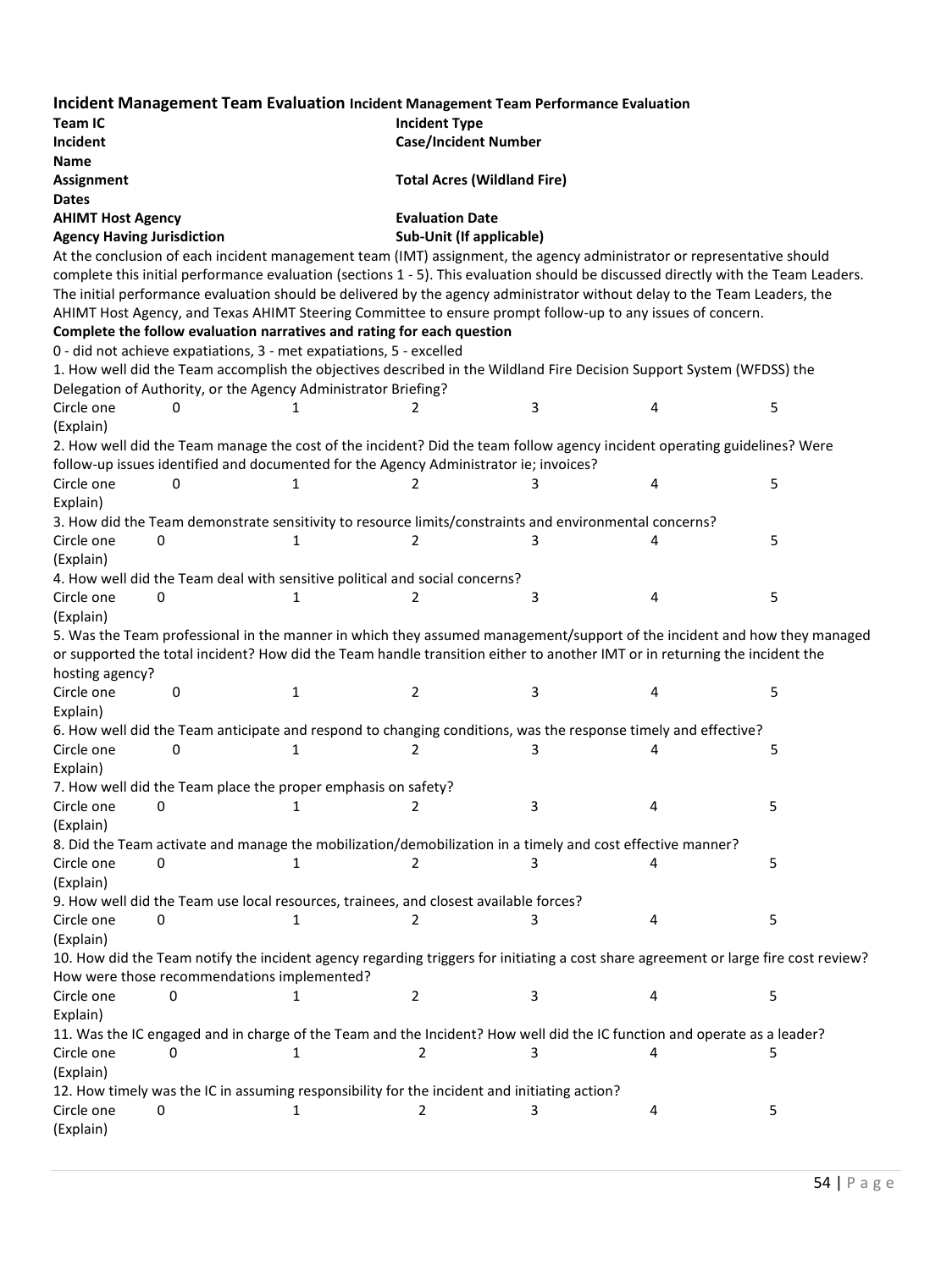**Incident Management Team Evaluation Incident Management Team Performance Evaluation**

**Team IC** | **Incident Type**
**Incident Name** | **Case/Incident Number**
**Assignment Dates** | **Total Acres (Wildland Fire)**
**AHIMT Host Agency** | **Evaluation Date**
**Agency Having Jurisdiction** | **Sub-Unit (If applicable)**

At the conclusion of each incident management team (IMT) assignment, the agency administrator or representative should complete this initial performance evaluation (sections 1 - 5). This evaluation should be discussed directly with the Team Leaders. The initial performance evaluation should be delivered by the agency administrator without delay to the Team Leaders, the AHIMT Host Agency, and Texas AHIMT Steering Committee to ensure prompt follow-up to any issues of concern.

**Complete the follow evaluation narratives and rating for each question**

0 - did not achieve expatiations, 3 - met expatiations, 5 - excelled

1. How well did the Team accomplish the objectives described in the Wildland Fire Decision Support System (WFDSS) the Delegation of Authority, or the Agency Administrator Briefing?

Circle one 0 1 2 3 4 5
(Explain)

2. How well did the Team manage the cost of the incident? Did the team follow agency incident operating guidelines? Were follow-up issues identified and documented for the Agency Administrator ie; invoices?

Circle one 0 1 2 3 4 5
Explain)

3. How did the Team demonstrate sensitivity to resource limits/constraints and environmental concerns?

Circle one 0 1 2 3 4 5
(Explain)

4. How well did the Team deal with sensitive political and social concerns?

Circle one 0 1 2 3 4 5
(Explain)

5. Was the Team professional in the manner in which they assumed management/support of the incident and how they managed or supported the total incident? How did the Team handle transition either to another IMT or in returning the incident the hosting agency?

Circle one 0 1 2 3 4 5
Explain)

6. How well did the Team anticipate and respond to changing conditions, was the response timely and effective?

Circle one 0 1 2 3 4 5
Explain)

7. How well did the Team place the proper emphasis on safety?

Circle one 0 1 2 3 4 5
(Explain)

8. Did the Team activate and manage the mobilization/demobilization in a timely and cost effective manner?

Circle one 0 1 2 3 4 5
(Explain)

9. How well did the Team use local resources, trainees, and closest available forces?

Circle one 0 1 2 3 4 5
(Explain)

10. How did the Team notify the incident agency regarding triggers for initiating a cost share agreement or large fire cost review? How were those recommendations implemented?

Circle one 0 1 2 3 4 5
Explain)

11. Was the IC engaged and in charge of the Team and the Incident? How well did the IC function and operate as a leader?

Circle one 0 1 2 3 4 5
(Explain)

12. How timely was the IC in assuming responsibility for the incident and initiating action?

Circle one 0 1 2 3 4 5
(Explain)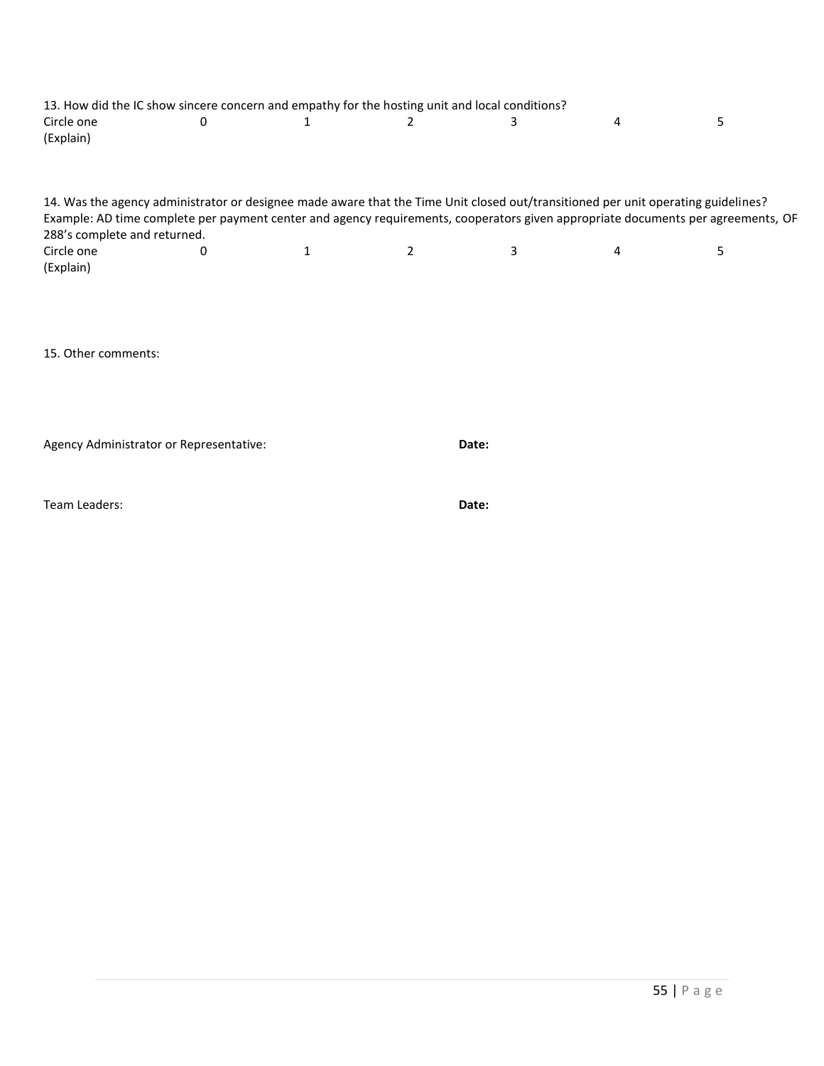13. How did the IC show sincere concern and empathy for the hosting unit and local conditions?

| Circle one | 0 | 1 | 2 | 3 | 4 | 5 |
|---|---|---|---|---|---|---|

(Explain)

14. Was the agency administrator or designee made aware that the Time Unit closed out/transitioned per unit operating guidelines? Example: AD time complete per payment center and agency requirements, cooperators given appropriate documents per agreements, OF 288's complete and returned.

| Circle one | 0 | 1 | 2 | 3 | 4 | 5 |
|---|---|---|---|---|---|---|

(Explain)

15. Other comments:

Agency Administrator or Representative: **Date:**

Team Leaders: **Date:**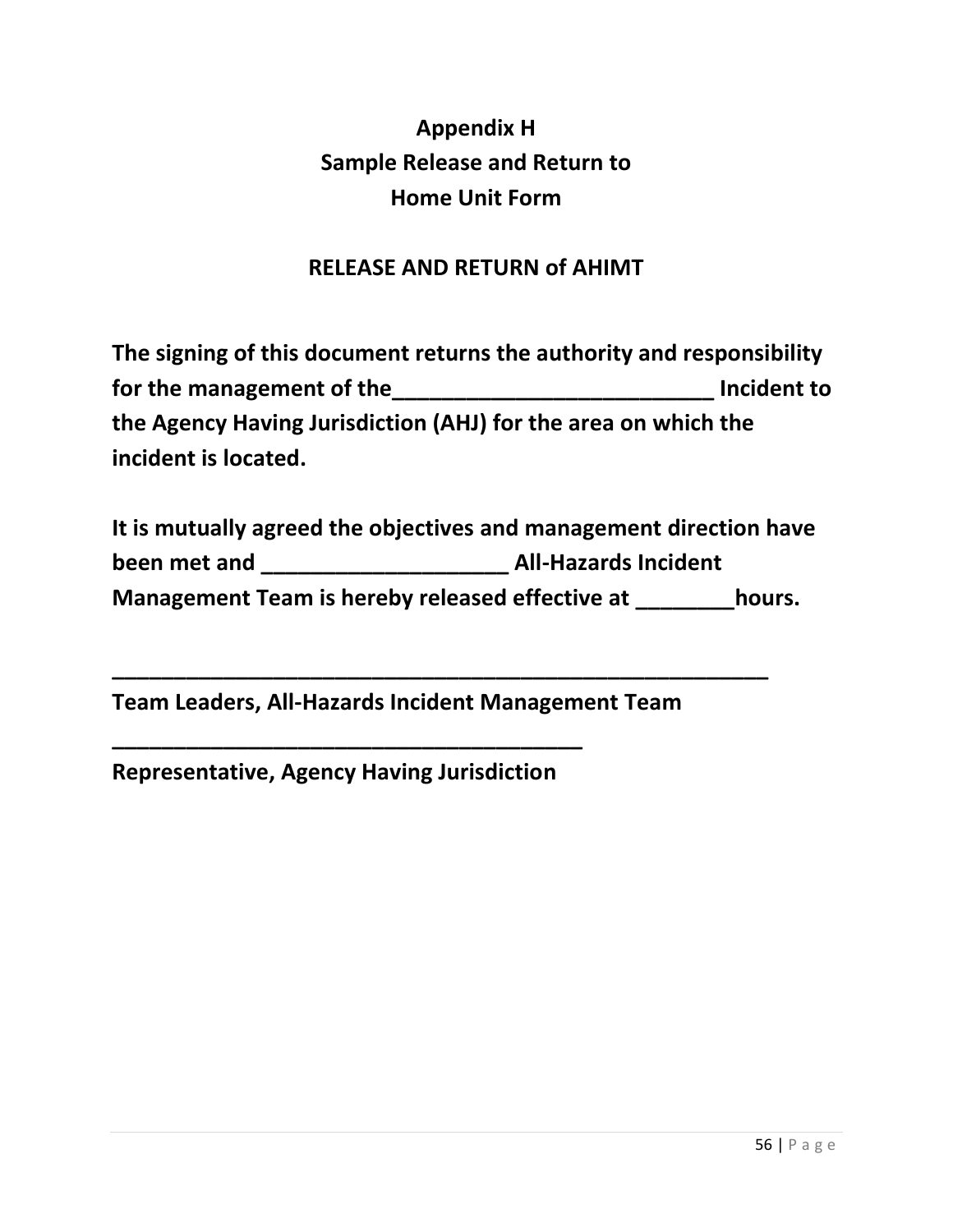# Appendix H
# Sample Release and Return to Home Unit Form

## RELEASE AND RETURN of AHIMT

**The signing of this document returns the authority and responsibility for the management of the__________________________ Incident to the Agency Having Jurisdiction (AHJ) for the area on which the incident is located.**

**It is mutually agreed the objectives and management direction have been met and ____________________ All-Hazards Incident Management Team is hereby released effective at ________hours.**

**________________________________________________________**

**Team Leaders, All-Hazards Incident Management Team**

**________________________________________**

**Representative, Agency Having Jurisdiction**